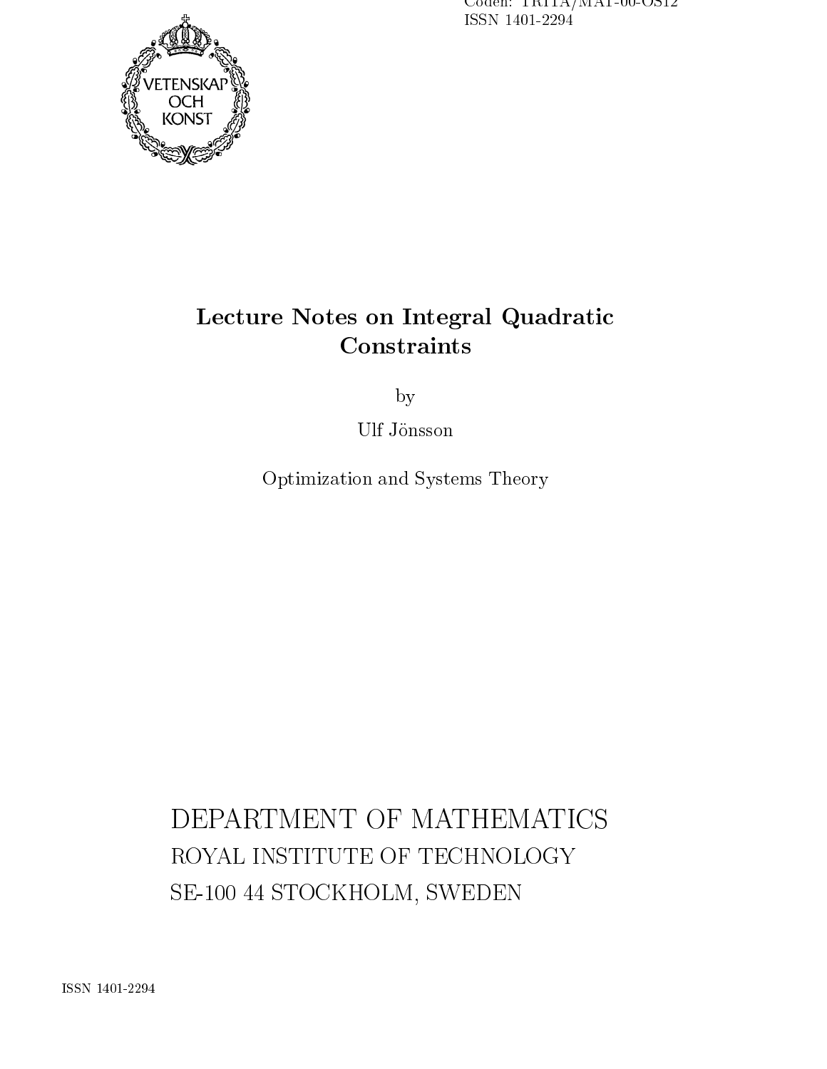Coden: TRITA/MAT-00-OS12
ISSN 1401-2294

VETENSKAP OCH KONST

# Lecture Notes on Integral Quadratic Constraints

by

Ulf Jönsson

Optimization and Systems Theory

DEPARTMENT OF MATHEMATICS
ROYAL INSTITUTE OF TECHNOLOGY
SE-100 44 STOCKHOLM, SWEDEN

ISSN 1401-2294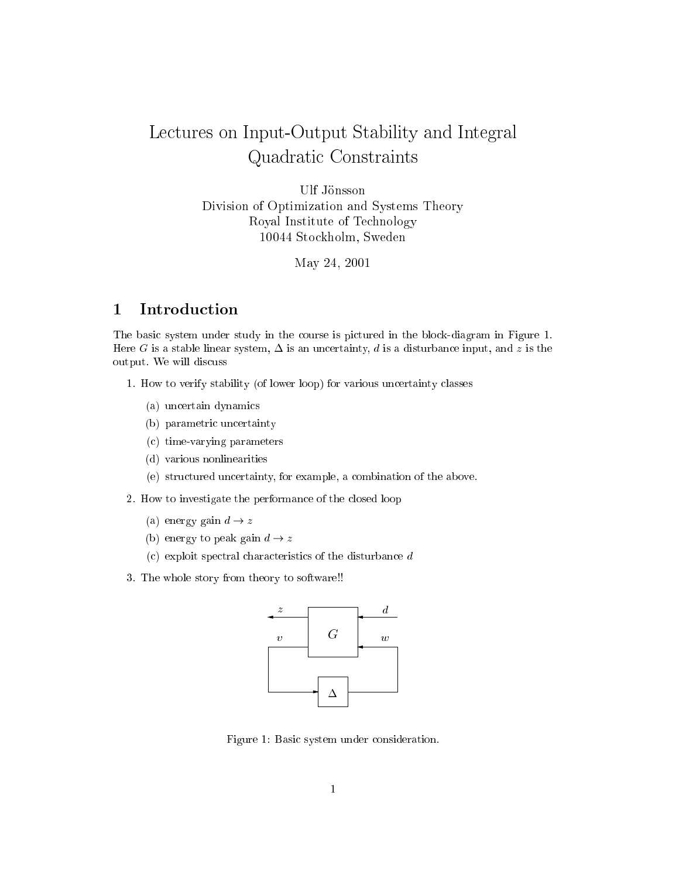# Lectures on Input-Output Stability and Integral Quadratic Constraints

Ulf Jönsson
Division of Optimization and Systems Theory
Royal Institute of Technology
10044 Stockholm, Sweden

May 24, 2001

## 1 Introduction

The basic system under study in the course is pictured in the block-diagram in Figure 1. Here $G$ is a stable linear system, $\Delta$ is an uncertainty, $d$ is a disturbance input, and $z$ is the output. We will discuss

1. How to verify stability (of lower loop) for various uncertainty classes
   - (a) uncertain dynamics
   - (b) parametric uncertainty
   - (c) time-varying parameters
   - (d) various nonlinearities
   - (e) structured uncertainty, for example, a combination of the above.
2. How to investigate the performance of the closed loop
   - (a) energy gain $d \to z$
   - (b) energy to peak gain $d \to z$
   - (c) exploit spectral characteristics of the disturbance $d$
3. The whole story from theory to software!!

Figure 1: Basic system under consideration.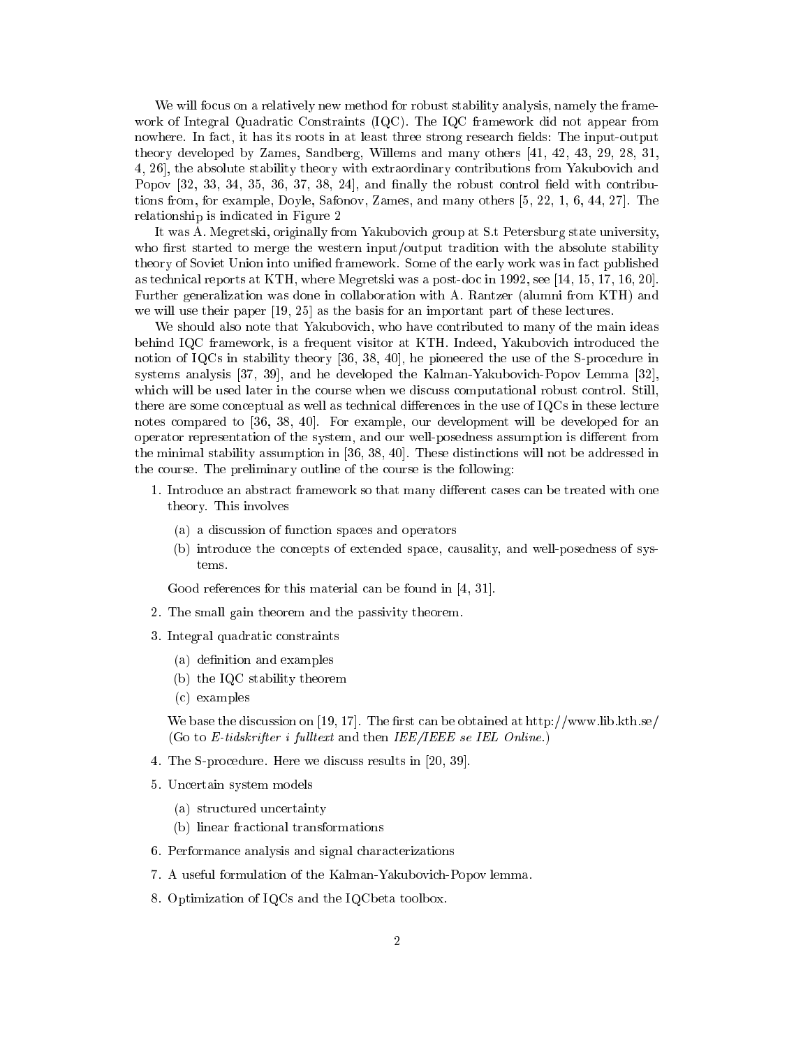We will focus on a relatively new method for robust stability analysis, namely the framework of Integral Quadratic Constraints (IQC). The IQC framework did not appear from nowhere. In fact, it has its roots in at least three strong research fields: The input-output theory developed by Zames, Sandberg, Willems and many others [41, 42, 43, 29, 28, 31, 4, 26], the absolute stability theory with extraordinary contributions from Yakubovich and Popov [32, 33, 34, 35, 36, 37, 38, 24], and finally the robust control field with contributions from, for example, Doyle, Safonov, Zames, and many others [5, 22, 1, 6, 44, 27]. The relationship is indicated in Figure 2

It was A. Megretski, originally from Yakubovich group at S.t Petersburg state university, who first started to merge the western input/output tradition with the absolute stability theory of Soviet Union into unified framework. Some of the early work was in fact published as technical reports at KTH, where Megretski was a post-doc in 1992, see [14, 15, 17, 16, 20]. Further generalization was done in collaboration with A. Rantzer (alumni from KTH) and we will use their paper [19, 25] as the basis for an important part of these lectures.

We should also note that Yakubovich, who have contributed to many of the main ideas behind IQC framework, is a frequent visitor at KTH. Indeed, Yakubovich introduced the notion of IQCs in stability theory [36, 38, 40], he pioneered the use of the S-procedure in systems analysis [37, 39], and he developed the Kalman-Yakubovich-Popov Lemma [32], which will be used later in the course when we discuss computational robust control. Still, there are some conceptual as well as technical differences in the use of IQCs in these lecture notes compared to [36, 38, 40]. For example, our development will be developed for an operator representation of the system, and our well-posedness assumption is different from the minimal stability assumption in [36, 38, 40]. These distinctions will not be addressed in the course. The preliminary outline of the course is the following:

1. Introduce an abstract framework so that many different cases can be treated with one theory. This involves

   (a) a discussion of function spaces and operators

   (b) introduce the concepts of extended space, causality, and well-posedness of systems.

   Good references for this material can be found in [4, 31].

2. The small gain theorem and the passivity theorem.

3. Integral quadratic constraints

   (a) definition and examples

   (b) the IQC stability theorem

   (c) examples

   We base the discussion on [19, 17]. The first can be obtained at http://www.lib.kth.se/ (Go to *E-tidskrifter i fulltext* and then *IEE/IEEE se IEL Online*.)

4. The S-procedure. Here we discuss results in [20, 39].

5. Uncertain system models

   (a) structured uncertainty

   (b) linear fractional transformations

6. Performance analysis and signal characterizations

7. A useful formulation of the Kalman-Yakubovich-Popov lemma.

8. Optimization of IQCs and the IQCbeta toolbox.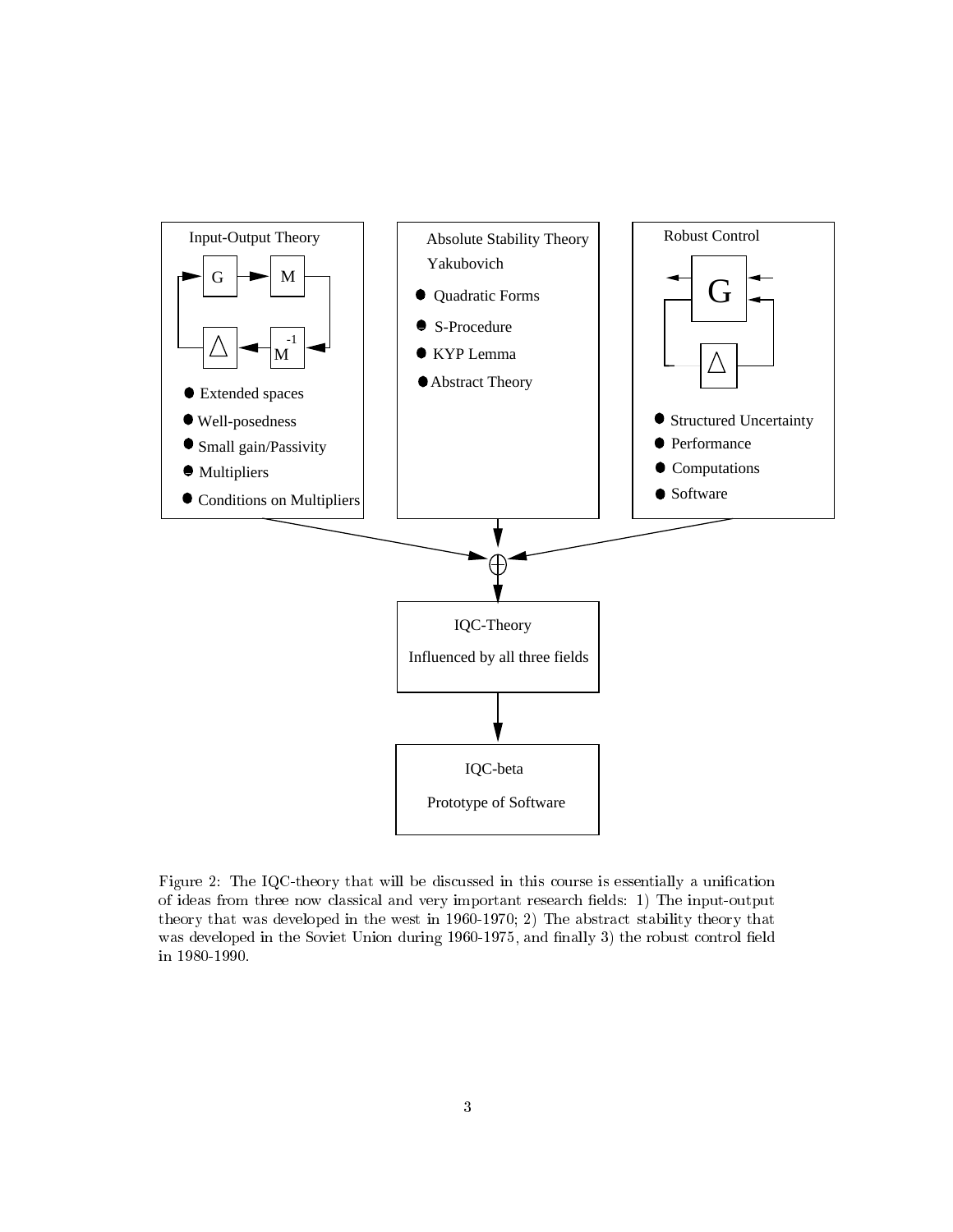Input-Output Theory

- Extended spaces
- Well-posedness
- Small gain/Passivity
- Multipliers
- Conditions on Multipliers

Absolute Stability Theory
Yakubovich

- Quadratic Forms
- S-Procedure
- KYP Lemma
- Abstract Theory

Robust Control

- Structured Uncertainty
- Performance
- Computations
- Software

IQC-Theory

Influenced by all three fields

IQC-beta

Prototype of Software

Figure 2: The IQC-theory that will be discussed in this course is essentially a unification of ideas from three now classical and very important research fields: 1) The input-output theory that was developed in the west in 1960-1970; 2) The abstract stability theory that was developed in the Soviet Union during 1960-1975, and finally 3) the robust control field in 1980-1990.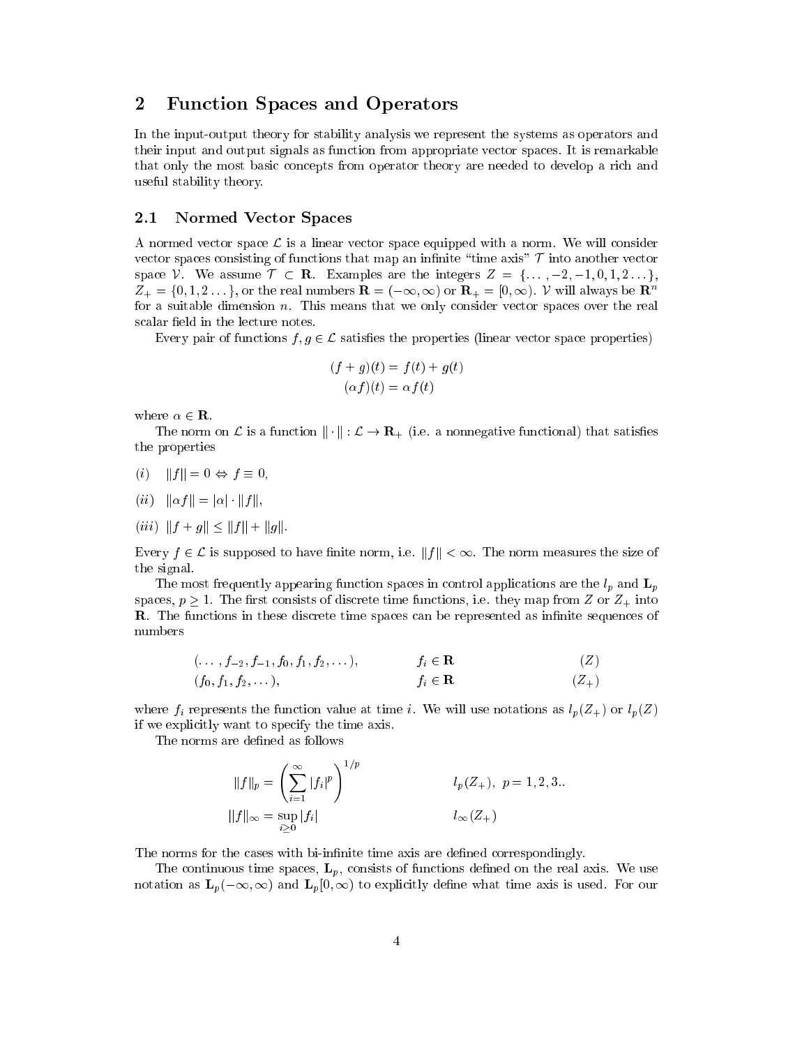## 2 Function Spaces and Operators

In the input-output theory for stability analysis we represent the systems as operators and their input and output signals as function from appropriate vector spaces. It is remarkable that only the most basic concepts from operator theory are needed to develop a rich and useful stability theory.

### 2.1 Normed Vector Spaces

A normed vector space $\mathcal{L}$ is a linear vector space equipped with a norm. We will consider vector spaces consisting of functions that map an infinite "time axis" $\mathcal{T}$ into another vector space $\mathcal{V}$. We assume $\mathcal{T} \subset \mathbf{R}$. Examples are the integers $Z = \{\ldots, -2, -1, 0, 1, 2 \ldots\}$, $Z_+ = \{0, 1, 2 \ldots\}$, or the real numbers $\mathbf{R} = (-\infty, \infty)$ or $\mathbf{R}_+ = [0, \infty)$. $\mathcal{V}$ will always be $\mathbf{R}^n$ for a suitable dimension $n$. This means that we only consider vector spaces over the real scalar field in the lecture notes.

Every pair of functions $f, g \in \mathcal{L}$ satisfies the properties (linear vector space properties)

$$
\begin{aligned}
(f+g)(t) &= f(t) + g(t) \\
(\alpha f)(t) &= \alpha f(t)
\end{aligned}
$$

where $\alpha \in \mathbf{R}$.

The norm on $\mathcal{L}$ is a function $\|\cdot\| : \mathcal{L} \to \mathbf{R}_+$ (i.e. a nonnegative functional) that satisfies the properties

$(i)$ $\quad \|f\| = 0 \Leftrightarrow f \equiv 0$,

$(ii)$ $\quad \|\alpha f\| = |\alpha| \cdot \|f\|$,

$(iii)$ $\quad \|f + g\| \leq \|f\| + \|g\|$.

Every $f \in \mathcal{L}$ is supposed to have finite norm, i.e. $\|f\| < \infty$. The norm measures the size of the signal.

The most frequently appearing function spaces in control applications are the $l_p$ and $\mathbf{L}_p$ spaces, $p \geq 1$. The first consists of discrete time functions, i.e. they map from $Z$ or $Z_+$ into $\mathbf{R}$. The functions in these discrete time spaces can be represented as infinite sequences of numbers

$$
\begin{array}{lll}
(\ldots, f_{-2}, f_{-1}, f_0, f_1, f_2, \ldots), & f_i \in \mathbf{R} & (Z) \\
(f_0, f_1, f_2, \ldots), & f_i \in \mathbf{R} & (Z_+)
\end{array}
$$

where $f_i$ represents the function value at time $i$. We will use notations as $l_p(Z_+)$ or $l_p(Z)$ if we explicitly want to specify the time axis.

The norms are defined as follows

$$
\begin{array}{ll}
\|f\|_p = \left( \sum_{i=1}^{\infty} |f_i|^p \right)^{1/p} & l_p(Z_+), \ p = 1, 2, 3.. \\
\|f\|_\infty = \sup_{i \geq 0} |f_i| & l_\infty(Z_+)
\end{array}
$$

The norms for the cases with bi-infinite time axis are defined correspondingly.

The continuous time spaces, $\mathbf{L}_p$, consists of functions defined on the real axis. We use notation as $\mathbf{L}_p(-\infty, \infty)$ and $\mathbf{L}_p[0, \infty)$ to explicitly define what time axis is used. For our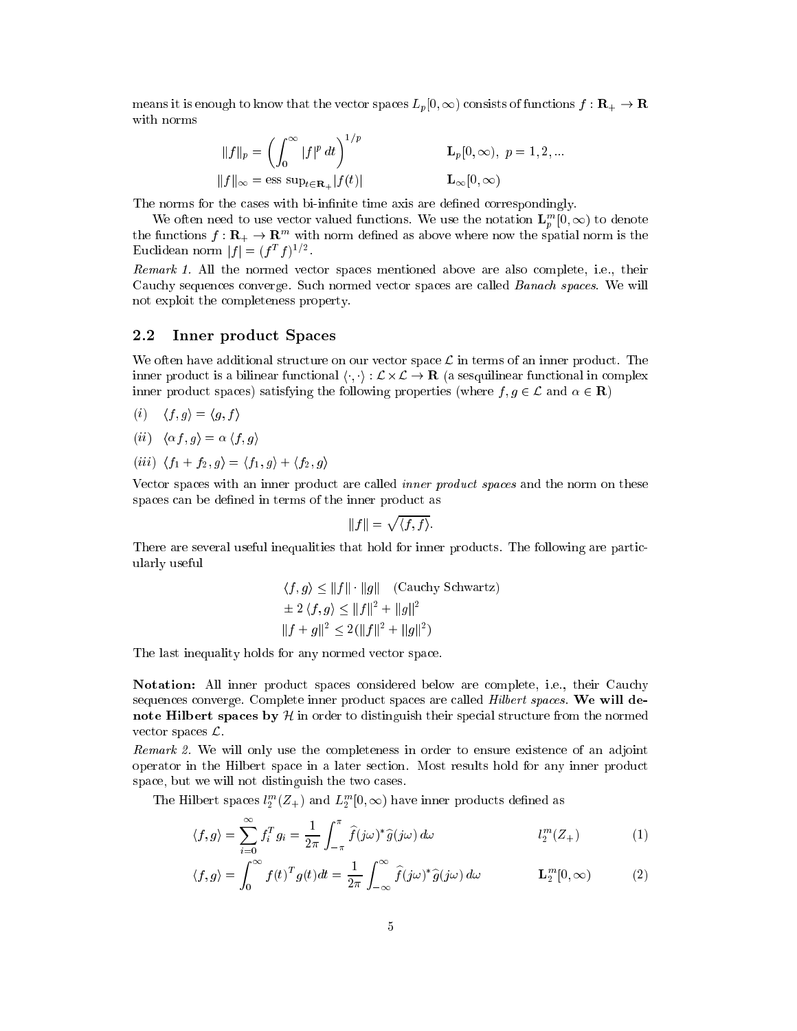means it is enough to know that the vector spaces $L_p[0,\infty)$ consists of functions $f : \mathbf{R}_+ \to \mathbf{R}$ with norms

$$\|f\|_p = \left(\int_0^\infty |f|^p \, dt\right)^{1/p} \qquad\qquad \mathbf{L}_p[0,\infty), \; p = 1, 2, ...$$

$$\|f\|_\infty = \text{ess sup}_{t\in\mathbf{R}_+}|f(t)| \qquad\qquad \mathbf{L}_\infty[0,\infty)$$

The norms for the cases with bi-infinite time axis are defined correspondingly.

We often need to use vector valued functions. We use the notation $\mathbf{L}_p^m[0,\infty)$ to denote the functions $f : \mathbf{R}_+ \to \mathbf{R}^m$ with norm defined as above where now the spatial norm is the Euclidean norm $|f| = (f^T f)^{1/2}$.

*Remark 1.* All the normed vector spaces mentioned above are also complete, i.e., their Cauchy sequences converge. Such normed vector spaces are called *Banach spaces*. We will not exploit the completeness property.

## 2.2 Inner product Spaces

We often have additional structure on our vector space $\mathcal{L}$ in terms of an inner product. The inner product is a bilinear functional $\langle \cdot, \cdot \rangle : \mathcal{L} \times \mathcal{L} \to \mathbf{R}$ (a sesquilinear functional in complex inner product spaces) satisfying the following properties (where $f, g \in \mathcal{L}$ and $\alpha \in \mathbf{R}$)

$(i)$ $\quad \langle f, g\rangle = \langle g, f\rangle$

$(ii)$ $\quad \langle \alpha f, g\rangle = \alpha \langle f, g\rangle$

$(iii)$ $\langle f_1 + f_2, g\rangle = \langle f_1, g\rangle + \langle f_2, g\rangle$

Vector spaces with an inner product are called *inner product spaces* and the norm on these spaces can be defined in terms of the inner product as

$$\|f\| = \sqrt{\langle f, f\rangle}.$$

There are several useful inequalities that hold for inner products. The following are particularly useful

$$\langle f, g\rangle \le \|f\| \cdot \|g\| \quad \text{(Cauchy Schwartz)}$$

$$\pm\, 2\langle f, g\rangle \le \|f\|^2 + \|g\|^2$$

$$\|f + g\|^2 \le 2(\|f\|^2 + \|g\|^2)$$

The last inequality holds for any normed vector space.

**Notation:** All inner product spaces considered below are complete, i.e., their Cauchy sequences converge. Complete inner product spaces are called *Hilbert spaces*. **We will denote Hilbert spaces by** $\mathcal{H}$ in order to distinguish their special structure from the normed vector spaces $\mathcal{L}$.

*Remark 2.* We will only use the completeness in order to ensure existence of an adjoint operator in the Hilbert space in a later section. Most results hold for any inner product space, but we will not distinguish the two cases.

The Hilbert spaces $l_2^m(Z_+)$ and $L_2^m[0,\infty)$ have inner products defined as

$$\langle f, g\rangle = \sum_{i=0}^{\infty} f_i^T g_i = \frac{1}{2\pi}\int_{-\pi}^{\pi} \widehat{f}(j\omega)^* \widehat{g}(j\omega)\, d\omega \qquad\qquad l_2^m(Z_+) \tag{1}$$

$$\langle f, g\rangle = \int_0^\infty f(t)^T g(t) dt = \frac{1}{2\pi}\int_{-\infty}^{\infty} \widehat{f}(j\omega)^* \widehat{g}(j\omega)\, d\omega \qquad\qquad \mathbf{L}_2^m[0,\infty) \tag{2}$$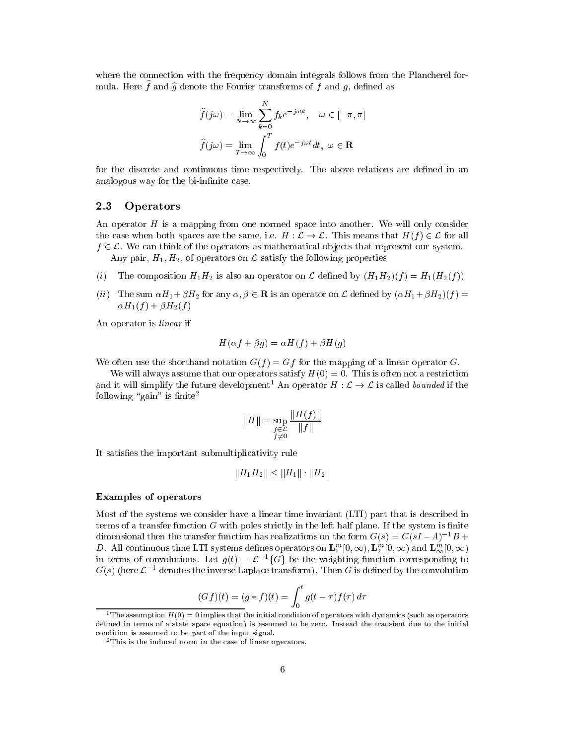where the connection with the frequency domain integrals follows from the Plancherel formula. Here $\widehat{f}$ and $\widehat{g}$ denote the Fourier transforms of $f$ and $g$, defined as

$$\widehat{f}(j\omega) = \lim_{N\to\infty} \sum_{k=0}^{N} f_k e^{-j\omega k}, \quad \omega \in [-\pi, \pi]$$

$$\widehat{f}(j\omega) = \lim_{T\to\infty} \int_0^T f(t) e^{-j\omega t} dt, \ \omega \in \mathbf{R}$$

for the discrete and continuous time respectively. The above relations are defined in an analogous way for the bi-infinite case.

## 2.3 Operators

An operator $H$ is a mapping from one normed space into another. We will only consider the case when both spaces are the same, i.e. $H : \mathcal{L} \to \mathcal{L}$. This means that $H(f) \in \mathcal{L}$ for all $f \in \mathcal{L}$. We can think of the operators as mathematical objects that represent our system.

Any pair, $H_1, H_2$, of operators on $\mathcal{L}$ satisfy the following properties

(*i*) The composition $H_1 H_2$ is also an operator on $\mathcal{L}$ defined by $(H_1 H_2)(f) = H_1(H_2(f))$

(*ii*) The sum $\alpha H_1 + \beta H_2$ for any $\alpha, \beta \in \mathbf{R}$ is an operator on $\mathcal{L}$ defined by $(\alpha H_1 + \beta H_2)(f) = \alpha H_1(f) + \beta H_2(f)$

An operator is *linear* if

$$H(\alpha f + \beta g) = \alpha H(f) + \beta H(g)$$

We often use the shorthand notation $G(f) = Gf$ for the mapping of a linear operator $G$.

We will always assume that our operators satisfy $H(0) = 0$. This is often not a restriction and it will simplify the future development[1] An operator $H : \mathcal{L} \to \mathcal{L}$ is called *bounded* if the following "gain" is finite[2]

$$\|H\| = \sup_{\substack{f \in \mathcal{L} \\ f \neq 0}} \frac{\|H(f)\|}{\|f\|}$$

It satisfies the important submultiplicativity rule

$$\|H_1 H_2\| \leq \|H_1\| \cdot \|H_2\|$$

**Examples of operators**

Most of the systems we consider have a linear time invariant (LTI) part that is described in terms of a transfer function $G$ with poles strictly in the left half plane. If the system is finite dimensional then the transfer function has realizations on the form $G(s) = C(sI - A)^{-1}B + D$. All continuous time LTI systems defines operators on $\mathbf{L}_1^m[0,\infty)$, $\mathbf{L}_2^m[0,\infty)$ and $\mathbf{L}_\infty^m[0,\infty)$ in terms of convolutions. Let $g(t) = \mathcal{L}^{-1}\{G\}$ be the weighting function corresponding to $G(s)$ (here $\mathcal{L}^{-1}$ denotes the inverse Laplace transform). Then $G$ is defined by the convolution

$$(Gf)(t) = (g * f)(t) = \int_0^t g(t-\tau) f(\tau)\, d\tau$$

[1] The assumption $H(0) = 0$ implies that the initial condition of operators with dynamics (such as operators defined in terms of a state space equation) is assumed to be zero. Instead the transient due to the initial condition is assumed to be part of the input signal.

[2] This is the induced norm in the case of linear operators.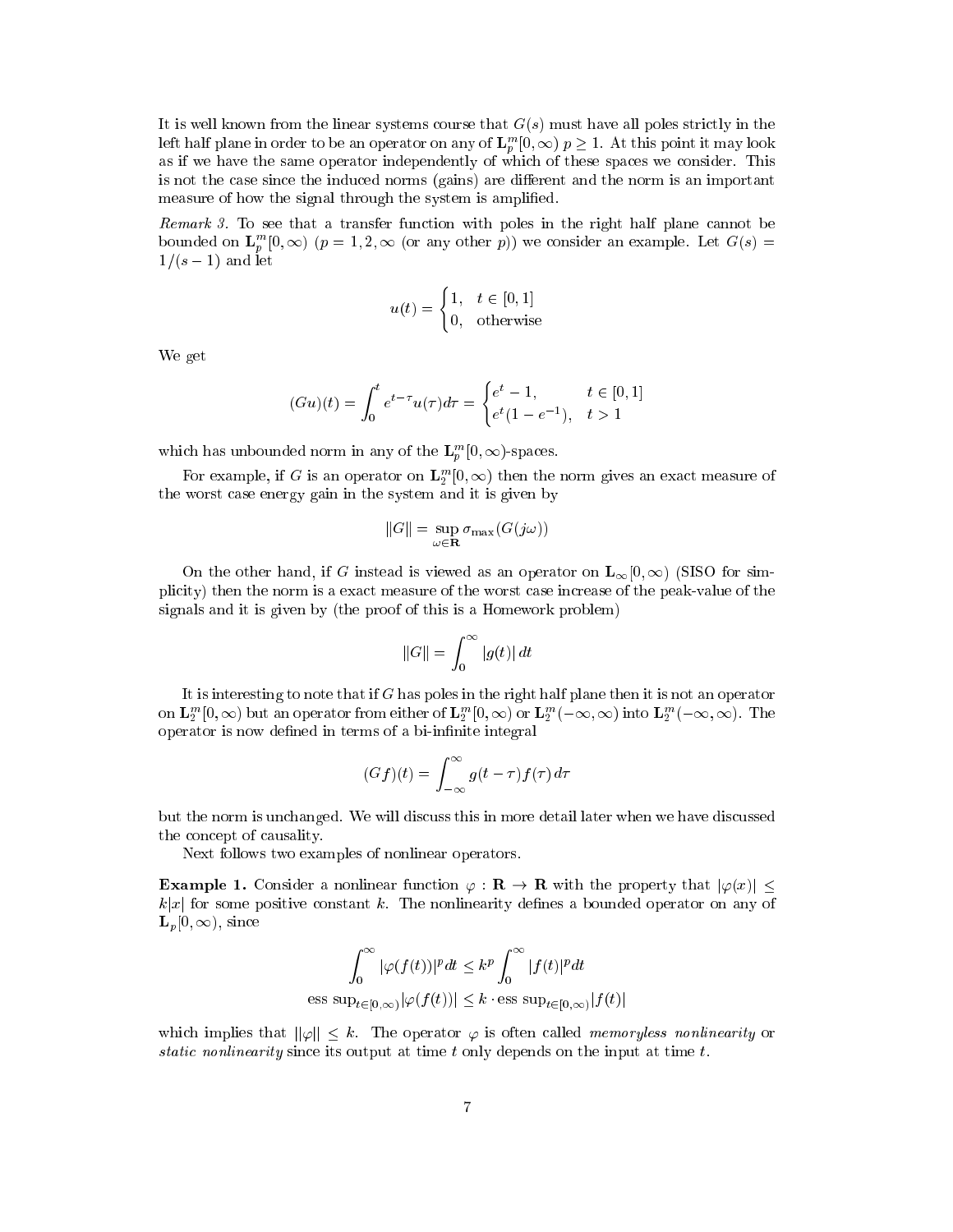It is well known from the linear systems course that $G(s)$ must have all poles strictly in the left half plane in order to be an operator on any of $\mathbf{L}_p^m[0,\infty)$ $p \geq 1$. At this point it may look as if we have the same operator independently of which of these spaces we consider. This is not the case since the induced norms (gains) are different and the norm is an important measure of how the signal through the system is amplified.

*Remark 3.* To see that a transfer function with poles in the right half plane cannot be bounded on $\mathbf{L}_p^m[0,\infty)$ ($p = 1, 2, \infty$ (or any other $p$)) we consider an example. Let $G(s) = 1/(s-1)$ and let

$$u(t) = \begin{cases} 1, & t \in [0,1] \\ 0, & \text{otherwise} \end{cases}$$

We get

$$(Gu)(t) = \int_0^t e^{t-\tau} u(\tau) d\tau = \begin{cases} e^t - 1, & t \in [0,1] \\ e^t(1 - e^{-1}), & t > 1 \end{cases}$$

which has unbounded norm in any of the $\mathbf{L}_p^m[0,\infty)$-spaces.

For example, if $G$ is an operator on $\mathbf{L}_2^m[0,\infty)$ then the norm gives an exact measure of the worst case energy gain in the system and it is given by

$$\|G\| = \sup_{\omega \in \mathbf{R}} \sigma_{\max}(G(j\omega))$$

On the other hand, if $G$ instead is viewed as an operator on $\mathbf{L}_\infty[0,\infty)$ (SISO for simplicity) then the norm is a exact measure of the worst case increase of the peak-value of the signals and it is given by (the proof of this is a Homework problem)

$$\|G\| = \int_0^\infty |g(t)|\, dt$$

It is interesting to note that if $G$ has poles in the right half plane then it is not an operator on $\mathbf{L}_2^m[0,\infty)$ but an operator from either of $\mathbf{L}_2^m[0,\infty)$ or $\mathbf{L}_2^m(-\infty,\infty)$ into $\mathbf{L}_2^m(-\infty,\infty)$. The operator is now defined in terms of a bi-infinite integral

$$(Gf)(t) = \int_{-\infty}^{\infty} g(t-\tau) f(\tau)\, d\tau$$

but the norm is unchanged. We will discuss this in more detail later when we have discussed the concept of causality.

Next follows two examples of nonlinear operators.

**Example 1.** Consider a nonlinear function $\varphi : \mathbf{R} \to \mathbf{R}$ with the property that $|\varphi(x)| \leq k|x|$ for some positive constant $k$. The nonlinearity defines a bounded operator on any of $\mathbf{L}_p[0,\infty)$, since

$$\int_0^\infty |\varphi(f(t))|^p dt \leq k^p \int_0^\infty |f(t)|^p dt$$

$$\text{ess sup}_{t\in[0,\infty)} |\varphi(f(t))| \leq k \cdot \text{ess sup}_{t\in[0,\infty)} |f(t)|$$

which implies that $\|\varphi\| \leq k$. The operator $\varphi$ is often called *memoryless nonlinearity* or *static nonlinearity* since its output at time $t$ only depends on the input at time $t$.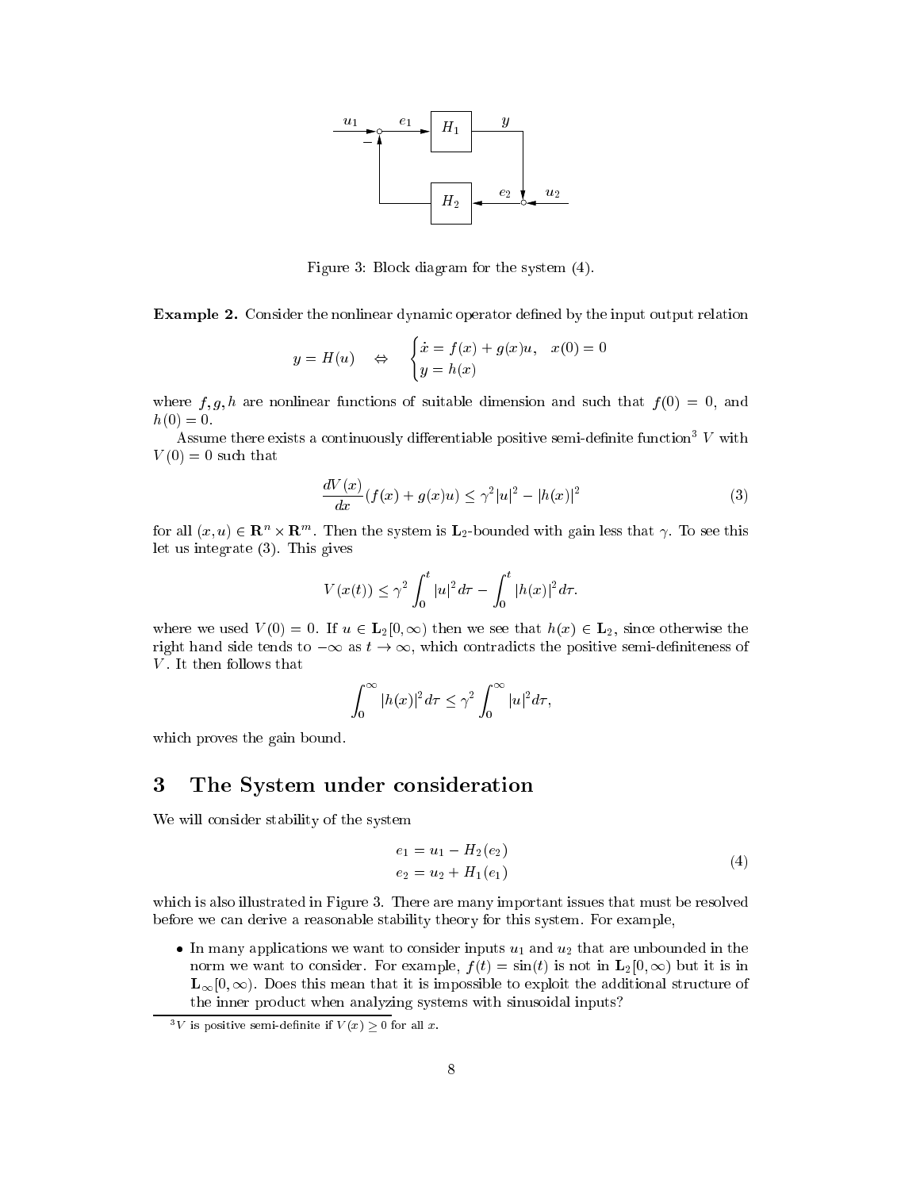Figure 3: Block diagram for the system (4).

**Example 2.** Consider the nonlinear dynamic operator defined by the input output relation

$$y = H(u) \quad \Leftrightarrow \quad \begin{cases} \dot{x} = f(x) + g(x)u, \quad x(0) = 0 \\ y = h(x) \end{cases}$$

where $f, g, h$ are nonlinear functions of suitable dimension and such that $f(0) = 0$, and $h(0) = 0$.

Assume there exists a continuously differentiable positive semi-definite function[3] $V$ with $V(0) = 0$ such that

$$\frac{dV(x)}{dx}(f(x) + g(x)u) \leq \gamma^2 |u|^2 - |h(x)|^2 \tag{3}$$

for all $(x, u) \in \mathbf{R}^n \times \mathbf{R}^m$. Then the system is $\mathbf{L}_2$-bounded with gain less that $\gamma$. To see this let us integrate (3). This gives

$$V(x(t)) \leq \gamma^2 \int_0^t |u|^2 d\tau - \int_0^t |h(x)|^2 d\tau.$$

where we used $V(0) = 0$. If $u \in \mathbf{L}_2[0, \infty)$ then we see that $h(x) \in \mathbf{L}_2$, since otherwise the right hand side tends to $-\infty$ as $t \to \infty$, which contradicts the positive semi-definiteness of $V$. It then follows that

$$\int_0^\infty |h(x)|^2 d\tau \leq \gamma^2 \int_0^\infty |u|^2 d\tau,$$

which proves the gain bound.

## 3 The System under consideration

We will consider stability of the system

$$\begin{aligned} e_1 &= u_1 - H_2(e_2) \\ e_2 &= u_2 + H_1(e_1) \end{aligned} \tag{4}$$

which is also illustrated in Figure 3. There are many important issues that must be resolved before we can derive a reasonable stability theory for this system. For example,

- In many applications we want to consider inputs $u_1$ and $u_2$ that are unbounded in the norm we want to consider. For example, $f(t) = \sin(t)$ is not in $\mathbf{L}_2[0, \infty)$ but it is in $\mathbf{L}_\infty[0, \infty)$. Does this mean that it is impossible to exploit the additional structure of the inner product when analyzing systems with sinusoidal inputs?

[3] $V$ is positive semi-definite if $V(x) \geq 0$ for all $x$.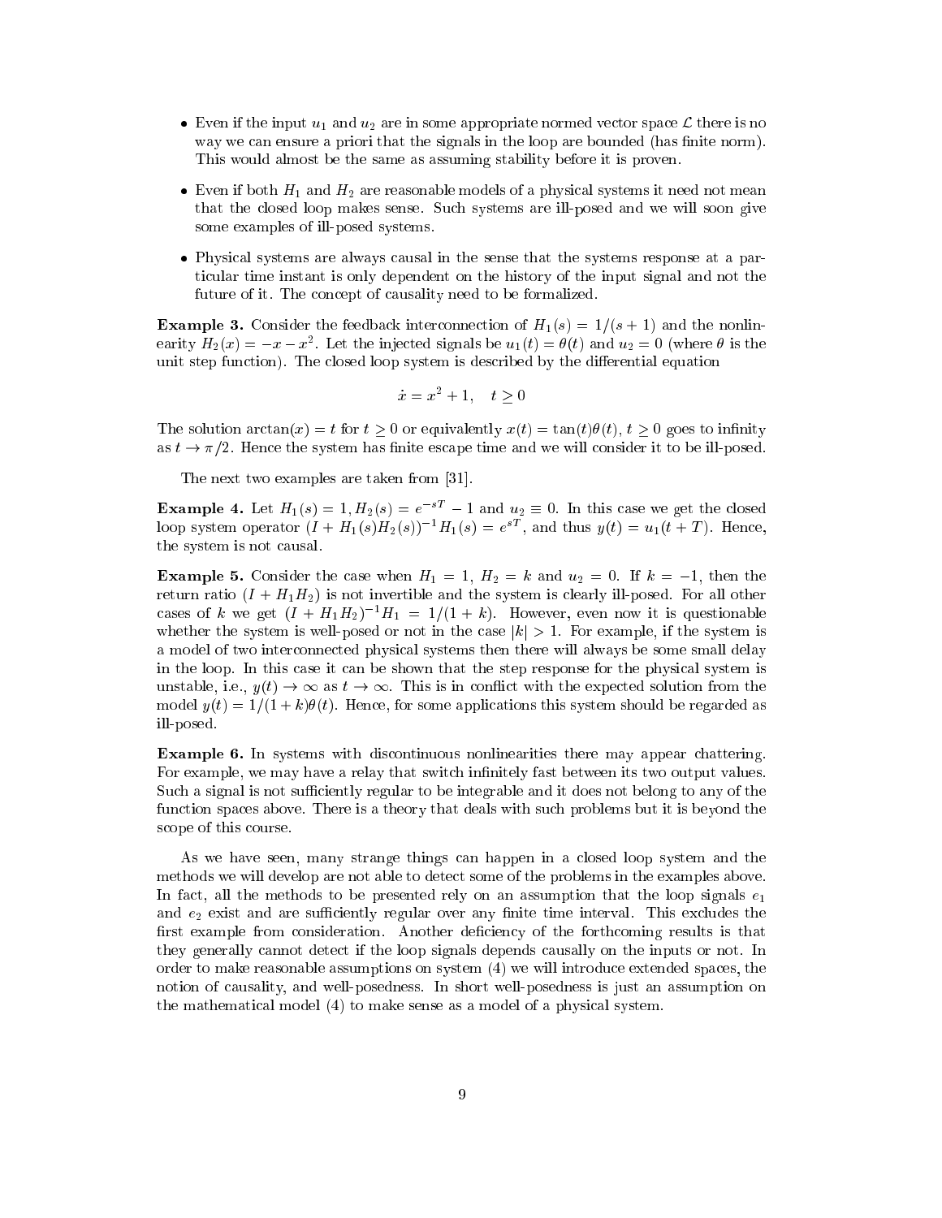- Even if the input $u_1$ and $u_2$ are in some appropriate normed vector space $\mathcal{L}$ there is no way we can ensure a priori that the signals in the loop are bounded (has finite norm). This would almost be the same as assuming stability before it is proven.
- Even if both $H_1$ and $H_2$ are reasonable models of a physical systems it need not mean that the closed loop makes sense. Such systems are ill-posed and we will soon give some examples of ill-posed systems.
- Physical systems are always causal in the sense that the systems response at a particular time instant is only dependent on the history of the input signal and not the future of it. The concept of causality need to be formalized.

**Example 3.** Consider the feedback interconnection of $H_1(s) = 1/(s+1)$ and the nonlinearity $H_2(x) = -x - x^2$. Let the injected signals be $u_1(t) = \theta(t)$ and $u_2 = 0$ (where $\theta$ is the unit step function). The closed loop system is described by the differential equation

$$\dot{x} = x^2 + 1, \quad t \geq 0$$

The solution $\arctan(x) = t$ for $t \geq 0$ or equivalently $x(t) = \tan(t)\theta(t)$, $t \geq 0$ goes to infinity as $t \to \pi/2$. Hence the system has finite escape time and we will consider it to be ill-posed.

The next two examples are taken from [31].

**Example 4.** Let $H_1(s) = 1, H_2(s) = e^{-sT} - 1$ and $u_2 \equiv 0$. In this case we get the closed loop system operator $(I + H_1(s)H_2(s))^{-1}H_1(s) = e^{sT}$, and thus $y(t) = u_1(t+T)$. Hence, the system is not causal.

**Example 5.** Consider the case when $H_1 = 1$, $H_2 = k$ and $u_2 = 0$. If $k = -1$, then the return ratio $(I + H_1H_2)$ is not invertible and the system is clearly ill-posed. For all other cases of $k$ we get $(I + H_1H_2)^{-1}H_1 = 1/(1+k)$. However, even now it is questionable whether the system is well-posed or not in the case $|k| > 1$. For example, if the system is a model of two interconnected physical systems then there will always be some small delay in the loop. In this case it can be shown that the step response for the physical system is unstable, i.e., $y(t) \to \infty$ as $t \to \infty$. This is in conflict with the expected solution from the model $y(t) = 1/(1+k)\theta(t)$. Hence, for some applications this system should be regarded as ill-posed.

**Example 6.** In systems with discontinuous nonlinearities there may appear chattering. For example, we may have a relay that switch infinitely fast between its two output values. Such a signal is not sufficiently regular to be integrable and it does not belong to any of the function spaces above. There is a theory that deals with such problems but it is beyond the scope of this course.

As we have seen, many strange things can happen in a closed loop system and the methods we will develop are not able to detect some of the problems in the examples above. In fact, all the methods to be presented rely on an assumption that the loop signals $e_1$ and $e_2$ exist and are sufficiently regular over any finite time interval. This excludes the first example from consideration. Another deficiency of the forthcoming results is that they generally cannot detect if the loop signals depends causally on the inputs or not. In order to make reasonable assumptions on system (4) we will introduce extended spaces, the notion of causality, and well-posedness. In short well-posedness is just an assumption on the mathematical model (4) to make sense as a model of a physical system.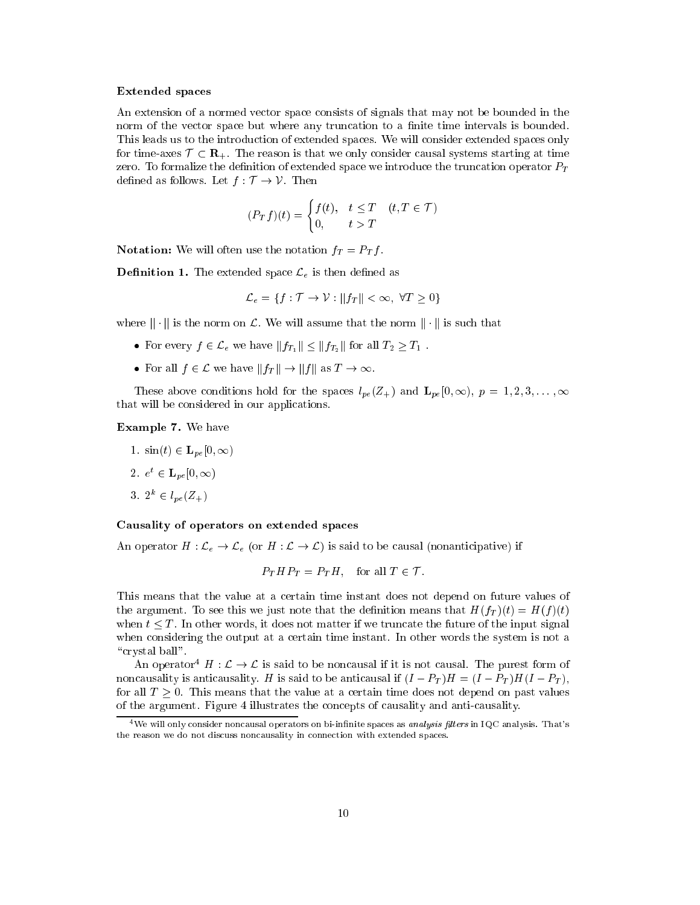**Extended spaces**

An extension of a normed vector space consists of signals that may not be bounded in the norm of the vector space but where any truncation to a finite time intervals is bounded. This leads us to the introduction of extended spaces. We will consider extended spaces only for time-axes $\mathcal{T} \subset \mathbf{R}_+$. The reason is that we only consider causal systems starting at time zero. To formalize the definition of extended space we introduce the truncation operator $P_T$ defined as follows. Let $f : \mathcal{T} \to \mathcal{V}$. Then

$$(P_T f)(t) = \begin{cases} f(t), & t \leq T \quad (t, T \in \mathcal{T}) \\ 0, & t > T \end{cases}$$

**Notation:** We will often use the notation $f_T = P_T f$.

**Definition 1.** The extended space $\mathcal{L}_e$ is then defined as

$$\mathcal{L}_e = \{ f : \mathcal{T} \to \mathcal{V} : \|f_T\| < \infty, \ \forall T \geq 0 \}$$

where $\|\cdot\|$ is the norm on $\mathcal{L}$. We will assume that the norm $\|\cdot\|$ is such that

- For every $f \in \mathcal{L}_e$ we have $\|f_{T_1}\| \leq \|f_{T_2}\|$ for all $T_2 \geq T_1$ .
- For all $f \in \mathcal{L}$ we have $\|f_T\| \to \|f\|$ as $T \to \infty$.

These above conditions hold for the spaces $l_{pe}(Z_+)$ and $\mathbf{L}_{pe}[0, \infty)$, $p = 1, 2, 3, \ldots, \infty$ that will be considered in our applications.

**Example 7.** We have

1. $\sin(t) \in \mathbf{L}_{pe}[0, \infty)$
2. $e^t \in \mathbf{L}_{pe}[0, \infty)$
3. $2^k \in l_{pe}(Z_+)$

**Causality of operators on extended spaces**

An operator $H : \mathcal{L}_e \to \mathcal{L}_e$ (or $H : \mathcal{L} \to \mathcal{L}$) is said to be causal (nonanticipative) if

$$P_T H P_T = P_T H, \quad \text{for all } T \in \mathcal{T}.$$

This means that the value at a certain time instant does not depend on future values of the argument. To see this we just note that the definition means that $H(f_T)(t) = H(f)(t)$ when $t \leq T$. In other words, it does not matter if we truncate the future of the input signal when considering the output at a certain time instant. In other words the system is not a "crystal ball".

An operator[4] $H : \mathcal{L} \to \mathcal{L}$ is said to be noncausal if it is not causal. The purest form of noncausality is anticausality. $H$ is said to be anticausal if $(I - P_T)H = (I - P_T)H(I - P_T)$, for all $T \geq 0$. This means that the value at a certain time does not depend on past values of the argument. Figure 4 illustrates the concepts of causality and anti-causality.

[4] We will only consider noncausal operators on bi-infinite spaces as *analysis filters* in IQC analysis. That's the reason we do not discuss noncausality in connection with extended spaces.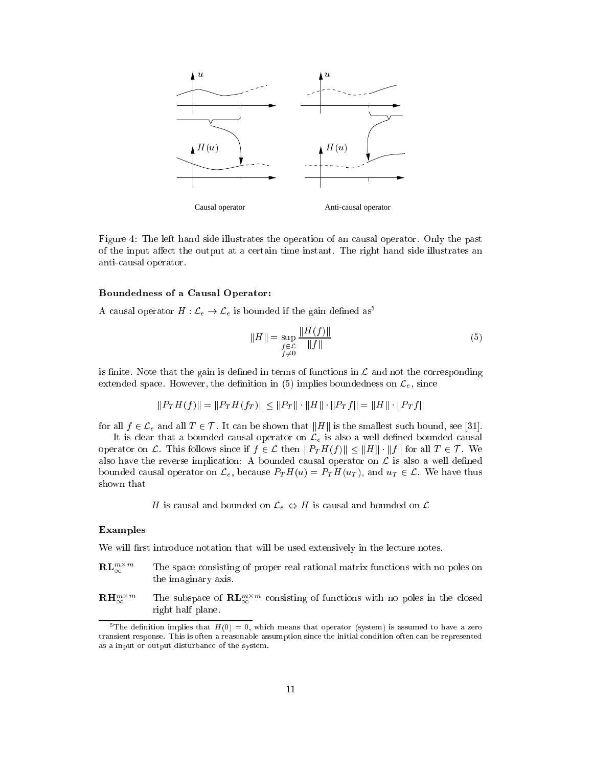Causal operator

Anti-causal operator

Figure 4: The left hand side illustrates the operation of an causal operator. Only the past of the input affect the output at a certain time instant. The right hand side illustrates an anti-causal operator.

### Boundedness of a Causal Operator:

A causal operator $H : \mathcal{L}_e \to \mathcal{L}_e$ is bounded if the gain defined as[5]

$$\|H\| = \sup_{\substack{f \in \mathcal{L} \\ f \neq 0}} \frac{\|H(f)\|}{\|f\|} \tag{5}$$

is finite. Note that the gain is defined in terms of functions in $\mathcal{L}$ and not the corresponding extended space. However, the definition in (5) implies boundedness on $\mathcal{L}_e$, since

$$\|P_T H(f)\| = \|P_T H(f_T)\| \leq \|P_T\| \cdot \|H\| \cdot \|P_T f\| = \|H\| \cdot \|P_T f\|$$

for all $f \in \mathcal{L}_e$ and all $T \in \mathcal{T}$. It can be shown that $\|H\|$ is the smallest such bound, see [31].

It is clear that a bounded causal operator on $\mathcal{L}_e$ is also a well defined bounded causal operator on $\mathcal{L}$. This follows since if $f \in \mathcal{L}$ then $\|P_T H(f)\| \leq \|H\| \cdot \|f\|$ for all $T \in \mathcal{T}$. We also have the reverse implication: A bounded causal operator on $\mathcal{L}$ is also a well defined bounded causal operator on $\mathcal{L}_e$, because $P_T H(u) = P_T H(u_T)$, and $u_T \in \mathcal{L}$. We have thus shown that

$$H \text{ is causal and bounded on } \mathcal{L}_e \Leftrightarrow H \text{ is causal and bounded on } \mathcal{L}$$

### Examples

We will first introduce notation that will be used extensively in the lecture notes.

- $\mathbf{RL}_\infty^{m \times m}$ The space consisting of proper real rational matrix functions with no poles on the imaginary axis.
- $\mathbf{RH}_\infty^{m \times m}$ The subspace of $\mathbf{RL}_\infty^{m \times m}$ consisting of functions with no poles in the closed right half plane.

[5] The definition implies that $H(0) = 0$, which means that operator (system) is assumed to have a zero transient response. This is often a reasonable assumption since the initial condition often can be represented as a input or output disturbance of the system.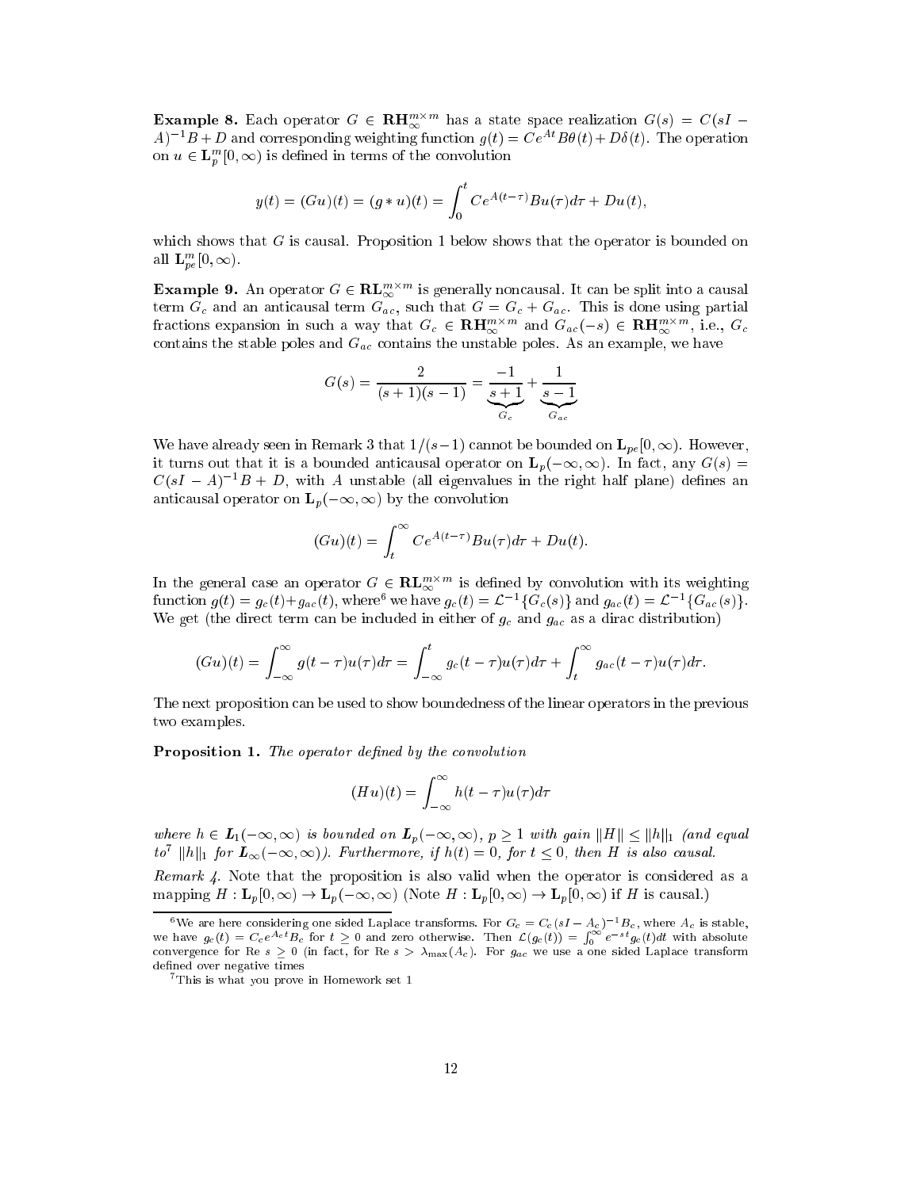**Example 8.** Each operator $G \in \mathbf{RH}_\infty^{m\times m}$ has a state space realization $G(s) = C(sI - A)^{-1}B + D$ and corresponding weighting function $g(t) = Ce^{At}B\theta(t) + D\delta(t)$. The operation on $u \in \mathbf{L}_p^m[0,\infty)$ is defined in terms of the convolution

$$y(t) = (Gu)(t) = (g * u)(t) = \int_0^t Ce^{A(t-\tau)}Bu(\tau)d\tau + Du(t),$$

which shows that $G$ is causal. Proposition 1 below shows that the operator is bounded on all $\mathbf{L}_{pe}^m[0,\infty)$.

**Example 9.** An operator $G \in \mathbf{RL}_\infty^{m\times m}$ is generally noncausal. It can be split into a causal term $G_c$ and an anticausal term $G_{ac}$, such that $G = G_c + G_{ac}$. This is done using partial fractions expansion in such a way that $G_c \in \mathbf{RH}_\infty^{m\times m}$ and $G_{ac}(-s) \in \mathbf{RH}_\infty^{m\times m}$, i.e., $G_c$ contains the stable poles and $G_{ac}$ contains the unstable poles. As an example, we have

$$G(s) = \frac{2}{(s+1)(s-1)} = \underbrace{\frac{-1}{s+1}}_{G_c} + \underbrace{\frac{1}{s-1}}_{G_{ac}}$$

We have already seen in Remark 3 that $1/(s-1)$ cannot be bounded on $\mathbf{L}_{pe}[0,\infty)$. However, it turns out that it is a bounded anticausal operator on $\mathbf{L}_p(-\infty,\infty)$. In fact, any $G(s) = C(sI - A)^{-1}B + D$, with $A$ unstable (all eigenvalues in the right half plane) defines an anticausal operator on $\mathbf{L}_p(-\infty,\infty)$ by the convolution

$$(Gu)(t) = \int_t^\infty Ce^{A(t-\tau)}Bu(\tau)d\tau + Du(t).$$

In the general case an operator $G \in \mathbf{RL}_\infty^{m\times m}$ is defined by convolution with its weighting function $g(t) = g_c(t) + g_{ac}(t)$, where[6] we have $g_c(t) = \mathcal{L}^{-1}\{G_c(s)\}$ and $g_{ac}(t) = \mathcal{L}^{-1}\{G_{ac}(s)\}$. We get (the direct term can be included in either of $g_c$ and $g_{ac}$ as a dirac distribution)

$$(Gu)(t) = \int_{-\infty}^\infty g(t-\tau)u(\tau)d\tau = \int_{-\infty}^t g_c(t-\tau)u(\tau)d\tau + \int_t^\infty g_{ac}(t-\tau)u(\tau)d\tau.$$

The next proposition can be used to show boundedness of the linear operators in the previous two examples.

**Proposition 1.** *The operator defined by the convolution*

$$(Hu)(t) = \int_{-\infty}^\infty h(t-\tau)u(\tau)d\tau$$

*where $h \in \mathbf{L}_1(-\infty,\infty)$ is bounded on $\mathbf{L}_p(-\infty,\infty)$, $p \geq 1$ with gain $\|H\| \leq \|h\|_1$ (and equal to[7] $\|h\|_1$ for $\mathbf{L}_\infty(-\infty,\infty)$). Furthermore, if $h(t) = 0$, for $t \leq 0$, then $H$ is also causal.*

*Remark 4.* Note that the proposition is also valid when the operator is considered as a mapping $H : \mathbf{L}_p[0,\infty) \to \mathbf{L}_p(-\infty,\infty)$ (Note $H : \mathbf{L}_p[0,\infty) \to \mathbf{L}_p[0,\infty)$ if $H$ is causal.)

---

[6] We are here considering one sided Laplace transforms. For $G_c = C_c(sI - A_c)^{-1}B_c$, where $A_c$ is stable, we have $g_c(t) = C_c e^{A_c t}B_c$ for $t \geq 0$ and zero otherwise. Then $\mathcal{L}(g_c(t)) = \int_0^\infty e^{-st}g_c(t)dt$ with absolute convergence for Re $s \geq 0$ (in fact, for Re $s > \lambda_{\max}(A_c)$. For $g_{ac}$ we use a one sided Laplace transform defined over negative times

[7] This is what you prove in Homework set 1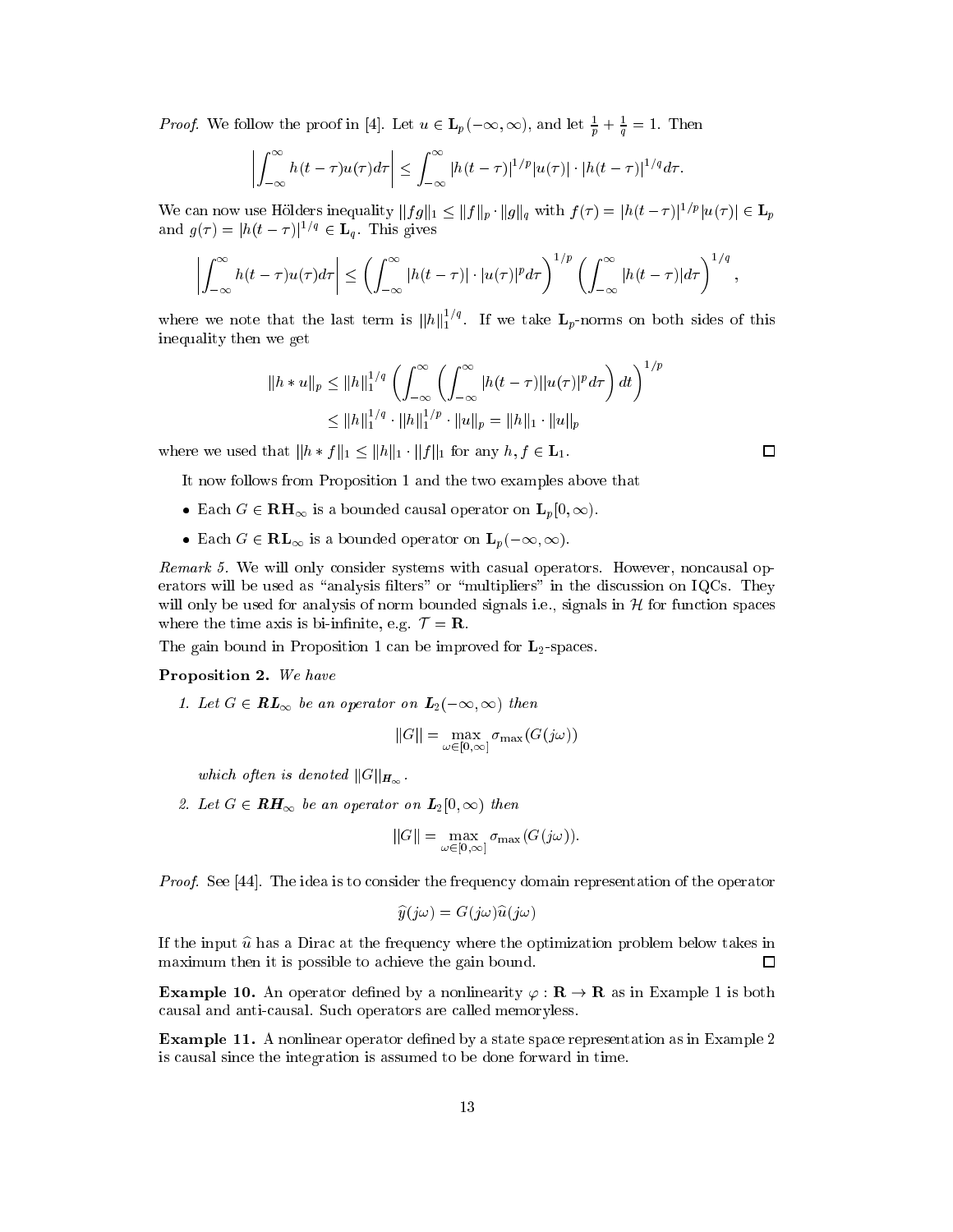*Proof.* We follow the proof in [4]. Let $u \in \mathbf{L}_p(-\infty,\infty)$, and let $\frac{1}{p}+\frac{1}{q}=1$. Then

$$\left|\int_{-\infty}^{\infty} h(t-\tau)u(\tau)d\tau\right| \leq \int_{-\infty}^{\infty} |h(t-\tau)|^{1/p}|u(\tau)| \cdot |h(t-\tau)|^{1/q} d\tau.$$

We can now use Hölders inequality $\|fg\|_1 \leq \|f\|_p \cdot \|g\|_q$ with $f(\tau) = |h(t-\tau)|^{1/p}|u(\tau)| \in \mathbf{L}_p$ and $g(\tau) = |h(t-\tau)|^{1/q} \in \mathbf{L}_q$. This gives

$$\left|\int_{-\infty}^{\infty} h(t-\tau)u(\tau)d\tau\right| \leq \left(\int_{-\infty}^{\infty} |h(t-\tau)| \cdot |u(\tau)|^p d\tau\right)^{1/p} \left(\int_{-\infty}^{\infty} |h(t-\tau)| d\tau\right)^{1/q},$$

where we note that the last term is $\|h\|_1^{1/q}$. If we take $\mathbf{L}_p$-norms on both sides of this inequality then we get

$$\begin{aligned}
\|h * u\|_p &\leq \|h\|_1^{1/q} \left(\int_{-\infty}^{\infty} \left(\int_{-\infty}^{\infty} |h(t-\tau)||u(\tau)|^p d\tau\right) dt\right)^{1/p} \\
&\leq \|h\|_1^{1/q} \cdot \|h\|_1^{1/p} \cdot \|u\|_p = \|h\|_1 \cdot \|u\|_p
\end{aligned}$$

where we used that $\|h * f\|_1 \leq \|h\|_1 \cdot \|f\|_1$ for any $h, f \in \mathbf{L}_1$. □

It now follows from Proposition 1 and the two examples above that

- Each $G \in \mathbf{RH}_\infty$ is a bounded causal operator on $\mathbf{L}_p[0,\infty)$.
- Each $G \in \mathbf{RL}_\infty$ is a bounded operator on $\mathbf{L}_p(-\infty,\infty)$.

*Remark 5.* We will only consider systems with casual operators. However, noncausal operators will be used as "analysis filters" or "multipliers" in the discussion on IQCs. They will only be used for analysis of norm bounded signals i.e., signals in $\mathcal{H}$ for function spaces where the time axis is bi-infinite, e.g. $\mathcal{T} = \mathbf{R}$.

The gain bound in Proposition 1 can be improved for $\mathbf{L}_2$-spaces.

**Proposition 2.** *We have*

1. *Let $G \in \mathbf{RL}_\infty$ be an operator on $\mathbf{L}_2(-\infty,\infty)$ then*

$$\|G\| = \max_{\omega\in[0,\infty]} \sigma_{\max}(G(j\omega))$$

   *which often is denoted $\|G\|_{\mathbf{H}_\infty}$.*

2. *Let $G \in \mathbf{RH}_\infty$ be an operator on $\mathbf{L}_2[0,\infty)$ then*

$$\|G\| = \max_{\omega\in[0,\infty]} \sigma_{\max}(G(j\omega)).$$

*Proof.* See [44]. The idea is to consider the frequency domain representation of the operator

$$\widehat{y}(j\omega) = G(j\omega)\widehat{u}(j\omega)$$

If the input $\widehat{u}$ has a Dirac at the frequency where the optimization problem below takes in maximum then it is possible to achieve the gain bound. □

**Example 10.** An operator defined by a nonlinearity $\varphi : \mathbf{R} \to \mathbf{R}$ as in Example 1 is both causal and anti-causal. Such operators are called memoryless.

**Example 11.** A nonlinear operator defined by a state space representation as in Example 2 is causal since the integration is assumed to be done forward in time.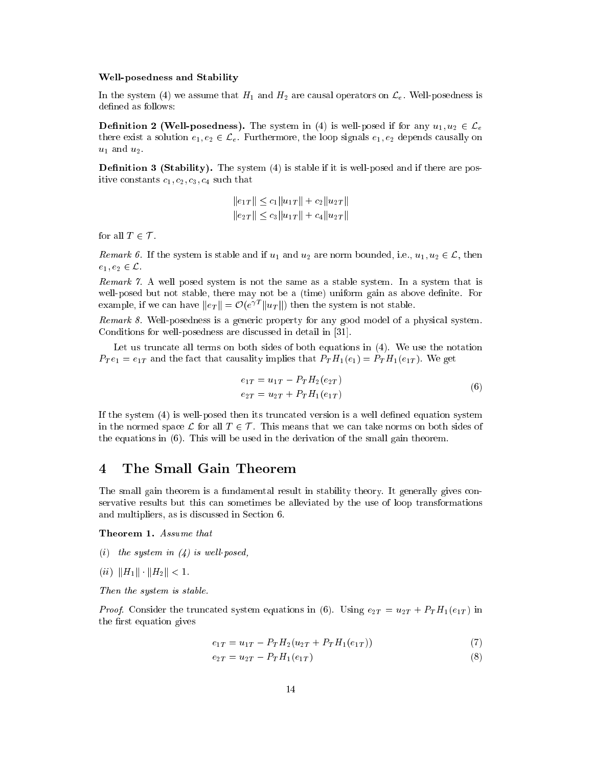**Well-posedness and Stability**

In the system (4) we assume that $H_1$ and $H_2$ are causal operators on $\mathcal{L}_e$. Well-posedness is defined as follows:

**Definition 2 (Well-posedness).** The system in (4) is well-posed if for any $u_1, u_2 \in \mathcal{L}_e$ there exist a solution $e_1, e_2 \in \mathcal{L}_e$. Furthermore, the loop signals $e_1, e_2$ depends causally on $u_1$ and $u_2$.

**Definition 3 (Stability).** The system (4) is stable if it is well-posed and if there are positive constants $c_1, c_2, c_3, c_4$ such that

$$
\begin{aligned}
\|e_{1T}\| &\leq c_1 \|u_{1T}\| + c_2 \|u_{2T}\| \\
\|e_{2T}\| &\leq c_3 \|u_{1T}\| + c_4 \|u_{2T}\|
\end{aligned}
$$

for all $T \in \mathcal{T}$.

*Remark 6.* If the system is stable and if $u_1$ and $u_2$ are norm bounded, i.e., $u_1, u_2 \in \mathcal{L}$, then $e_1, e_2 \in \mathcal{L}$.

*Remark 7.* A well posed system is not the same as a stable system. In a system that is well-posed but not stable, there may not be a (time) uniform gain as above definite. For example, if we can have $\|e_T\| = \mathcal{O}(e^{\gamma T}\|u_T\|)$ then the system is not stable.

*Remark 8.* Well-posedness is a generic property for any good model of a physical system. Conditions for well-posedness are discussed in detail in [31].

Let us truncate all terms on both sides of both equations in (4). We use the notation $P_T e_1 = e_{1T}$ and the fact that causality implies that $P_T H_1(e_1) = P_T H_1(e_{1T})$. We get

$$
\begin{aligned}
e_{1T} &= u_{1T} - P_T H_2(e_{2T}) \\
e_{2T} &= u_{2T} + P_T H_1(e_{1T})
\end{aligned}
\tag{6}
$$

If the system (4) is well-posed then its truncated version is a well defined equation system in the normed space $\mathcal{L}$ for all $T \in \mathcal{T}$. This means that we can take norms on both sides of the equations in (6). This will be used in the derivation of the small gain theorem.

# 4 The Small Gain Theorem

The small gain theorem is a fundamental result in stability theory. It generally gives conservative results but this can sometimes be alleviated by the use of loop transformations and multipliers, as is discussed in Section 6.

**Theorem 1.** *Assume that*

*(i) the system in (4) is well-posed,*

*(ii)* $\|H_1\| \cdot \|H_2\| < 1$.

*Then the system is stable.*

*Proof.* Consider the truncated system equations in (6). Using $e_{2T} = u_{2T} + P_T H_1(e_{1T})$ in the first equation gives

$$
e_{1T} = u_{1T} - P_T H_2(u_{2T} + P_T H_1(e_{1T})) \tag{7}
$$

$$
e_{2T} = u_{2T} - P_T H_1(e_{1T}) \tag{8}
$$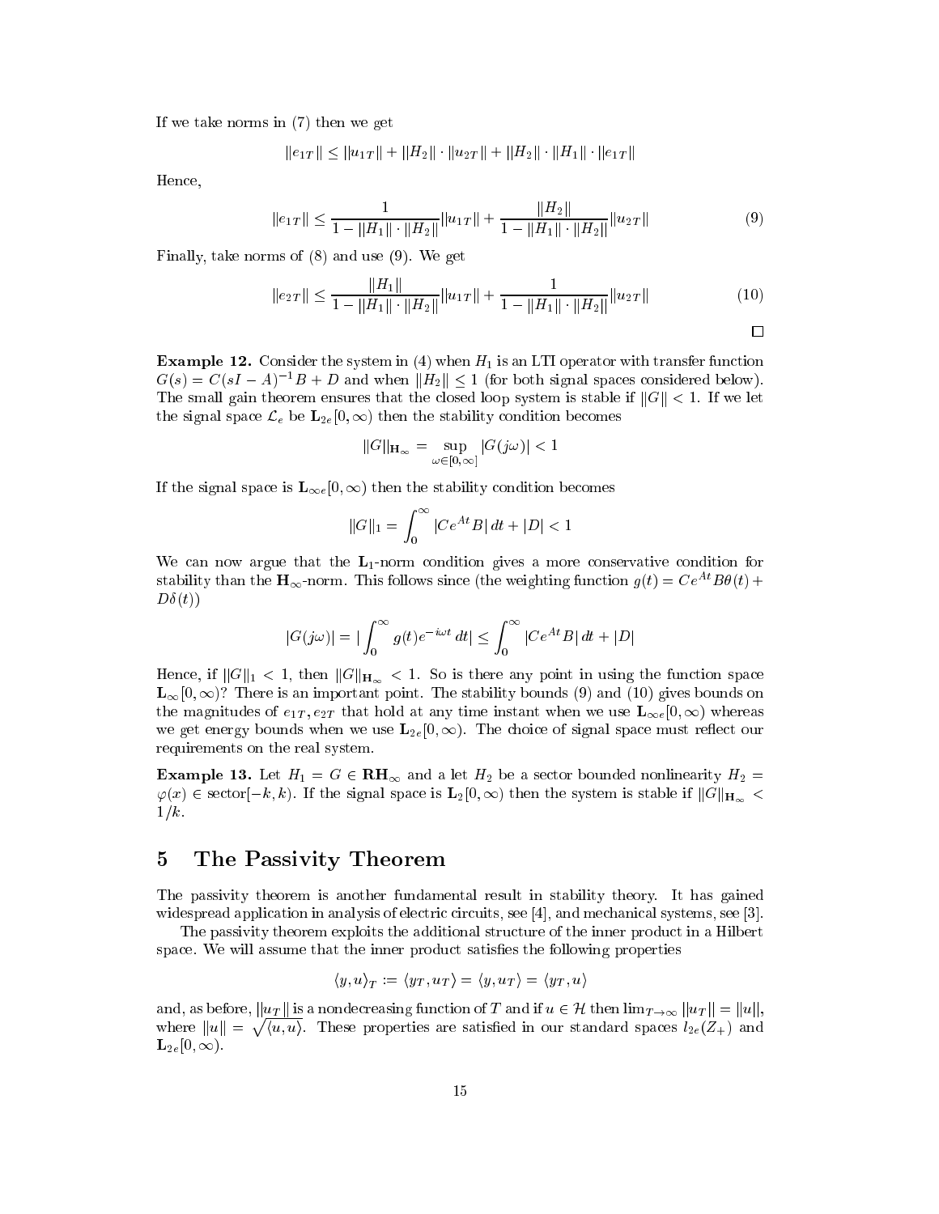If we take norms in (7) then we get

$$\|e_{1T}\| \leq \|u_{1T}\| + \|H_2\| \cdot \|u_{2T}\| + \|H_2\| \cdot \|H_1\| \cdot \|e_{1T}\|$$

Hence,

$$\|e_{1T}\| \leq \frac{1}{1 - \|H_1\| \cdot \|H_2\|} \|u_{1T}\| + \frac{\|H_2\|}{1 - \|H_1\| \cdot \|H_2\|} \|u_{2T}\| \tag{9}$$

Finally, take norms of (8) and use (9). We get

$$\|e_{2T}\| \leq \frac{\|H_1\|}{1 - \|H_1\| \cdot \|H_2\|} \|u_{1T}\| + \frac{1}{1 - \|H_1\| \cdot \|H_2\|} \|u_{2T}\| \tag{10}$$

□

**Example 12.** Consider the system in (4) when $H_1$ is an LTI operator with transfer function $G(s) = C(sI - A)^{-1}B + D$ and when $\|H_2\| \leq 1$ (for both signal spaces considered below). The small gain theorem ensures that the closed loop system is stable if $\|G\| < 1$. If we let the signal space $\mathcal{L}_e$ be $\mathbf{L}_{2e}[0, \infty)$ then the stability condition becomes

$$\|G\|_{\mathbf{H}_\infty} = \sup_{\omega \in [0, \infty]} |G(j\omega)| < 1$$

If the signal space is $\mathbf{L}_{\infty e}[0, \infty)$ then the stability condition becomes

$$\|G\|_1 = \int_0^\infty |Ce^{At}B| \, dt + |D| < 1$$

We can now argue that the $\mathbf{L}_1$-norm condition gives a more conservative condition for stability than the $\mathbf{H}_\infty$-norm. This follows since (the weighting function $g(t) = Ce^{At}B\theta(t) + D\delta(t)$)

$$|G(j\omega)| = |\int_0^\infty g(t)e^{-i\omega t} \, dt| \leq \int_0^\infty |Ce^{At}B| \, dt + |D|$$

Hence, if $\|G\|_1 < 1$, then $\|G\|_{\mathbf{H}_\infty} < 1$. So is there any point in using the function space $\mathbf{L}_\infty[0, \infty)$? There is an important point. The stability bounds (9) and (10) gives bounds on the magnitudes of $e_{1T}, e_{2T}$ that hold at any time instant when we use $\mathbf{L}_{\infty e}[0, \infty)$ whereas we get energy bounds when we use $\mathbf{L}_{2e}[0, \infty)$. The choice of signal space must reflect our requirements on the real system.

**Example 13.** Let $H_1 = G \in \mathbf{RH}_\infty$ and a let $H_2$ be a sector bounded nonlinearity $H_2 = \varphi(x) \in \text{sector}[-k, k)$. If the signal space is $\mathbf{L}_2[0, \infty)$ then the system is stable if $\|G\|_{\mathbf{H}_\infty} < 1/k$.

# 5 The Passivity Theorem

The passivity theorem is another fundamental result in stability theory. It has gained widespread application in analysis of electric circuits, see [4], and mechanical systems, see [3].

The passivity theorem exploits the additional structure of the inner product in a Hilbert space. We will assume that the inner product satisfies the following properties

$$\langle y, u \rangle_T := \langle y_T, u_T \rangle = \langle y, u_T \rangle = \langle y_T, u \rangle$$

and, as before, $\|u_T\|$ is a nondecreasing function of $T$ and if $u \in \mathcal{H}$ then $\lim_{T \to \infty} \|u_T\| = \|u\|$, where $\|u\| = \sqrt{\langle u, u \rangle}$. These properties are satisfied in our standard spaces $l_{2e}(Z_+)$ and $\mathbf{L}_{2e}[0, \infty)$.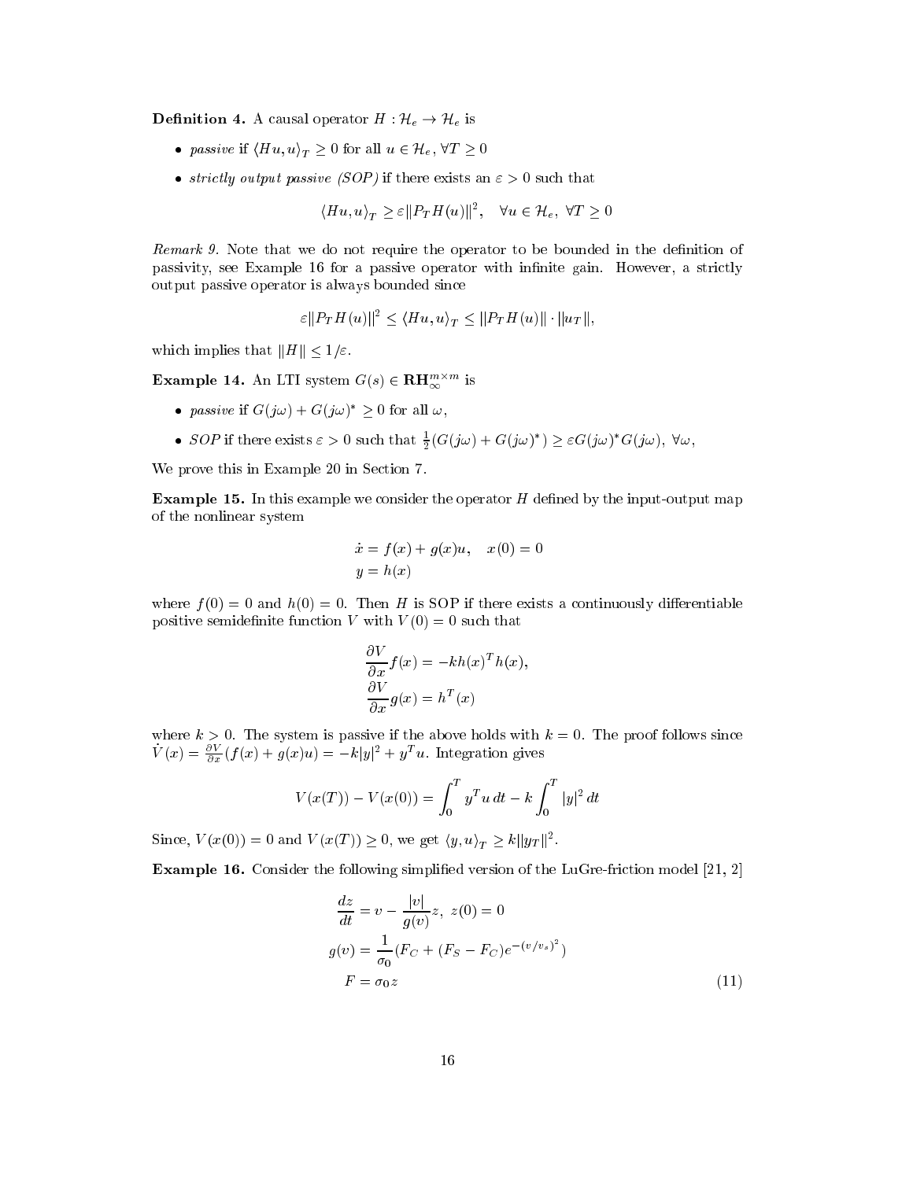**Definition 4.** A causal operator $H : \mathcal{H}_e \to \mathcal{H}_e$ is

- *passive* if $\langle Hu, u \rangle_T \geq 0$ for all $u \in \mathcal{H}_e$, $\forall T \geq 0$
- *strictly output passive (SOP)* if there exists an $\varepsilon > 0$ such that

$$\langle Hu, u \rangle_T \geq \varepsilon \|P_T H(u)\|^2, \quad \forall u \in \mathcal{H}_e, \ \forall T \geq 0$$

*Remark 9.* Note that we do not require the operator to be bounded in the definition of passivity, see Example 16 for a passive operator with infinite gain. However, a strictly output passive operator is always bounded since

$$\varepsilon \|P_T H(u)\|^2 \leq \langle Hu, u \rangle_T \leq \|P_T H(u)\| \cdot \|u_T\|,$$

which implies that $\|H\| \leq 1/\varepsilon$.

**Example 14.** An LTI system $G(s) \in \mathbf{RH}_\infty^{m \times m}$ is

- *passive* if $G(j\omega) + G(j\omega)^* \geq 0$ for all $\omega$,
- *SOP* if there exists $\varepsilon > 0$ such that $\frac{1}{2}(G(j\omega) + G(j\omega)^*) \geq \varepsilon G(j\omega)^* G(j\omega), \ \forall \omega$,

We prove this in Example 20 in Section 7.

**Example 15.** In this example we consider the operator $H$ defined by the input-output map of the nonlinear system

$$\begin{aligned} \dot{x} &= f(x) + g(x)u, \quad x(0) = 0 \\ y &= h(x) \end{aligned}$$

where $f(0) = 0$ and $h(0) = 0$. Then $H$ is SOP if there exists a continuously differentiable positive semidefinite function $V$ with $V(0) = 0$ such that

$$\begin{aligned} \frac{\partial V}{\partial x} f(x) &= -k h(x)^T h(x), \\ \frac{\partial V}{\partial x} g(x) &= h^T(x) \end{aligned}$$

where $k > 0$. The system is passive if the above holds with $k = 0$. The proof follows since $\dot{V}(x) = \frac{\partial V}{\partial x}(f(x) + g(x)u) = -k|y|^2 + y^T u$. Integration gives

$$V(x(T)) - V(x(0)) = \int_0^T y^T u \, dt - k \int_0^T |y|^2 \, dt$$

Since, $V(x(0)) = 0$ and $V(x(T)) \geq 0$, we get $\langle y, u \rangle_T \geq k \|y_T\|^2$.

**Example 16.** Consider the following simplified version of the LuGre-friction model [21, 2]

$$\begin{aligned} \frac{dz}{dt} &= v - \frac{|v|}{g(v)} z, \ z(0) = 0 \\ g(v) &= \frac{1}{\sigma_0}(F_C + (F_S - F_C)e^{-(v/v_s)^2}) \\ F &= \sigma_0 z \end{aligned} \tag{11}$$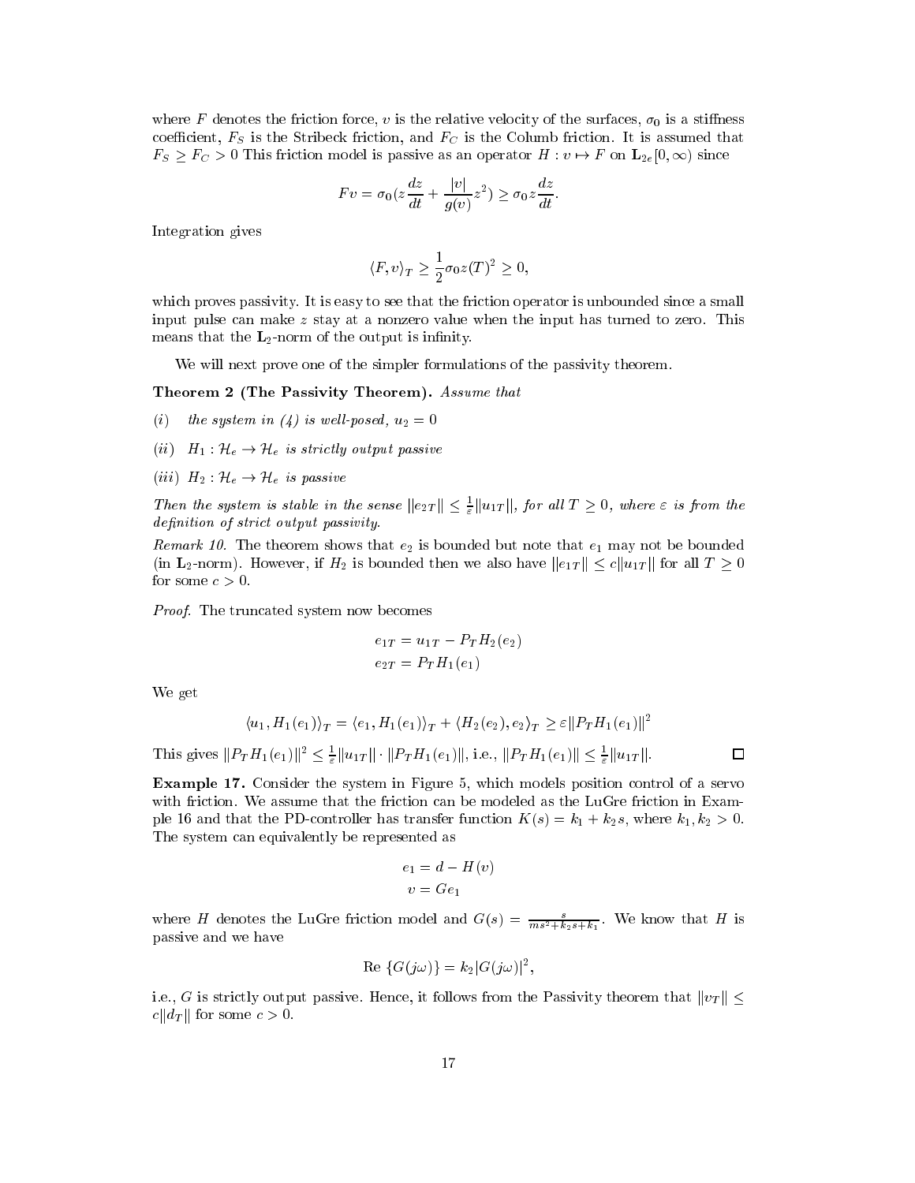where $F$ denotes the friction force, $v$ is the relative velocity of the surfaces, $\sigma_0$ is a stiffness coefficient, $F_S$ is the Stribeck friction, and $F_C$ is the Columb friction. It is assumed that $F_S \geq F_C > 0$ This friction model is passive as an operator $H : v \mapsto F$ on $\mathbf{L}_{2e}[0, \infty)$ since

$$Fv = \sigma_0 (z \frac{dz}{dt} + \frac{|v|}{g(v)} z^2) \geq \sigma_0 z \frac{dz}{dt}.$$

Integration gives

$$\langle F, v \rangle_T \geq \frac{1}{2} \sigma_0 z(T)^2 \geq 0,$$

which proves passivity. It is easy to see that the friction operator is unbounded since a small input pulse can make $z$ stay at a nonzero value when the input has turned to zero. This means that the $\mathbf{L}_2$-norm of the output is infinity.

We will next prove one of the simpler formulations of the passivity theorem.

**Theorem 2 (The Passivity Theorem).** *Assume that*

*(i)* *the system in (4) is well-posed, $u_2 = 0$*

*(ii)* *$H_1 : \mathcal{H}_e \to \mathcal{H}_e$ is strictly output passive*

*(iii)* *$H_2 : \mathcal{H}_e \to \mathcal{H}_e$ is passive*

*Then the system is stable in the sense $\|e_{2T}\| \leq \frac{1}{\varepsilon} \|u_{1T}\|$, for all $T \geq 0$, where $\varepsilon$ is from the definition of strict output passivity.*

*Remark 10.* The theorem shows that $e_2$ is bounded but note that $e_1$ may not be bounded (in $\mathbf{L}_2$-norm). However, if $H_2$ is bounded then we also have $\|e_{1T}\| \leq c\|u_{1T}\|$ for all $T \geq 0$ for some $c > 0$.

*Proof.* The truncated system now becomes

$$\begin{aligned} e_{1T} &= u_{1T} - P_T H_2(e_2) \\ e_{2T} &= P_T H_1(e_1) \end{aligned}$$

We get

$$\langle u_1, H_1(e_1) \rangle_T = \langle e_1, H_1(e_1) \rangle_T + \langle H_2(e_2), e_2 \rangle_T \geq \varepsilon \|P_T H_1(e_1)\|^2$$

This gives $\|P_T H_1(e_1)\|^2 \leq \frac{1}{\varepsilon} \|u_{1T}\| \cdot \|P_T H_1(e_1)\|$, i.e., $\|P_T H_1(e_1)\| \leq \frac{1}{\varepsilon} \|u_{1T}\|$. $\square$

**Example 17.** Consider the system in Figure 5, which models position control of a servo with friction. We assume that the friction can be modeled as the LuGre friction in Example 16 and that the PD-controller has transfer function $K(s) = k_1 + k_2 s$, where $k_1, k_2 > 0$. The system can equivalently be represented as

$$\begin{aligned} e_1 &= d - H(v) \\ v &= G e_1 \end{aligned}$$

where $H$ denotes the LuGre friction model and $G(s) = \frac{s}{ms^2 + k_2 s + k_1}$. We know that $H$ is passive and we have

$$\text{Re}\,\{G(j\omega)\} = k_2 |G(j\omega)|^2,$$

i.e., $G$ is strictly output passive. Hence, it follows from the Passivity theorem that $\|v_T\| \leq c\|d_T\|$ for some $c > 0$.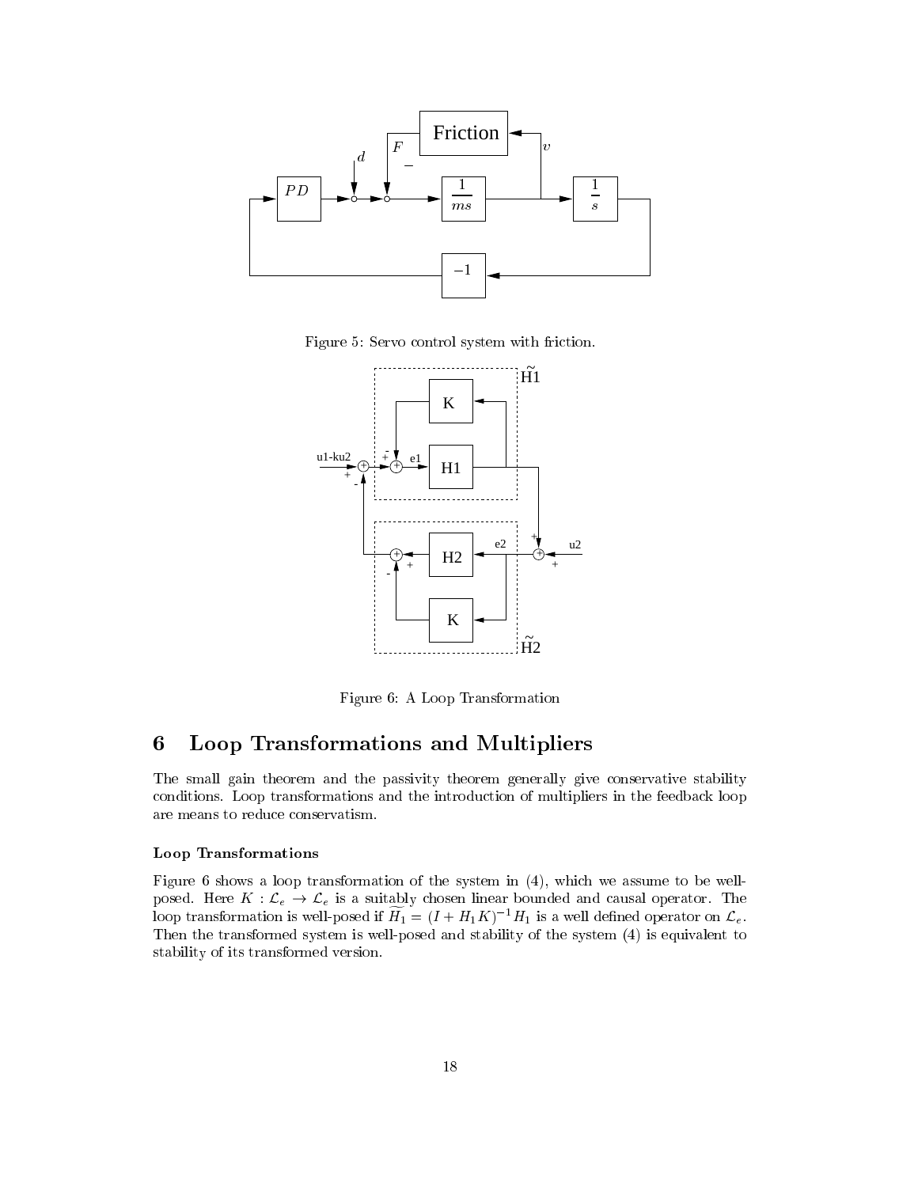Figure 5: Servo control system with friction.

Figure 6: A Loop Transformation

# 6 Loop Transformations and Multipliers

The small gain theorem and the passivity theorem generally give conservative stability conditions. Loop transformations and the introduction of multipliers in the feedback loop are means to reduce conservatism.

### Loop Transformations

Figure 6 shows a loop transformation of the system in (4), which we assume to be well-posed. Here $K : \mathcal{L}_e \to \mathcal{L}_e$ is a suitably chosen linear bounded and causal operator. The loop transformation is well-posed if $\widetilde{H}_1 = (I + H_1 K)^{-1} H_1$ is a well defined operator on $\mathcal{L}_e$. Then the transformed system is well-posed and stability of the system (4) is equivalent to stability of its transformed version.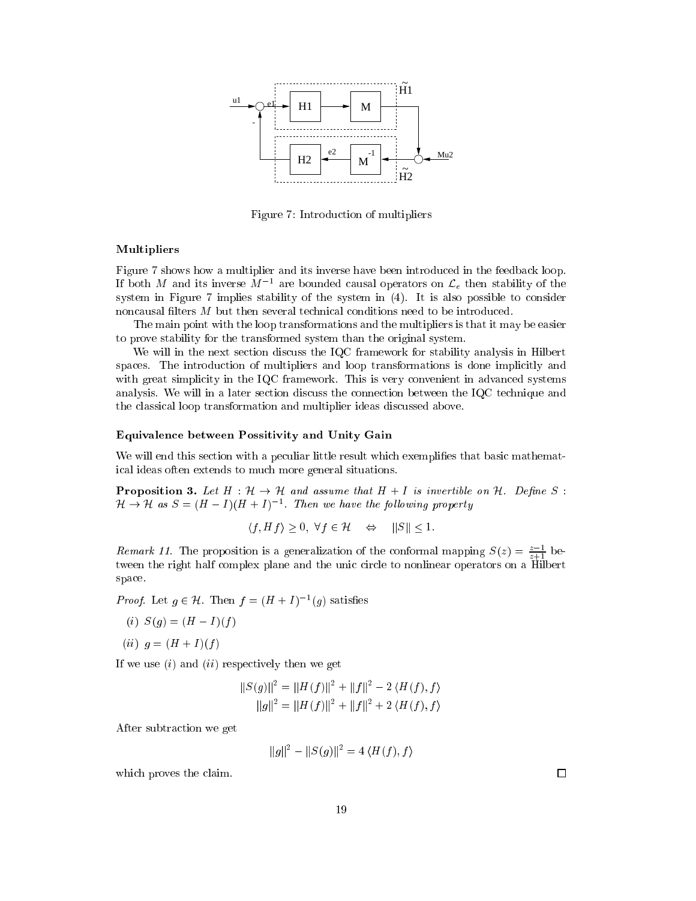Figure 7: Introduction of multipliers

### Multipliers

Figure 7 shows how a multiplier and its inverse have been introduced in the feedback loop. If both $M$ and its inverse $M^{-1}$ are bounded causal operators on $\mathcal{L}_e$ then stability of the system in Figure 7 implies stability of the system in (4). It is also possible to consider noncausal filters $M$ but then several technical conditions need to be introduced.

The main point with the loop transformations and the multipliers is that it may be easier to prove stability for the transformed system than the original system.

We will in the next section discuss the IQC framework for stability analysis in Hilbert spaces. The introduction of multipliers and loop transformations is done implicitly and with great simplicity in the IQC framework. This is very convenient in advanced systems analysis. We will in a later section discuss the connection between the IQC technique and the classical loop transformation and multiplier ideas discussed above.

### Equivalence between Possitivity and Unity Gain

We will end this section with a peculiar little result which exemplifies that basic mathematical ideas often extends to much more general situations.

**Proposition 3.** *Let $H : \mathcal{H} \to \mathcal{H}$ and assume that $H + I$ is invertible on $\mathcal{H}$. Define $S : \mathcal{H} \to \mathcal{H}$ as $S = (H - I)(H + I)^{-1}$. Then we have the following property*

$$\langle f, Hf \rangle \geq 0, \ \forall f \in \mathcal{H} \quad \Leftrightarrow \quad \|S\| \leq 1.$$

*Remark 11.* The proposition is a generalization of the conformal mapping $S(z) = \frac{z-1}{z+1}$ between the right half complex plane and the unic circle to nonlinear operators on a Hilbert space.

*Proof.* Let $g \in \mathcal{H}$. Then $f = (H + I)^{-1}(g)$ satisfies

$(i)$ $S(g) = (H - I)(f)$

$(ii)$ $g = (H + I)(f)$

If we use $(i)$ and $(ii)$ respectively then we get

$$\|S(g)\|^2 = \|H(f)\|^2 + \|f\|^2 - 2\langle H(f), f \rangle$$
$$\|g\|^2 = \|H(f)\|^2 + \|f\|^2 + 2\langle H(f), f \rangle$$

After subtraction we get

$$\|g\|^2 - \|S(g)\|^2 = 4\langle H(f), f \rangle$$

which proves the claim. □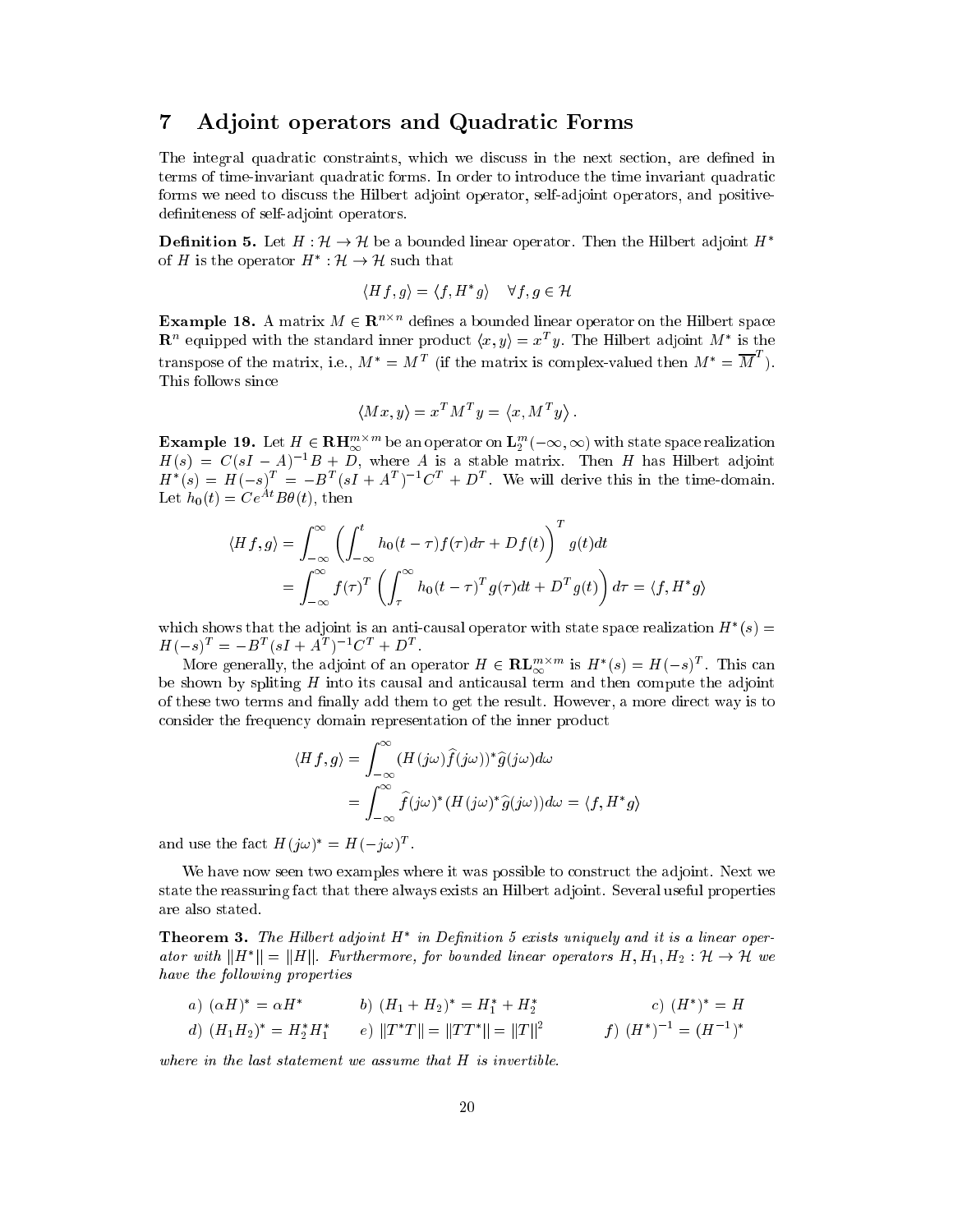# 7 Adjoint operators and Quadratic Forms

The integral quadratic constraints, which we discuss in the next section, are defined in terms of time-invariant quadratic forms. In order to introduce the time invariant quadratic forms we need to discuss the Hilbert adjoint operator, self-adjoint operators, and positive-definiteness of self-adjoint operators.

**Definition 5.** Let $H : \mathcal{H} \to \mathcal{H}$ be a bounded linear operator. Then the Hilbert adjoint $H^*$ of $H$ is the operator $H^* : \mathcal{H} \to \mathcal{H}$ such that

$$\langle Hf, g \rangle = \langle f, H^* g \rangle \quad \forall f, g \in \mathcal{H}$$

**Example 18.** A matrix $M \in \mathbf{R}^{n\times n}$ defines a bounded linear operator on the Hilbert space $\mathbf{R}^n$ equipped with the standard inner product $\langle x, y \rangle = x^T y$. The Hilbert adjoint $M^*$ is the transpose of the matrix, i.e., $M^* = M^T$ (if the matrix is complex-valued then $M^* = \overline{M}^T$). This follows since

$$\langle Mx, y \rangle = x^T M^T y = \langle x, M^T y \rangle .$$

**Example 19.** Let $H \in \mathbf{RH}_\infty^{m\times m}$ be an operator on $\mathbf{L}_2^m(-\infty, \infty)$ with state space realization $H(s) = C(sI - A)^{-1}B + D$, where $A$ is a stable matrix. Then $H$ has Hilbert adjoint $H^*(s) = H(-s)^T = -B^T(sI + A^T)^{-1}C^T + D^T$. We will derive this in the time-domain. Let $h_0(t) = Ce^{At}B\theta(t)$, then

$$\begin{aligned}
\langle Hf, g \rangle &= \int_{-\infty}^{\infty} \left( \int_{-\infty}^{t} h_0(t-\tau) f(\tau) d\tau + Df(t) \right)^T g(t) dt \\
&= \int_{-\infty}^{\infty} f(\tau)^T \left( \int_{\tau}^{\infty} h_0(t-\tau)^T g(\tau) dt + D^T g(t) \right) d\tau = \langle f, H^* g \rangle
\end{aligned}$$

which shows that the adjoint is an anti-causal operator with state space realization $H^*(s) = H(-s)^T = -B^T(sI + A^T)^{-1}C^T + D^T$.

More generally, the adjoint of an operator $H \in \mathbf{RL}_\infty^{m\times m}$ is $H^*(s) = H(-s)^T$. This can be shown by spliting $H$ into its causal and anticausal term and then compute the adjoint of these two terms and finally add them to get the result. However, a more direct way is to consider the frequency domain representation of the inner product

$$\begin{aligned}
\langle Hf, g \rangle &= \int_{-\infty}^{\infty} (H(j\omega)\hat{f}(j\omega))^* \hat{g}(j\omega) d\omega \\
&= \int_{-\infty}^{\infty} \hat{f}(j\omega)^* (H(j\omega)^* \hat{g}(j\omega)) d\omega = \langle f, H^* g \rangle
\end{aligned}$$

and use the fact $H(j\omega)^* = H(-j\omega)^T$.

We have now seen two examples where it was possible to construct the adjoint. Next we state the reassuring fact that there always exists an Hilbert adjoint. Several useful properties are also stated.

**Theorem 3.** *The Hilbert adjoint $H^*$ in Definition 5 exists uniquely and it is a linear operator with $\|H^*\| = \|H\|$. Furthermore, for bounded linear operators $H, H_1, H_2 : \mathcal{H} \to \mathcal{H}$ we have the following properties*

*a)* $(\alpha H)^* = \alpha H^*$ &nbsp;&nbsp;&nbsp; *b)* $(H_1 + H_2)^* = H_1^* + H_2^*$ &nbsp;&nbsp;&nbsp; *c)* $(H^*)^* = H$

*d)* $(H_1 H_2)^* = H_2^* H_1^*$ &nbsp;&nbsp;&nbsp; *e)* $\|T^*T\| = \|TT^*\| = \|T\|^2$ &nbsp;&nbsp;&nbsp; *f)* $(H^*)^{-1} = (H^{-1})^*$

*where in the last statement we assume that $H$ is invertible.*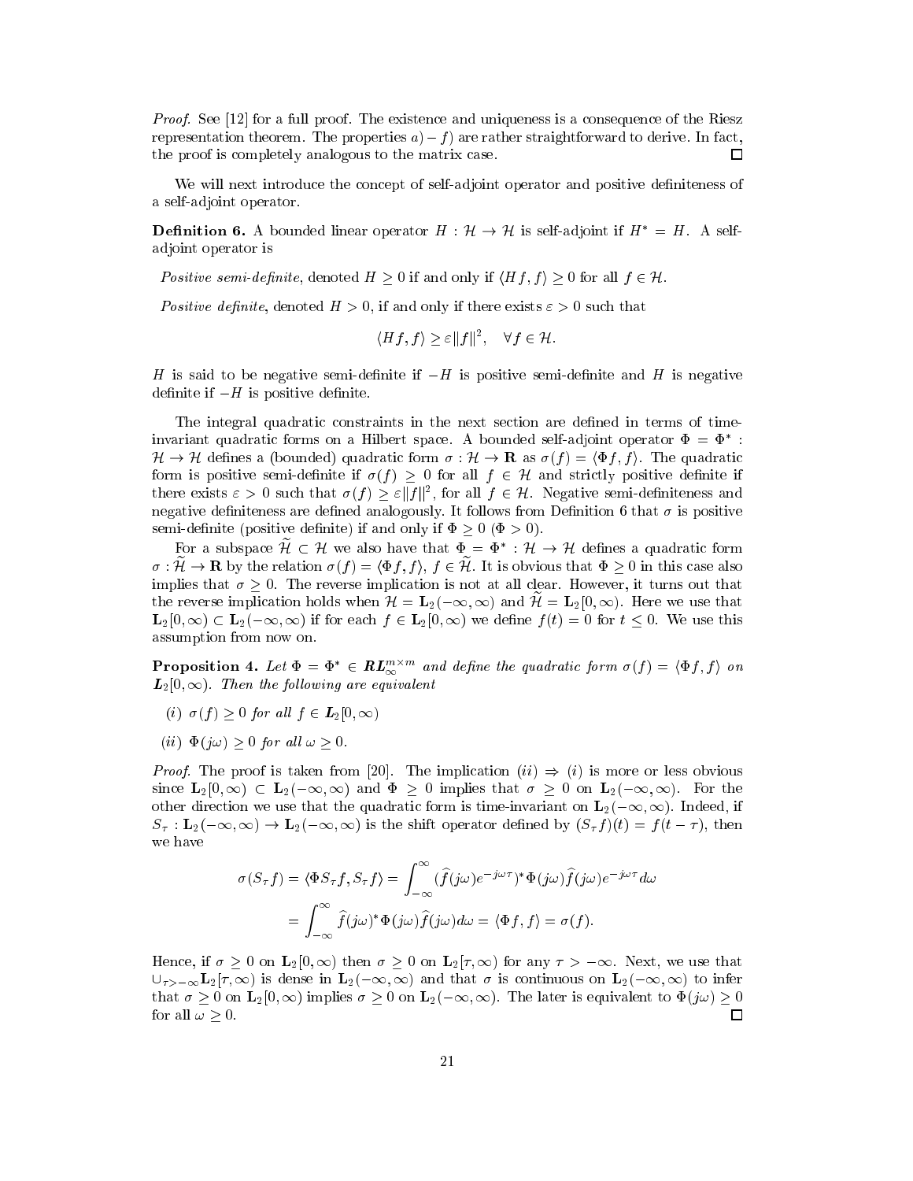*Proof.* See [12] for a full proof. The existence and uniqueness is a consequence of the Riesz representation theorem. The properties $a) - f)$ are rather straightforward to derive. In fact, the proof is completely analogous to the matrix case. □

We will next introduce the concept of self-adjoint operator and positive definiteness of a self-adjoint operator.

**Definition 6.** A bounded linear operator $H : \mathcal{H} \to \mathcal{H}$ is self-adjoint if $H^* = H$. A self-adjoint operator is

*Positive semi-definite*, denoted $H \geq 0$ if and only if $\langle Hf, f\rangle \geq 0$ for all $f \in \mathcal{H}$.

*Positive definite*, denoted $H > 0$, if and only if there exists $\varepsilon > 0$ such that

$$\langle Hf, f\rangle \geq \varepsilon \|f\|^2, \quad \forall f \in \mathcal{H}.$$

$H$ is said to be negative semi-definite if $-H$ is positive semi-definite and $H$ is negative definite if $-H$ is positive definite.

The integral quadratic constraints in the next section are defined in terms of time-invariant quadratic forms on a Hilbert space. A bounded self-adjoint operator $\Phi = \Phi^* : \mathcal{H} \to \mathcal{H}$ defines a (bounded) quadratic form $\sigma : \mathcal{H} \to \mathbf{R}$ as $\sigma(f) = \langle \Phi f, f\rangle$. The quadratic form is positive semi-definite if $\sigma(f) \geq 0$ for all $f \in \mathcal{H}$ and strictly positive definite if there exists $\varepsilon > 0$ such that $\sigma(f) \geq \varepsilon\|f\|^2$, for all $f \in \mathcal{H}$. Negative semi-definiteness and negative definiteness are defined analogously. It follows from Definition 6 that $\sigma$ is positive semi-definite (positive definite) if and only if $\Phi \geq 0$ ($\Phi > 0$).

For a subspace $\widetilde{\mathcal{H}} \subset \mathcal{H}$ we also have that $\Phi = \Phi^* : \mathcal{H} \to \mathcal{H}$ defines a quadratic form $\sigma : \widetilde{\mathcal{H}} \to \mathbf{R}$ by the relation $\sigma(f) = \langle \Phi f, f\rangle$, $f \in \widetilde{\mathcal{H}}$. It is obvious that $\Phi \geq 0$ in this case also implies that $\sigma \geq 0$. The reverse implication is not at all clear. However, it turns out that the reverse implication holds when $\mathcal{H} = \mathbf{L}_2(-\infty, \infty)$ and $\widetilde{\mathcal{H}} = \mathbf{L}_2[0, \infty)$. Here we use that $\mathbf{L}_2[0, \infty) \subset \mathbf{L}_2(-\infty, \infty)$ if for each $f \in \mathbf{L}_2[0, \infty)$ we define $f(t) = 0$ for $t \leq 0$. We use this assumption from now on.

**Proposition 4.** *Let $\Phi = \Phi^* \in \boldsymbol{RL}_\infty^{m\times m}$ and define the quadratic form $\sigma(f) = \langle \Phi f, f\rangle$ on $\mathbf{L}_2[0, \infty)$. Then the following are equivalent*

*(i) $\sigma(f) \geq 0$ for all $f \in \mathbf{L}_2[0, \infty)$*

*(ii) $\Phi(j\omega) \geq 0$ for all $\omega \geq 0$.*

*Proof.* The proof is taken from [20]. The implication $(ii) \Rightarrow (i)$ is more or less obvious since $\mathbf{L}_2[0, \infty) \subset \mathbf{L}_2(-\infty, \infty)$ and $\Phi \geq 0$ implies that $\sigma \geq 0$ on $\mathbf{L}_2(-\infty, \infty)$. For the other direction we use that the quadratic form is time-invariant on $\mathbf{L}_2(-\infty, \infty)$. Indeed, if $S_\tau : \mathbf{L}_2(-\infty, \infty) \to \mathbf{L}_2(-\infty, \infty)$ is the shift operator defined by $(S_\tau f)(t) = f(t - \tau)$, then we have

$$\begin{aligned}
\sigma(S_\tau f) = \langle \Phi S_\tau f, S_\tau f\rangle &= \int_{-\infty}^{\infty} (\widehat{f}(j\omega)e^{-j\omega\tau})^* \Phi(j\omega)\widehat{f}(j\omega)e^{-j\omega\tau} d\omega \\
&= \int_{-\infty}^{\infty} \widehat{f}(j\omega)^* \Phi(j\omega)\widehat{f}(j\omega) d\omega = \langle \Phi f, f\rangle = \sigma(f).
\end{aligned}$$

Hence, if $\sigma \geq 0$ on $\mathbf{L}_2[0, \infty)$ then $\sigma \geq 0$ on $\mathbf{L}_2[\tau, \infty)$ for any $\tau > -\infty$. Next, we use that $\cup_{\tau > -\infty} \mathbf{L}_2[\tau, \infty)$ is dense in $\mathbf{L}_2(-\infty, \infty)$ and that $\sigma$ is continuous on $\mathbf{L}_2(-\infty, \infty)$ to infer that $\sigma \geq 0$ on $\mathbf{L}_2[0, \infty)$ implies $\sigma \geq 0$ on $\mathbf{L}_2(-\infty, \infty)$. The later is equivalent to $\Phi(j\omega) \geq 0$ for all $\omega \geq 0$. □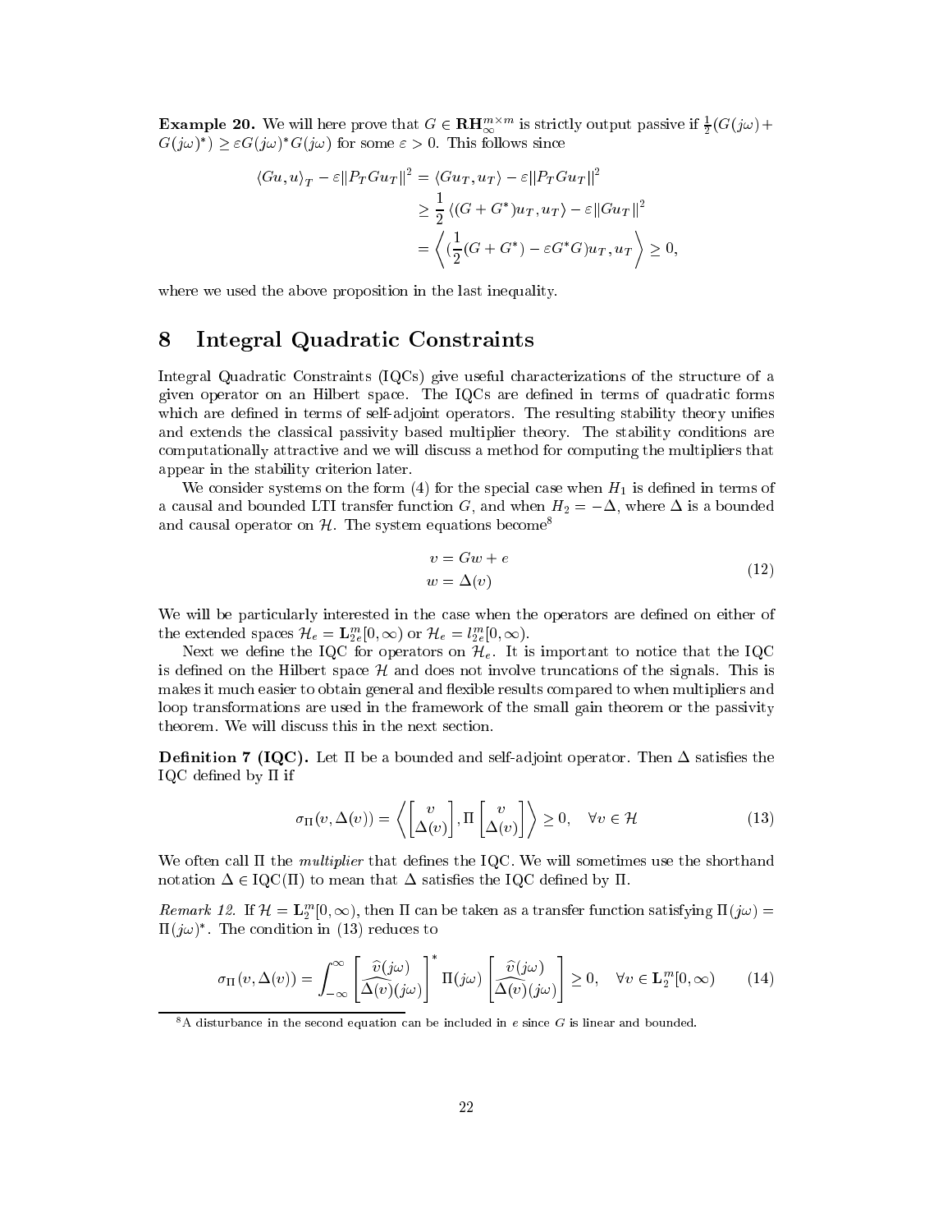**Example 20.** We will here prove that $G \in \mathbf{RH}_\infty^{m\times m}$ is strictly output passive if $\frac{1}{2}(G(j\omega) + G(j\omega)^*) \geq \varepsilon G(j\omega)^* G(j\omega)$ for some $\varepsilon > 0$. This follows since

$$
\begin{aligned}
\langle Gu, u\rangle_T - \varepsilon \|P_T G u_T\|^2 &= \langle G u_T, u_T\rangle - \varepsilon \|P_T G u_T\|^2 \\
&\geq \frac{1}{2}\langle (G+G^*)u_T, u_T\rangle - \varepsilon \|G u_T\|^2 \\
&= \left\langle (\frac{1}{2}(G+G^*) - \varepsilon G^* G)u_T, u_T \right\rangle \geq 0,
\end{aligned}
$$

where we used the above proposition in the last inequality.

## 8 Integral Quadratic Constraints

Integral Quadratic Constraints (IQCs) give useful characterizations of the structure of a given operator on an Hilbert space. The IQCs are defined in terms of quadratic forms which are defined in terms of self-adjoint operators. The resulting stability theory unifies and extends the classical passivity based multiplier theory. The stability conditions are computationally attractive and we will discuss a method for computing the multipliers that appear in the stability criterion later.

We consider systems on the form (4) for the special case when $H_1$ is defined in terms of a causal and bounded LTI transfer function $G$, and when $H_2 = -\Delta$, where $\Delta$ is a bounded and causal operator on $\mathcal{H}$. The system equations become[8]

$$
\begin{aligned}
v &= Gw + e \\
w &= \Delta(v)
\end{aligned} \tag{12}
$$

We will be particularly interested in the case when the operators are defined on either of the extended spaces $\mathcal{H}_e = \mathbf{L}_{2e}^m[0,\infty)$ or $\mathcal{H}_e = l_{2e}^m[0,\infty)$.

Next we define the IQC for operators on $\mathcal{H}_e$. It is important to notice that the IQC is defined on the Hilbert space $\mathcal{H}$ and does not involve truncations of the signals. This is makes it much easier to obtain general and flexible results compared to when multipliers and loop transformations are used in the framework of the small gain theorem or the passivity theorem. We will discuss this in the next section.

**Definition 7 (IQC).** Let $\Pi$ be a bounded and self-adjoint operator. Then $\Delta$ satisfies the IQC defined by $\Pi$ if

$$
\sigma_\Pi(v, \Delta(v)) = \left\langle \begin{bmatrix} v \\ \Delta(v)\end{bmatrix}, \Pi \begin{bmatrix} v \\ \Delta(v)\end{bmatrix} \right\rangle \geq 0, \quad \forall v \in \mathcal{H} \tag{13}
$$

We often call $\Pi$ the *multiplier* that defines the IQC. We will sometimes use the shorthand notation $\Delta \in \mathrm{IQC}(\Pi)$ to mean that $\Delta$ satisfies the IQC defined by $\Pi$.

*Remark 12.* If $\mathcal{H} = \mathbf{L}_2^m[0,\infty)$, then $\Pi$ can be taken as a transfer function satisfying $\Pi(j\omega) = \Pi(j\omega)^*$. The condition in (13) reduces to

$$
\sigma_\Pi(v, \Delta(v)) = \int_{-\infty}^{\infty} \begin{bmatrix} \widehat{v}(j\omega) \\ \widehat{\Delta(v)}(j\omega)\end{bmatrix}^* \Pi(j\omega) \begin{bmatrix} \widehat{v}(j\omega) \\ \widehat{\Delta(v)}(j\omega)\end{bmatrix} \geq 0, \quad \forall v \in \mathbf{L}_2^m[0,\infty) \tag{14}
$$

[8] A disturbance in the second equation can be included in $e$ since $G$ is linear and bounded.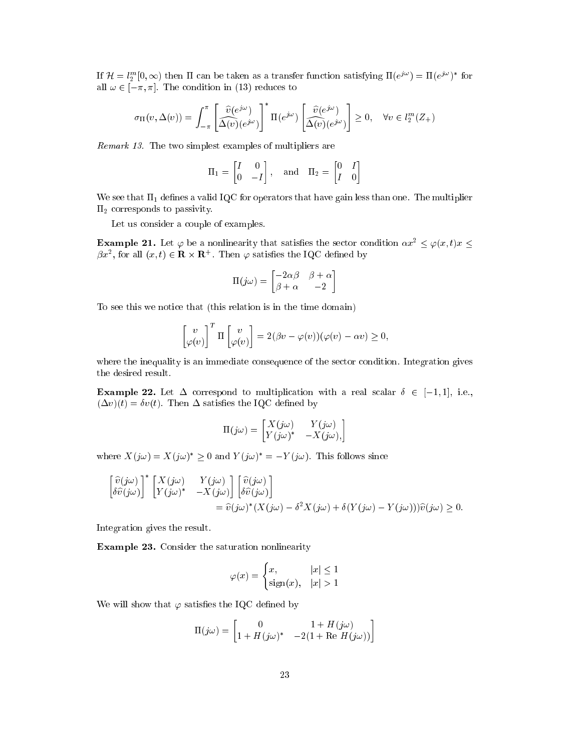If $\mathcal{H} = l_2^m[0,\infty)$ then $\Pi$ can be taken as a transfer function satisfying $\Pi(e^{j\omega}) = \Pi(e^{j\omega})^*$ for all $\omega \in [-\pi,\pi]$. The condition in (13) reduces to

$$\sigma_\Pi(v,\Delta(v)) = \int_{-\pi}^{\pi} \begin{bmatrix} \widehat{v}(e^{j\omega}) \\ \widehat{\Delta(v)}(e^{j\omega}) \end{bmatrix}^* \Pi(e^{j\omega}) \begin{bmatrix} \widehat{v}(e^{j\omega}) \\ \widehat{\Delta(v)}(e^{j\omega}) \end{bmatrix} \geq 0, \quad \forall v \in l_2^m(Z_+)$$

*Remark 13.* The two simplest examples of multipliers are

$$\Pi_1 = \begin{bmatrix} I & 0 \\ 0 & -I \end{bmatrix}, \quad \text{and} \quad \Pi_2 = \begin{bmatrix} 0 & I \\ I & 0 \end{bmatrix}$$

We see that $\Pi_1$ defines a valid IQC for operators that have gain less than one. The multiplier $\Pi_2$ corresponds to passivity.

Let us consider a couple of examples.

**Example 21.** Let $\varphi$ be a nonlinearity that satisfies the sector condition $\alpha x^2 \leq \varphi(x,t)x \leq \beta x^2$, for all $(x,t) \in \mathbf{R} \times \mathbf{R}^+$. Then $\varphi$ satisfies the IQC defined by

$$\Pi(j\omega) = \begin{bmatrix} -2\alpha\beta & \beta+\alpha \\ \beta+\alpha & -2 \end{bmatrix}$$

To see this we notice that (this relation is in the time domain)

$$\begin{bmatrix} v \\ \varphi(v) \end{bmatrix}^T \Pi \begin{bmatrix} v \\ \varphi(v) \end{bmatrix} = 2(\beta v - \varphi(v))(\varphi(v) - \alpha v) \geq 0,$$

where the inequality is an immediate consequence of the sector condition. Integration gives the desired result.

**Example 22.** Let $\Delta$ correspond to multiplication with a real scalar $\delta \in [-1,1]$, i.e., $(\Delta v)(t) = \delta v(t)$. Then $\Delta$ satisfies the IQC defined by

$$\Pi(j\omega) = \begin{bmatrix} X(j\omega) & Y(j\omega) \\ Y(j\omega)^* & -X(j\omega), \end{bmatrix}$$

where $X(j\omega) = X(j\omega)^* \geq 0$ and $Y(j\omega)^* = -Y(j\omega)$. This follows since

$$\begin{aligned} \begin{bmatrix} \widehat{v}(j\omega) \\ \delta\widehat{v}(j\omega) \end{bmatrix}^* \begin{bmatrix} X(j\omega) & Y(j\omega) \\ Y(j\omega)^* & -X(j\omega) \end{bmatrix} \begin{bmatrix} \widehat{v}(j\omega) \\ \delta\widehat{v}(j\omega) \end{bmatrix} \\ = \widehat{v}(j\omega)^*(X(j\omega) - \delta^2 X(j\omega) + \delta(Y(j\omega) - Y(j\omega)))\widehat{v}(j\omega) \geq 0. \end{aligned}$$

Integration gives the result.

**Example 23.** Consider the saturation nonlinearity

$$\varphi(x) = \begin{cases} x, & |x| \leq 1 \\ \text{sign}(x), & |x| > 1 \end{cases}$$

We will show that $\varphi$ satisfies the IQC defined by

$$\Pi(j\omega) = \begin{bmatrix} 0 & 1 + H(j\omega) \\ 1 + H(j\omega)^* & -2(1 + \text{Re } H(j\omega)) \end{bmatrix}$$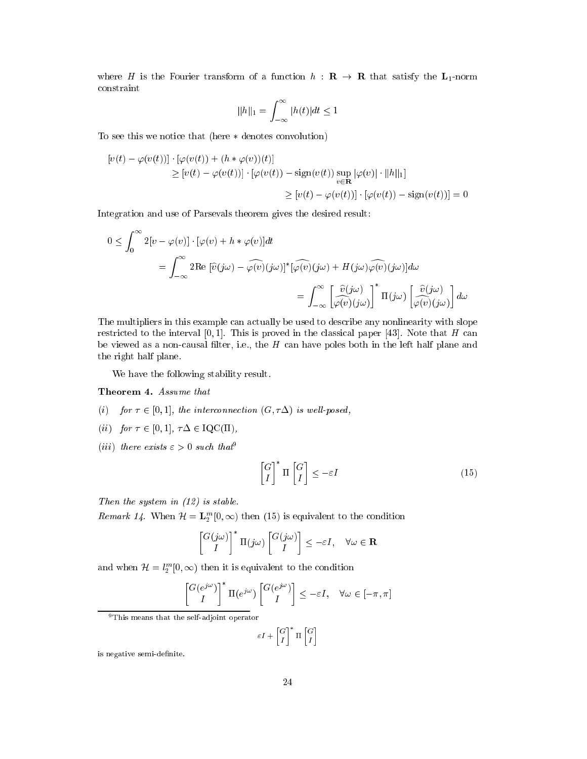where $H$ is the Fourier transform of a function $h : \mathbf{R} \to \mathbf{R}$ that satisfy the $\mathbf{L}_1$-norm constraint

$$\|h\|_1 = \int_{-\infty}^{\infty} |h(t)|dt \leq 1$$

To see this we notice that (here $*$ denotes convolution)

$$\begin{aligned}
[v(t) - \varphi(v(t))] \cdot [\varphi(v(t)) + (h * \varphi(v))(t)] \\
\geq [v(t) - \varphi(v(t))] \cdot [\varphi(v(t)) - \text{sign}(v(t)) \sup_{v \in \mathbf{R}} |\varphi(v)| \cdot \|h\|_1] \\
\geq [v(t) - \varphi(v(t))] \cdot [\varphi(v(t)) - \text{sign}(v(t))] = 0
\end{aligned}$$

Integration and use of Parsevals theorem gives the desired result:

$$\begin{aligned}
0 \leq \int_0^\infty 2[v - \varphi(v)] \cdot [\varphi(v) + h * \varphi(v)]dt \\
= \int_{-\infty}^{\infty} 2\text{Re}\, [\widehat{v}(j\omega) - \widehat{\varphi(v)}(j\omega)]^* [\widehat{\varphi(v)}(j\omega) + H(j\omega)\widehat{\varphi(v)}(j\omega)]d\omega \\
= \int_{-\infty}^{\infty} \begin{bmatrix} \widehat{v}(j\omega) \\ \widehat{\varphi(v)}(j\omega) \end{bmatrix}^* \Pi(j\omega) \begin{bmatrix} \widehat{v}(j\omega) \\ \widehat{\varphi(v)}(j\omega) \end{bmatrix} d\omega
\end{aligned}$$

The multipliers in this example can actually be used to describe any nonlinearity with slope restricted to the interval $[0, 1]$. This is proved in the classical paper [43]. Note that $H$ can be viewed as a non-causal filter, i.e., the $H$ can have poles both in the left half plane and the right half plane.

We have the following stability result.

**Theorem 4.** *Assume that*

*(i) for $\tau \in [0, 1]$, the interconnection $(G, \tau\Delta)$ is well-posed,*

*(ii) for $\tau \in [0, 1]$, $\tau\Delta \in \text{IQC}(\Pi)$,*

*(iii) there exists $\varepsilon > 0$ such that*[9]

$$\begin{bmatrix} G \\ I \end{bmatrix}^* \Pi \begin{bmatrix} G \\ I \end{bmatrix} \leq -\varepsilon I \tag{15}$$

*Then the system in (12) is stable.*

*Remark 14.* When $\mathcal{H} = \mathbf{L}_2^m[0, \infty)$ then (15) is equivalent to the condition

$$\begin{bmatrix} G(j\omega) \\ I \end{bmatrix}^* \Pi(j\omega) \begin{bmatrix} G(j\omega) \\ I \end{bmatrix} \leq -\varepsilon I, \quad \forall \omega \in \mathbf{R}$$

and when $\mathcal{H} = l_2^m[0, \infty)$ then it is equivalent to the condition

$$\begin{bmatrix} G(e^{j\omega}) \\ I \end{bmatrix}^* \Pi(e^{j\omega}) \begin{bmatrix} G(e^{j\omega}) \\ I \end{bmatrix} \leq -\varepsilon I, \quad \forall \omega \in [-\pi, \pi]$$

[9] This means that the self-adjoint operator

$$\varepsilon I + \begin{bmatrix} G \\ I \end{bmatrix}^* \Pi \begin{bmatrix} G \\ I \end{bmatrix}$$

is negative semi-definite.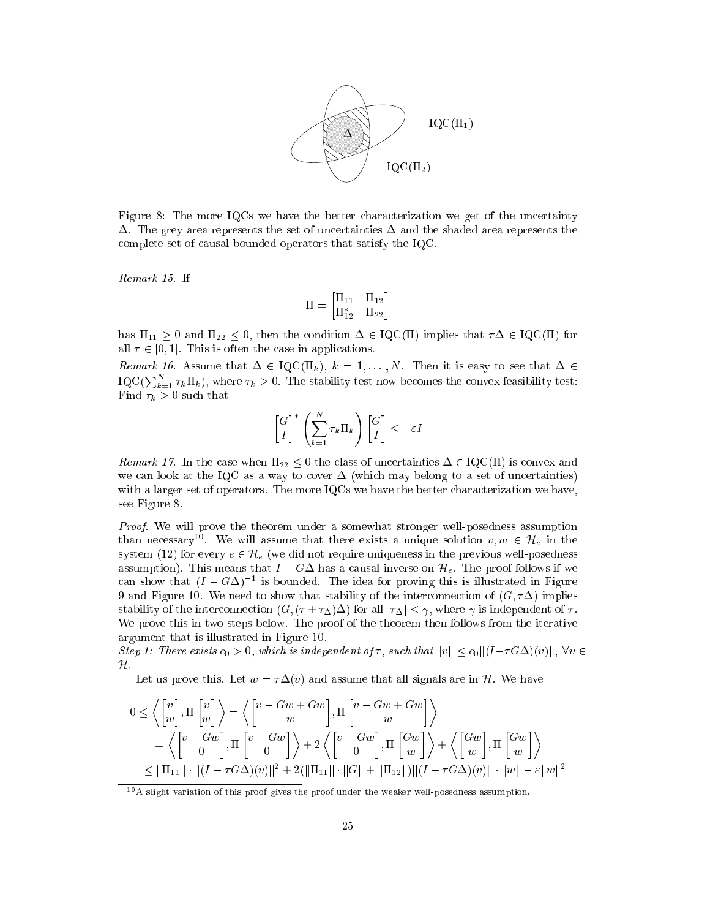Figure 8: The more IQCs we have the better characterization we get of the uncertainty $\Delta$. The grey area represents the set of uncertainties $\Delta$ and the shaded area represents the complete set of causal bounded operators that satisfy the IQC.

*Remark 15.* If

$$\Pi = \begin{bmatrix} \Pi_{11} & \Pi_{12} \\ \Pi_{12}^* & \Pi_{22} \end{bmatrix}$$

has $\Pi_{11} \geq 0$ and $\Pi_{22} \leq 0$, then the condition $\Delta \in \mathrm{IQC}(\Pi)$ implies that $\tau\Delta \in \mathrm{IQC}(\Pi)$ for all $\tau \in [0, 1]$. This is often the case in applications.

*Remark 16.* Assume that $\Delta \in \mathrm{IQC}(\Pi_k)$, $k = 1, \ldots, N$. Then it is easy to see that $\Delta \in \mathrm{IQC}(\sum_{k=1}^N \tau_k \Pi_k)$, where $\tau_k \geq 0$. The stability test now becomes the convex feasibility test: Find $\tau_k \geq 0$ such that

$$\begin{bmatrix} G \\ I \end{bmatrix}^* \left( \sum_{k=1}^N \tau_k \Pi_k \right) \begin{bmatrix} G \\ I \end{bmatrix} \leq -\varepsilon I$$

*Remark 17.* In the case when $\Pi_{22} \leq 0$ the class of uncertainties $\Delta \in \mathrm{IQC}(\Pi)$ is convex and we can look at the IQC as a way to cover $\Delta$ (which may belong to a set of uncertainties) with a larger set of operators. The more IQCs we have the better characterization we have, see Figure 8.

*Proof.* We will prove the theorem under a somewhat stronger well-posedness assumption than necessary[10]. We will assume that there exists a unique solution $v, w \in \mathcal{H}_e$ in the system (12) for every $e \in \mathcal{H}_e$ (we did not require uniqueness in the previous well-posedness assumption). This means that $I - G\Delta$ has a causal inverse on $\mathcal{H}_e$. The proof follows if we can show that $(I - G\Delta)^{-1}$ is bounded. The idea for proving this is illustrated in Figure 9 and Figure 10. We need to show that stability of the interconnection of $(G, \tau\Delta)$ implies stability of the interconnection $(G, (\tau + \tau_\Delta)\Delta)$ for all $|\tau_\Delta| \leq \gamma$, where $\gamma$ is independent of $\tau$. We prove this in two steps below. The proof of the theorem then follows from the iterative argument that is illustrated in Figure 10.

*Step 1: There exists $c_0 > 0$, which is independent of $\tau$, such that $\|v\| \leq c_0 \|(I - \tau G\Delta)(v)\|$, $\forall v \in \mathcal{H}$.*

Let us prove this. Let $w = \tau\Delta(v)$ and assume that all signals are in $\mathcal{H}$. We have

$$\begin{aligned}
0 \leq \left\langle \begin{bmatrix} v \\ w \end{bmatrix}, \Pi \begin{bmatrix} v \\ w \end{bmatrix} \right\rangle &= \left\langle \begin{bmatrix} v - Gw + Gw \\ w \end{bmatrix}, \Pi \begin{bmatrix} v - Gw + Gw \\ w \end{bmatrix} \right\rangle \\
&= \left\langle \begin{bmatrix} v - Gw \\ 0 \end{bmatrix}, \Pi \begin{bmatrix} v - Gw \\ 0 \end{bmatrix} \right\rangle + 2 \left\langle \begin{bmatrix} v - Gw \\ 0 \end{bmatrix}, \Pi \begin{bmatrix} Gw \\ w \end{bmatrix} \right\rangle + \left\langle \begin{bmatrix} Gw \\ w \end{bmatrix}, \Pi \begin{bmatrix} Gw \\ w \end{bmatrix} \right\rangle \\
&\leq \|\Pi_{11}\| \cdot \|(I - \tau G\Delta)(v)\|^2 + 2(\|\Pi_{11}\| \cdot \|G\| + \|\Pi_{12}\|)\|(I - \tau G\Delta)(v)\| \cdot \|w\| - \varepsilon \|w\|^2
\end{aligned}$$

[10] A slight variation of this proof gives the proof under the weaker well-posedness assumption.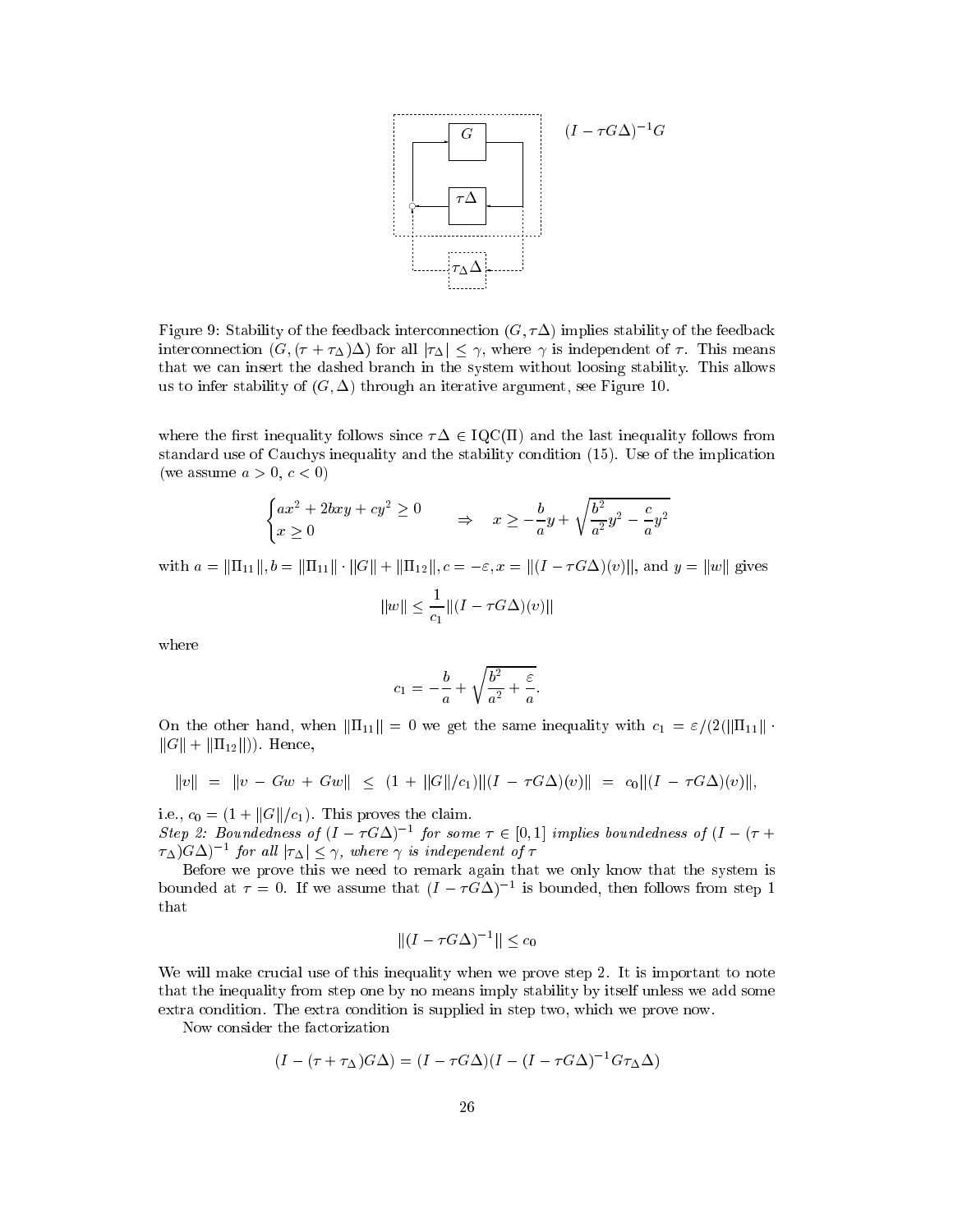$(I - \tau G\Delta)^{-1}G$

Figure 9: Stability of the feedback interconnection $(G, \tau\Delta)$ implies stability of the feedback interconnection $(G, (\tau + \tau_\Delta)\Delta)$ for all $|\tau_\Delta| \leq \gamma$, where $\gamma$ is independent of $\tau$. This means that we can insert the dashed branch in the system without loosing stability. This allows us to infer stability of $(G, \Delta)$ through an iterative argument, see Figure 10.

where the first inequality follows since $\tau\Delta \in \mathrm{IQC}(\Pi)$ and the last inequality follows from standard use of Cauchys inequality and the stability condition (15). Use of the implication (we assume $a > 0$, $c < 0$)

$$\begin{cases} ax^2 + 2bxy + cy^2 \geq 0 \\ x \geq 0 \end{cases} \Rightarrow \quad x \geq -\frac{b}{a}y + \sqrt{\frac{b^2}{a^2}y^2 - \frac{c}{a}y^2}$$

with $a = \|\Pi_{11}\|, b = \|\Pi_{11}\| \cdot \|G\| + \|\Pi_{12}\|, c = -\varepsilon, x = \|(I - \tau G\Delta)(v)\|$, and $y = \|w\|$ gives

$$\|w\| \leq \frac{1}{c_1}\|(I - \tau G\Delta)(v)\|$$

where

$$c_1 = -\frac{b}{a} + \sqrt{\frac{b^2}{a^2} + \frac{\varepsilon}{a}}.$$

On the other hand, when $\|\Pi_{11}\| = 0$ we get the same inequality with $c_1 = \varepsilon/(2(\|\Pi_{11}\| \cdot \|G\| + \|\Pi_{12}\|))$. Hence,

$$\|v\| = \|v - Gw + Gw\| \leq (1 + \|G\|/c_1)\|(I - \tau G\Delta)(v)\| = c_0\|(I - \tau G\Delta)(v)\|,$$

i.e., $c_0 = (1 + \|G\|/c_1)$. This proves the claim.

*Step 2: Boundedness of $(I - \tau G\Delta)^{-1}$ for some $\tau \in [0, 1]$ implies boundedness of $(I - (\tau + \tau_\Delta)G\Delta)^{-1}$ for all $|\tau_\Delta| \leq \gamma$, where $\gamma$ is independent of $\tau$*

Before we prove this we need to remark again that we only know that the system is bounded at $\tau = 0$. If we assume that $(I - \tau G\Delta)^{-1}$ is bounded, then follows from step 1 that

$$\|(I - \tau G\Delta)^{-1}\| \leq c_0$$

We will make crucial use of this inequality when we prove step 2. It is important to note that the inequality from step one by no means imply stability by itself unless we add some extra condition. The extra condition is supplied in step two, which we prove now.

Now consider the factorization

$$(I - (\tau + \tau_\Delta)G\Delta) = (I - \tau G\Delta)(I - (I - \tau G\Delta)^{-1}G\tau_\Delta\Delta)$$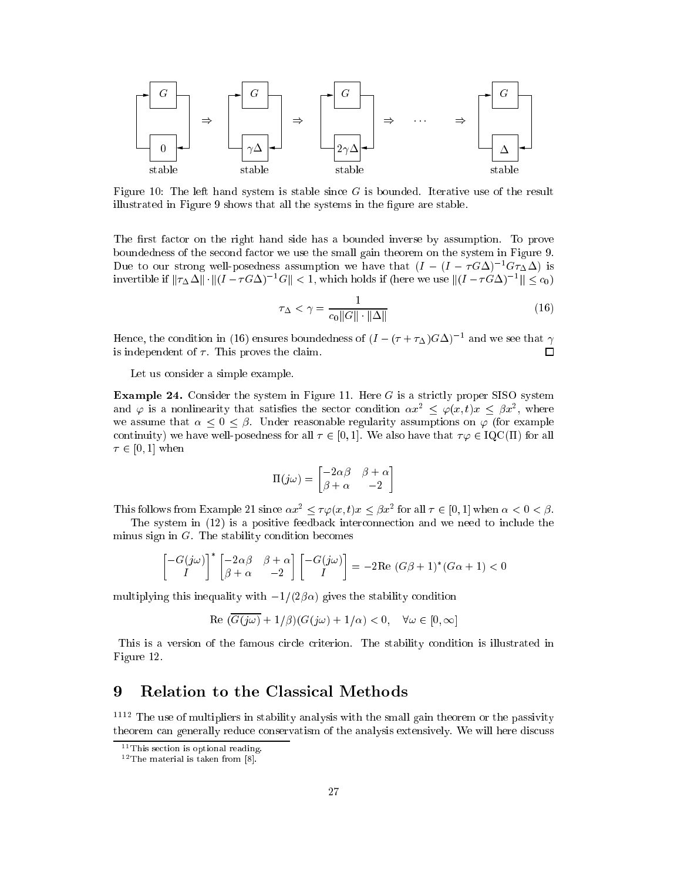Figure 10: The left hand system is stable since $G$ is bounded. Iterative use of the result illustrated in Figure 9 shows that all the systems in the figure are stable.

The first factor on the right hand side has a bounded inverse by assumption. To prove boundedness of the second factor we use the small gain theorem on the system in Figure 9. Due to our strong well-posedness assumption we have that $(I - (I - \tau G\Delta)^{-1} G\tau_\Delta \Delta)$ is invertible if $\|\tau_\Delta \Delta\| \cdot \|(I - \tau G\Delta)^{-1} G\| < 1$, which holds if (here we use $\|(I - \tau G\Delta)^{-1}\| \le c_0$)

$$\tau_\Delta < \gamma = \frac{1}{c_0 \|G\| \cdot \|\Delta\|} \tag{16}$$

Hence, the condition in (16) ensures boundedness of $(I - (\tau + \tau_\Delta) G\Delta)^{-1}$ and we see that $\gamma$ is independent of $\tau$. This proves the claim. □

Let us consider a simple example.

**Example 24.** Consider the system in Figure 11. Here $G$ is a strictly proper SISO system and $\varphi$ is a nonlinearity that satisfies the sector condition $\alpha x^2 \le \varphi(x,t)x \le \beta x^2$, where we assume that $\alpha \le 0 \le \beta$. Under reasonable regularity assumptions on $\varphi$ (for example continuity) we have well-posedness for all $\tau \in [0,1]$. We also have that $\tau\varphi \in \mathrm{IQC}(\Pi)$ for all $\tau \in [0,1]$ when

$$\Pi(j\omega) = \begin{bmatrix} -2\alpha\beta & \beta + \alpha \\ \beta + \alpha & -2 \end{bmatrix}$$

This follows from Example 21 since $\alpha x^2 \le \tau\varphi(x,t)x \le \beta x^2$ for all $\tau \in [0,1]$ when $\alpha < 0 < \beta$.

The system in (12) is a positive feedback interconnection and we need to include the minus sign in $G$. The stability condition becomes

$$\begin{bmatrix} -G(j\omega) \\ I \end{bmatrix}^* \begin{bmatrix} -2\alpha\beta & \beta + \alpha \\ \beta + \alpha & -2 \end{bmatrix} \begin{bmatrix} -G(j\omega) \\ I \end{bmatrix} = -2\mathrm{Re}\ (G\beta + 1)^*(G\alpha + 1) < 0$$

multiplying this inequality with $-1/(2\beta\alpha)$ gives the stability condition

$$\mathrm{Re}\ (\overline{G(j\omega)} + 1/\beta)(G(j\omega) + 1/\alpha) < 0, \quad \forall \omega \in [0, \infty]$$

This is a version of the famous circle criterion. The stability condition is illustrated in Figure 12.

# 9 Relation to the Classical Methods

[11][12] The use of multipliers in stability analysis with the small gain theorem or the passivity theorem can generally reduce conservatism of the analysis extensively. We will here discuss

[11] This section is optional reading.

[12] The material is taken from [8].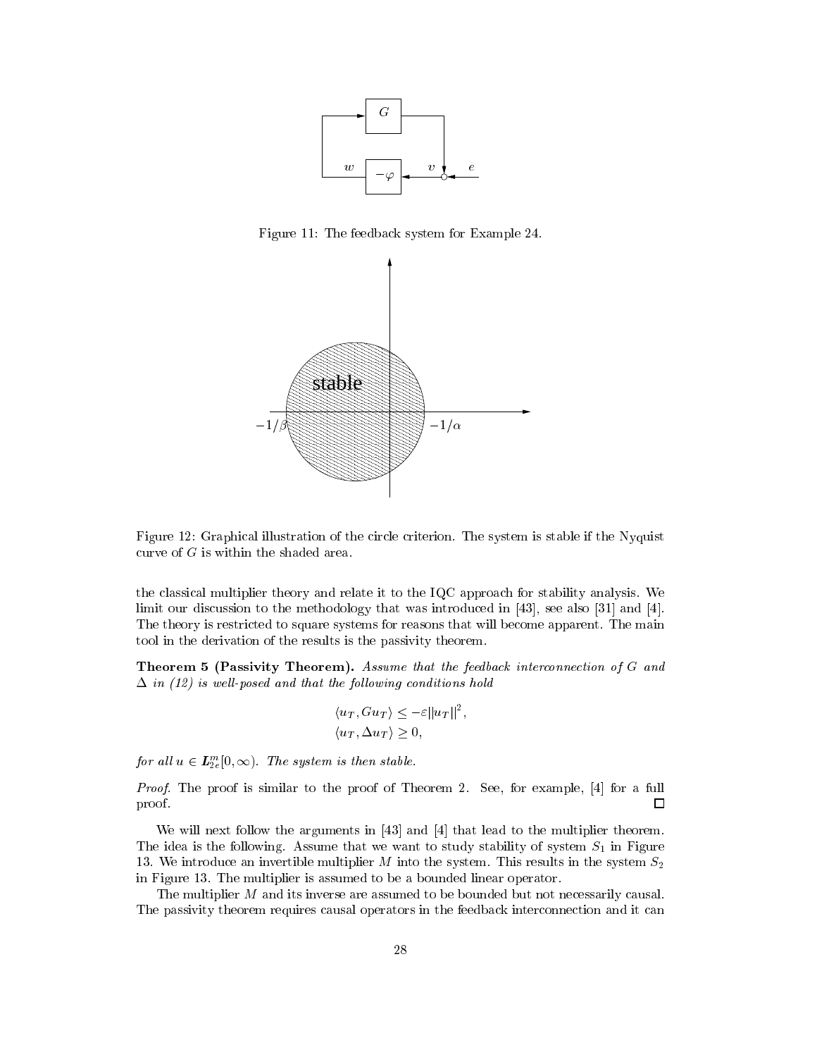Figure 11: The feedback system for Example 24.

Figure 12: Graphical illustration of the circle criterion. The system is stable if the Nyquist curve of $G$ is within the shaded area.

the classical multiplier theory and relate it to the IQC approach for stability analysis. We limit our discussion to the methodology that was introduced in [43], see also [31] and [4]. The theory is restricted to square systems for reasons that will become apparent. The main tool in the derivation of the results is the passivity theorem.

**Theorem 5 (Passivity Theorem).** *Assume that the feedback interconnection of $G$ and $\Delta$ in (12) is well-posed and that the following conditions hold*

$$\langle u_T, Gu_T \rangle \leq -\varepsilon \|u_T\|^2,$$
$$\langle u_T, \Delta u_T \rangle \geq 0,$$

*for all $u \in \boldsymbol{L}_{2e}^m[0, \infty)$. The system is then stable.*

*Proof.* The proof is similar to the proof of Theorem 2. See, for example, [4] for a full proof. □

We will next follow the arguments in [43] and [4] that lead to the multiplier theorem. The idea is the following. Assume that we want to study stability of system $S_1$ in Figure 13. We introduce an invertible multiplier $M$ into the system. This results in the system $S_2$ in Figure 13. The multiplier is assumed to be a bounded linear operator.

The multiplier $M$ and its inverse are assumed to be bounded but not necessarily causal. The passivity theorem requires causal operators in the feedback interconnection and it can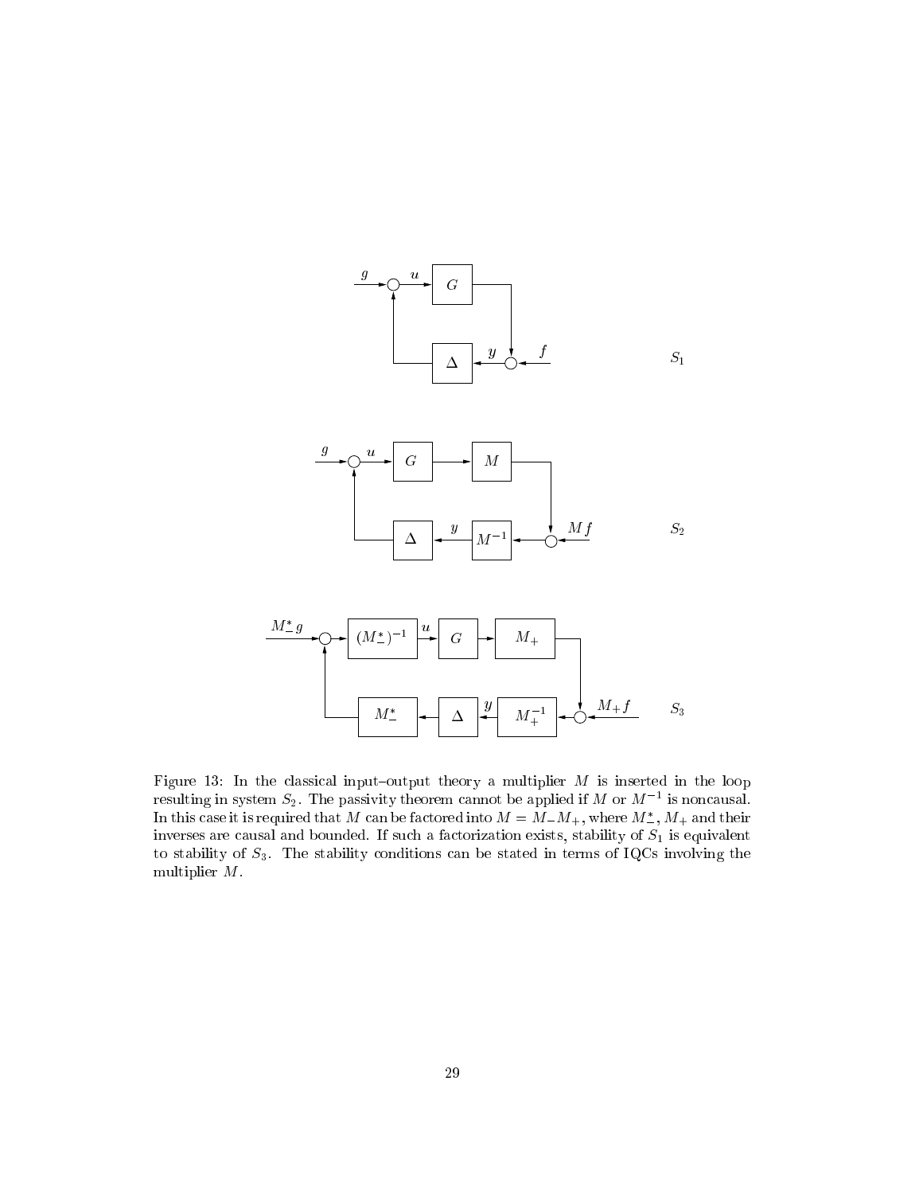Figure 13: In the classical input–output theory a multiplier $M$ is inserted in the loop resulting in system $S_2$. The passivity theorem cannot be applied if $M$ or $M^{-1}$ is noncausal. In this case it is required that $M$ can be factored into $M = M_- M_+$, where $M_-^*$, $M_+$ and their inverses are causal and bounded. If such a factorization exists, stability of $S_1$ is equivalent to stability of $S_3$. The stability conditions can be stated in terms of IQCs involving the multiplier $M$.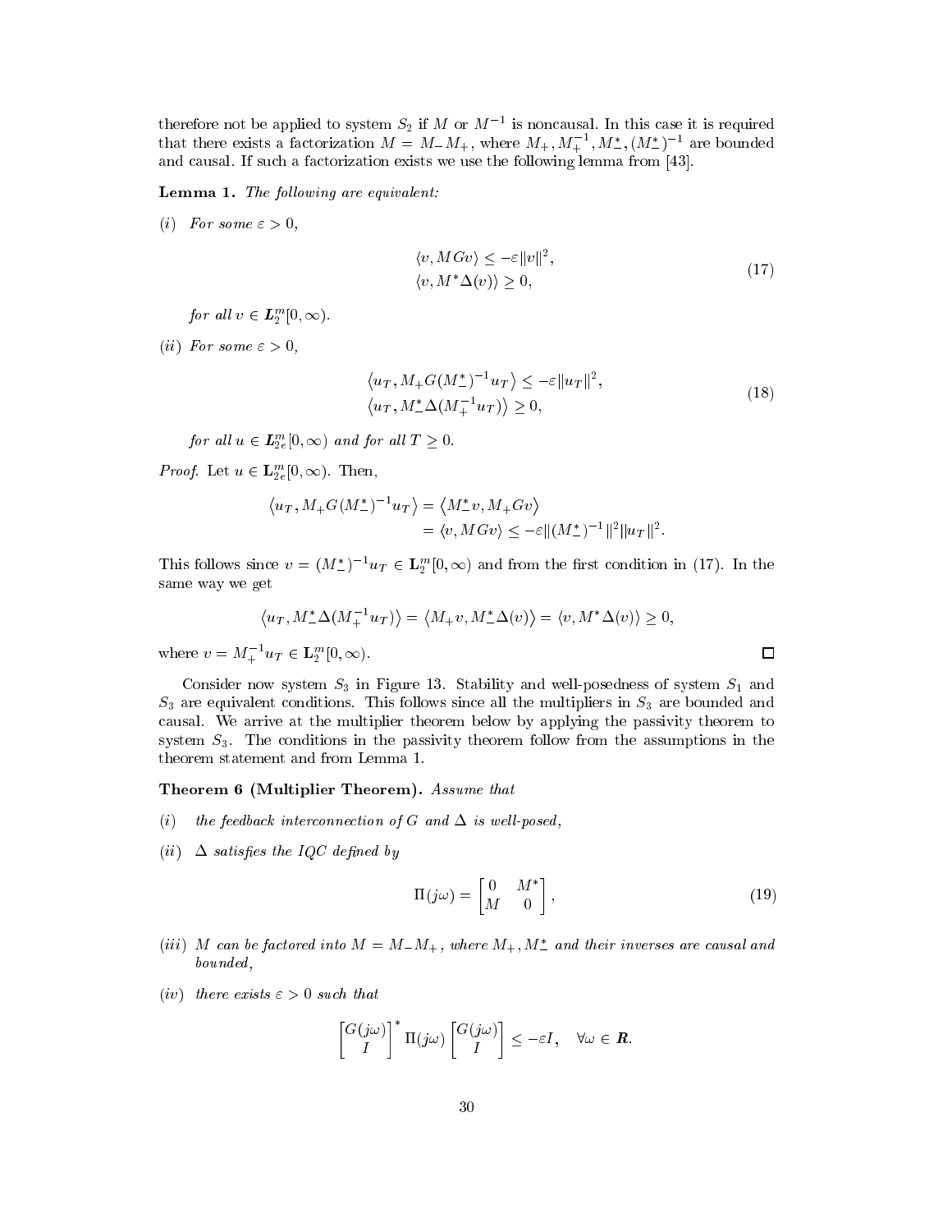therefore not be applied to system $S_2$ if $M$ or $M^{-1}$ is noncausal. In this case it is required that there exists a factorization $M = M_- M_+$, where $M_+, M_+^{-1}, M_-^*, (M_-^*)^{-1}$ are bounded and causal. If such a factorization exists we use the following lemma from [43].

**Lemma 1.** *The following are equivalent:*

*(i) For some* $\varepsilon > 0$,

$$
\begin{aligned}
\langle v, MGv \rangle &\leq -\varepsilon \|v\|^2, \\
\langle v, M^* \Delta(v) \rangle &\geq 0,
\end{aligned}
\tag{17}
$$

*for all* $v \in \mathbf{L}_2^m[0, \infty)$.

*(ii) For some* $\varepsilon > 0$,

$$
\begin{aligned}
\left\langle u_T, M_+ G (M_-^*)^{-1} u_T \right\rangle &\leq -\varepsilon \|u_T\|^2, \\
\left\langle u_T, M_-^* \Delta(M_+^{-1} u_T) \right\rangle &\geq 0,
\end{aligned}
\tag{18}
$$

*for all* $u \in \mathbf{L}_{2e}^m[0, \infty)$ *and for all* $T \geq 0$.

*Proof.* Let $u \in \mathbf{L}_{2e}^m[0, \infty)$. Then,

$$
\begin{aligned}
\left\langle u_T, M_+ G (M_-^*)^{-1} u_T \right\rangle &= \left\langle M_-^* v, M_+ G v \right\rangle \\
&= \langle v, MGv \rangle \leq -\varepsilon \|(M_-^*)^{-1}\|^2 \|u_T\|^2.
\end{aligned}
$$

This follows since $v = (M_-^*)^{-1} u_T \in \mathbf{L}_2^m[0, \infty)$ and from the first condition in (17). In the same way we get

$$
\left\langle u_T, M_-^* \Delta(M_+^{-1} u_T) \right\rangle = \left\langle M_+ v, M_-^* \Delta(v) \right\rangle = \langle v, M^* \Delta(v) \rangle \geq 0,
$$

where $v = M_+^{-1} u_T \in \mathbf{L}_2^m[0, \infty)$. $\square$

Consider now system $S_3$ in Figure 13. Stability and well-posedness of system $S_1$ and $S_3$ are equivalent conditions. This follows since all the multipliers in $S_3$ are bounded and causal. We arrive at the multiplier theorem below by applying the passivity theorem to system $S_3$. The conditions in the passivity theorem follow from the assumptions in the theorem statement and from Lemma 1.

**Theorem 6 (Multiplier Theorem).** *Assume that*

*(i) the feedback interconnection of* $G$ *and* $\Delta$ *is well-posed,*

*(ii)* $\Delta$ *satisfies the IQC defined by*

$$
\Pi(j\omega) = \begin{bmatrix} 0 & M^* \\ M & 0 \end{bmatrix},
\tag{19}
$$

*(iii)* $M$ *can be factored into* $M = M_- M_+$, *where* $M_+, M_-^*$ *and their inverses are causal and bounded,*

*(iv) there exists* $\varepsilon > 0$ *such that*

$$
\begin{bmatrix} G(j\omega) \\ I \end{bmatrix}^* \Pi(j\omega) \begin{bmatrix} G(j\omega) \\ I \end{bmatrix} \leq -\varepsilon I, \quad \forall \omega \in \mathbf{R}.
$$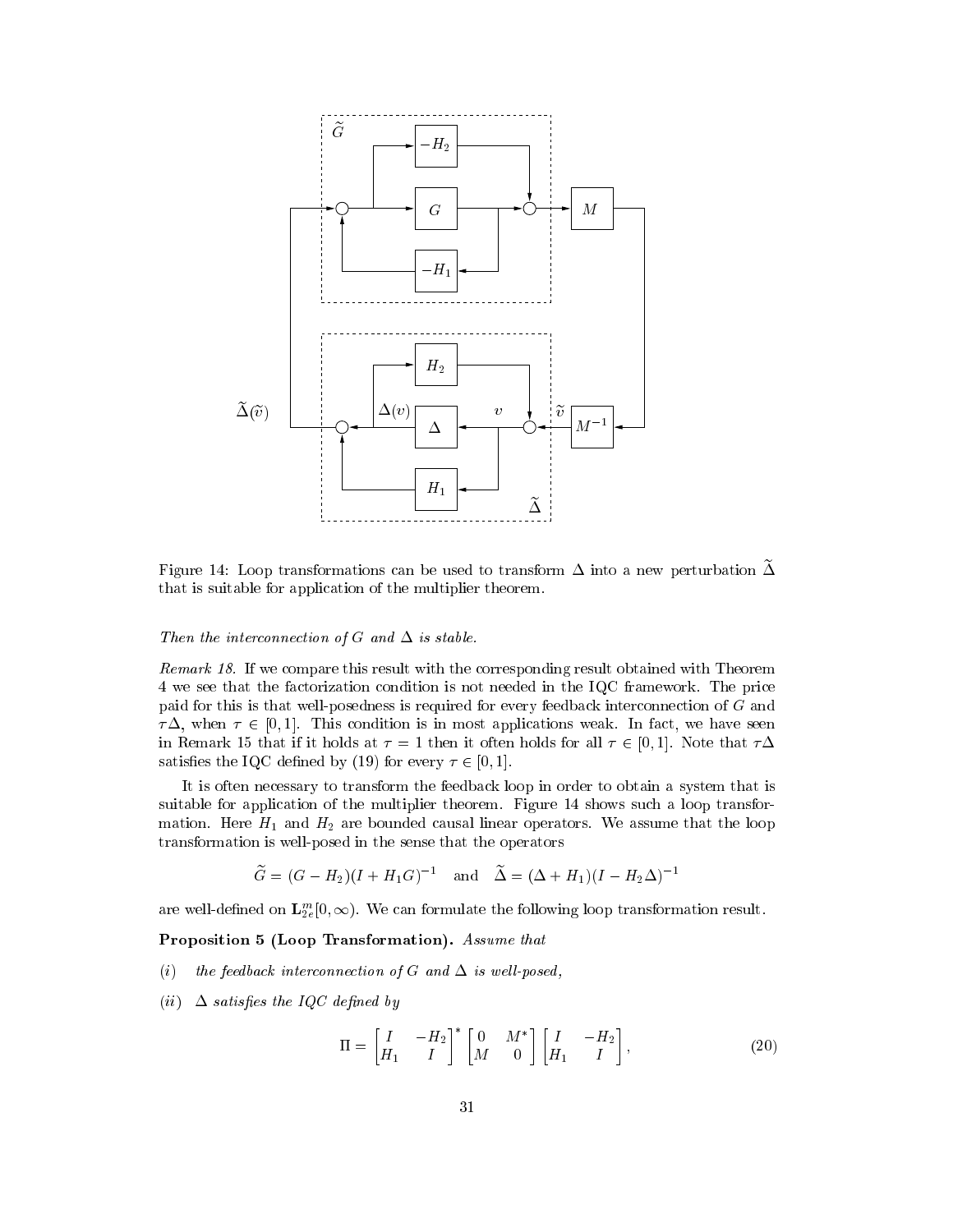Figure 14: Loop transformations can be used to transform $\Delta$ into a new perturbation $\widetilde{\Delta}$ that is suitable for application of the multiplier theorem.

*Then the interconnection of $G$ and $\Delta$ is stable.*

*Remark 18.* If we compare this result with the corresponding result obtained with Theorem 4 we see that the factorization condition is not needed in the IQC framework. The price paid for this is that well-posedness is required for every feedback interconnection of $G$ and $\tau\Delta$, when $\tau \in [0, 1]$. This condition is in most applications weak. In fact, we have seen in Remark 15 that if it holds at $\tau = 1$ then it often holds for all $\tau \in [0, 1]$. Note that $\tau\Delta$ satisfies the IQC defined by (19) for every $\tau \in [0, 1]$.

It is often necessary to transform the feedback loop in order to obtain a system that is suitable for application of the multiplier theorem. Figure 14 shows such a loop transformation. Here $H_1$ and $H_2$ are bounded causal linear operators. We assume that the loop transformation is well-posed in the sense that the operators

$$\widetilde{G} = (G - H_2)(I + H_1 G)^{-1} \quad \text{and} \quad \widetilde{\Delta} = (\Delta + H_1)(I - H_2 \Delta)^{-1}$$

are well-defined on $\mathbf{L}_{2e}^m[0, \infty)$. We can formulate the following loop transformation result.

**Proposition 5 (Loop Transformation).** *Assume that*

*(i)* *the feedback interconnection of $G$ and $\Delta$ is well-posed,*

*(ii)* *$\Delta$ satisfies the IQC defined by*

$$\Pi = \begin{bmatrix} I & -H_2 \\ H_1 & I \end{bmatrix}^* \begin{bmatrix} 0 & M^* \\ M & 0 \end{bmatrix} \begin{bmatrix} I & -H_2 \\ H_1 & I \end{bmatrix}, \tag{20}$$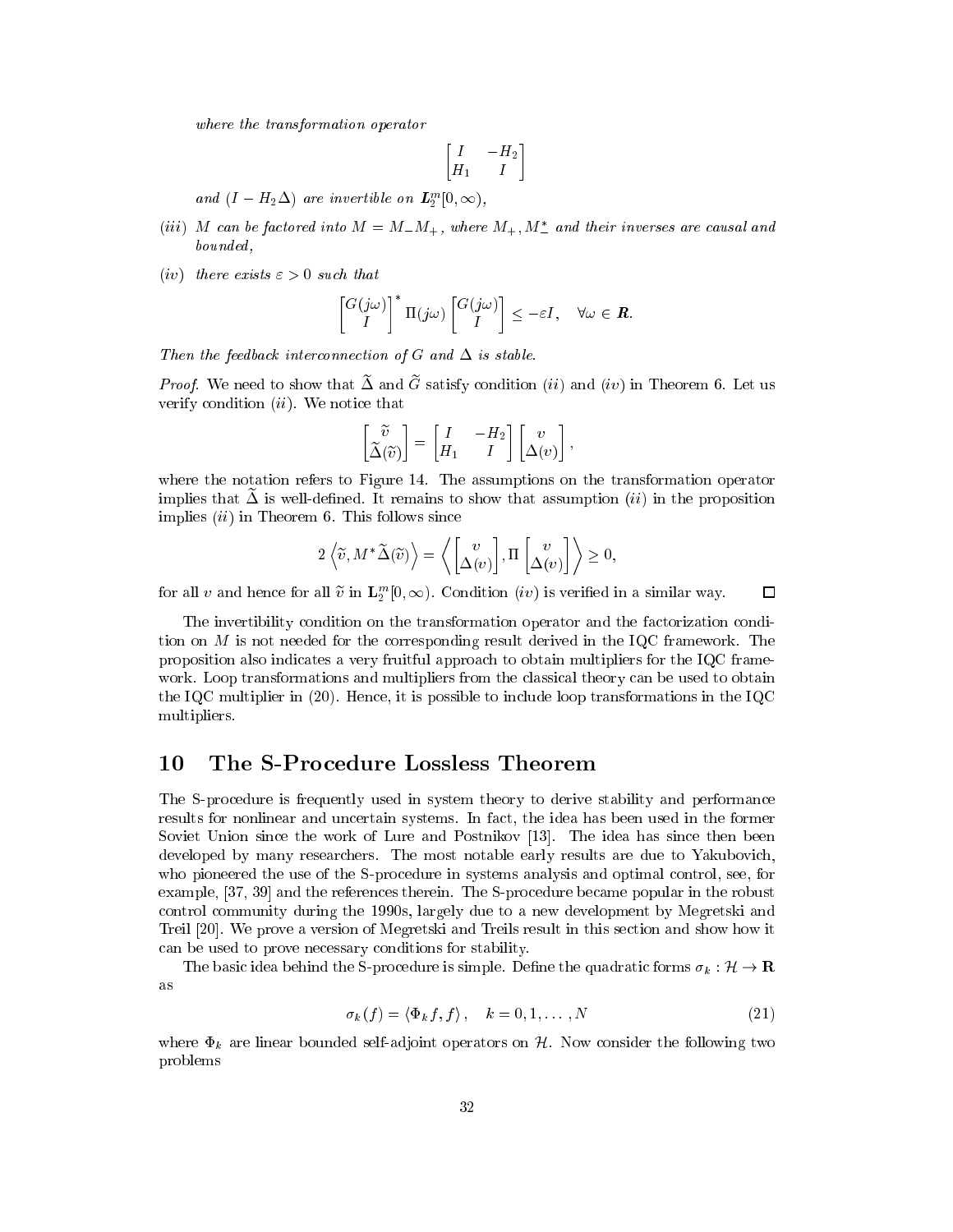*where the transformation operator*

$$\begin{bmatrix} I & -H_2 \\ H_1 & I \end{bmatrix}$$

*and* $(I - H_2\Delta)$ *are invertible on* $\boldsymbol{L}_2^m[0,\infty)$,

$(iii)$ $M$ *can be factored into* $M = M_- M_+$, *where* $M_+, M_-^*$ *and their inverses are causal and bounded,*

$(iv)$ *there exists* $\varepsilon > 0$ *such that*

$$\begin{bmatrix} G(j\omega) \\ I \end{bmatrix}^* \Pi(j\omega) \begin{bmatrix} G(j\omega) \\ I \end{bmatrix} \leq -\varepsilon I, \quad \forall \omega \in \boldsymbol{R}.$$

*Then the feedback interconnection of* $G$ *and* $\Delta$ *is stable.*

*Proof.* We need to show that $\widetilde{\Delta}$ and $\widetilde{G}$ satisfy condition $(ii)$ and $(iv)$ in Theorem 6. Let us verify condition $(ii)$. We notice that

$$\begin{bmatrix} \widetilde{v} \\ \widetilde{\Delta}(\widetilde{v}) \end{bmatrix} = \begin{bmatrix} I & -H_2 \\ H_1 & I \end{bmatrix} \begin{bmatrix} v \\ \Delta(v) \end{bmatrix},$$

where the notation refers to Figure 14. The assumptions on the transformation operator implies that $\widetilde{\Delta}$ is well-defined. It remains to show that assumption $(ii)$ in the proposition implies $(ii)$ in Theorem 6. This follows since

$$2\left\langle \widetilde{v}, M^* \widetilde{\Delta}(\widetilde{v}) \right\rangle = \left\langle \begin{bmatrix} v \\ \Delta(v) \end{bmatrix}, \Pi \begin{bmatrix} v \\ \Delta(v) \end{bmatrix} \right\rangle \geq 0,$$

for all $v$ and hence for all $\widetilde{v}$ in $\mathbf{L}_2^m[0,\infty)$. Condition $(iv)$ is verified in a similar way. □

The invertibility condition on the transformation operator and the factorization condition on $M$ is not needed for the corresponding result derived in the IQC framework. The proposition also indicates a very fruitful approach to obtain multipliers for the IQC framework. Loop transformations and multipliers from the classical theory can be used to obtain the IQC multiplier in (20). Hence, it is possible to include loop transformations in the IQC multipliers.

## 10 The S-Procedure Lossless Theorem

The S-procedure is frequently used in system theory to derive stability and performance results for nonlinear and uncertain systems. In fact, the idea has been used in the former Soviet Union since the work of Lure and Postnikov [13]. The idea has since then been developed by many researchers. The most notable early results are due to Yakubovich, who pioneered the use of the S-procedure in systems analysis and optimal control, see, for example, [37, 39] and the references therein. The S-procedure became popular in the robust control community during the 1990s, largely due to a new development by Megretski and Treil [20]. We prove a version of Megretski and Treils result in this section and show how it can be used to prove necessary conditions for stability.

The basic idea behind the S-procedure is simple. Define the quadratic forms $\sigma_k : \mathcal{H} \to \mathbf{R}$ as

$$\sigma_k(f) = \langle \Phi_k f, f \rangle, \quad k = 0, 1, \ldots, N \tag{21}$$

where $\Phi_k$ are linear bounded self-adjoint operators on $\mathcal{H}$. Now consider the following two problems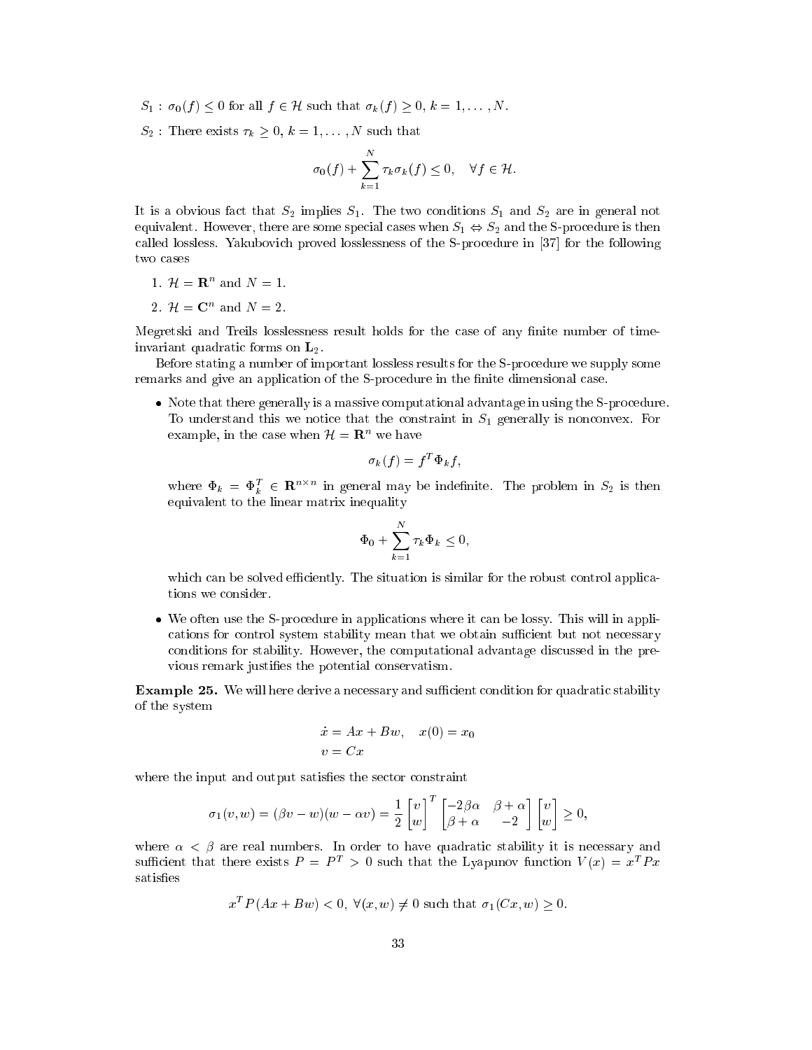$S_1$ : $\sigma_0(f) \leq 0$ for all $f \in \mathcal{H}$ such that $\sigma_k(f) \geq 0$, $k = 1, \ldots, N$.

$S_2$ : There exists $\tau_k \geq 0$, $k = 1, \ldots, N$ such that

$$\sigma_0(f) + \sum_{k=1}^{N} \tau_k \sigma_k(f) \leq 0, \quad \forall f \in \mathcal{H}.$$

It is a obvious fact that $S_2$ implies $S_1$. The two conditions $S_1$ and $S_2$ are in general not equivalent. However, there are some special cases when $S_1 \Leftrightarrow S_2$ and the S-procedure is then called lossless. Yakubovich proved losslessness of the S-procedure in [37] for the following two cases

1. $\mathcal{H} = \mathbf{R}^n$ and $N = 1$.
2. $\mathcal{H} = \mathbf{C}^n$ and $N = 2$.

Megretski and Treils losslessness result holds for the case of any finite number of time-invariant quadratic forms on $\mathbf{L}_2$.

Before stating a number of important lossless results for the S-procedure we supply some remarks and give an application of the S-procedure in the finite dimensional case.

- Note that there generally is a massive computational advantage in using the S-procedure. To understand this we notice that the constraint in $S_1$ generally is nonconvex. For example, in the case when $\mathcal{H} = \mathbf{R}^n$ we have

  $$\sigma_k(f) = f^T \Phi_k f,$$

  where $\Phi_k = \Phi_k^T \in \mathbf{R}^{n \times n}$ in general may be indefinite. The problem in $S_2$ is then equivalent to the linear matrix inequality

  $$\Phi_0 + \sum_{k=1}^{N} \tau_k \Phi_k \leq 0,$$

  which can be solved efficiently. The situation is similar for the robust control applications we consider.

- We often use the S-procedure in applications where it can be lossy. This will in applications for control system stability mean that we obtain sufficient but not necessary conditions for stability. However, the computational advantage discussed in the previous remark justifies the potential conservatism.

**Example 25.** We will here derive a necessary and sufficient condition for quadratic stability of the system

$$\begin{aligned} \dot{x} &= Ax + Bw, \quad x(0) = x_0 \\ v &= Cx \end{aligned}$$

where the input and output satisfies the sector constraint

$$\sigma_1(v, w) = (\beta v - w)(w - \alpha v) = \frac{1}{2} \begin{bmatrix} v \\ w \end{bmatrix}^T \begin{bmatrix} -2\beta\alpha & \beta + \alpha \\ \beta + \alpha & -2 \end{bmatrix} \begin{bmatrix} v \\ w \end{bmatrix} \geq 0,$$

where $\alpha < \beta$ are real numbers. In order to have quadratic stability it is necessary and sufficient that there exists $P = P^T > 0$ such that the Lyapunov function $V(x) = x^T P x$ satisfies

$$x^T P(Ax + Bw) < 0, \ \forall (x, w) \neq 0 \text{ such that } \sigma_1(Cx, w) \geq 0.$$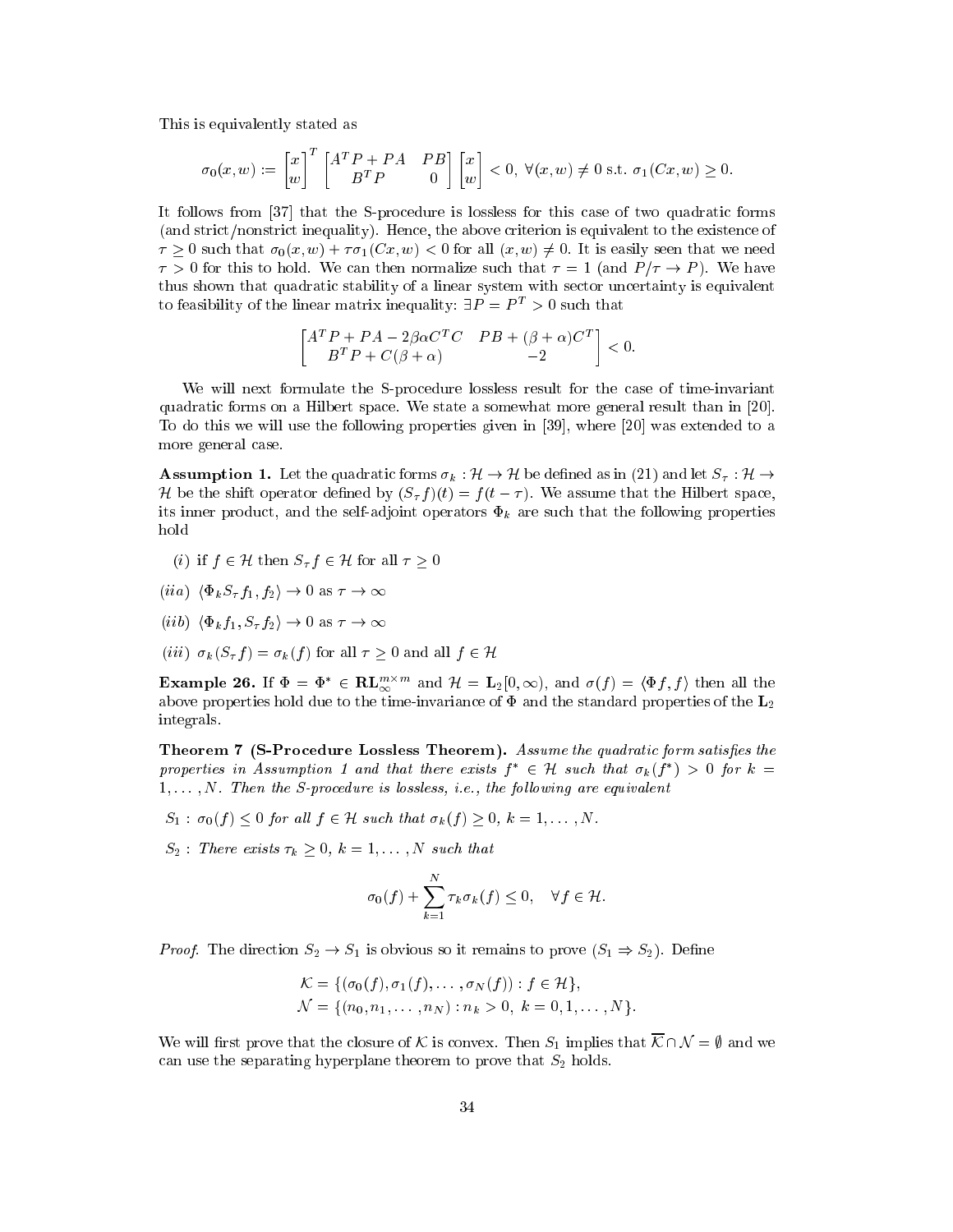This is equivalently stated as

$$\sigma_0(x,w) := \begin{bmatrix} x \\ w \end{bmatrix}^T \begin{bmatrix} A^TP + PA & PB \\ B^TP & 0 \end{bmatrix} \begin{bmatrix} x \\ w \end{bmatrix} < 0, \ \forall (x,w) \neq 0 \text{ s.t. } \sigma_1(Cx,w) \geq 0.$$

It follows from [37] that the S-procedure is lossless for this case of two quadratic forms (and strict/nonstrict inequality). Hence, the above criterion is equivalent to the existence of $\tau \geq 0$ such that $\sigma_0(x,w) + \tau\sigma_1(Cx,w) < 0$ for all $(x,w) \neq 0$. It is easily seen that we need $\tau > 0$ for this to hold. We can then normalize such that $\tau = 1$ (and $P/\tau \to P$). We have thus shown that quadratic stability of a linear system with sector uncertainty is equivalent to feasibility of the linear matrix inequality: $\exists P = P^T > 0$ such that

$$\begin{bmatrix} A^TP + PA - 2\beta\alpha C^TC & PB + (\beta+\alpha)C^T \\ B^TP + C(\beta+\alpha) & -2 \end{bmatrix} < 0.$$

We will next formulate the S-procedure lossless result for the case of time-invariant quadratic forms on a Hilbert space. We state a somewhat more general result than in [20]. To do this we will use the following properties given in [39], where [20] was extended to a more general case.

**Assumption 1.** Let the quadratic forms $\sigma_k : \mathcal{H} \to \mathcal{H}$ be defined as in (21) and let $S_\tau : \mathcal{H} \to \mathcal{H}$ be the shift operator defined by $(S_\tau f)(t) = f(t-\tau)$. We assume that the Hilbert space, its inner product, and the self-adjoint operators $\Phi_k$ are such that the following properties hold

- $(i)$ if $f \in \mathcal{H}$ then $S_\tau f \in \mathcal{H}$ for all $\tau \geq 0$
- $(iia)$ $\langle \Phi_k S_\tau f_1, f_2 \rangle \to 0$ as $\tau \to \infty$
- $(iib)$ $\langle \Phi_k f_1, S_\tau f_2 \rangle \to 0$ as $\tau \to \infty$
- $(iii)$ $\sigma_k(S_\tau f) = \sigma_k(f)$ for all $\tau \geq 0$ and all $f \in \mathcal{H}$

**Example 26.** If $\Phi = \Phi^* \in \mathbf{RL}_\infty^{m\times m}$ and $\mathcal{H} = \mathbf{L}_2[0,\infty)$, and $\sigma(f) = \langle \Phi f, f \rangle$ then all the above properties hold due to the time-invariance of $\Phi$ and the standard properties of the $\mathbf{L}_2$ integrals.

**Theorem 7 (S-Procedure Lossless Theorem).** *Assume the quadratic form satisfies the properties in Assumption 1 and that there exists $f^* \in \mathcal{H}$ such that $\sigma_k(f^*) > 0$ for $k = 1, \ldots, N$. Then the S-procedure is lossless, i.e., the following are equivalent*

$S_1$ : *$\sigma_0(f) \leq 0$ for all $f \in \mathcal{H}$ such that $\sigma_k(f) \geq 0$, $k = 1, \ldots, N$.*

$S_2$ : *There exists $\tau_k \geq 0$, $k = 1, \ldots, N$ such that*

$$\sigma_0(f) + \sum_{k=1}^{N} \tau_k \sigma_k(f) \leq 0, \quad \forall f \in \mathcal{H}.$$

*Proof.* The direction $S_2 \to S_1$ is obvious so it remains to prove $(S_1 \Rightarrow S_2)$. Define

$$\mathcal{K} = \{(\sigma_0(f), \sigma_1(f), \ldots, \sigma_N(f)) : f \in \mathcal{H}\},$$
$$\mathcal{N} = \{(n_0, n_1, \ldots, n_N) : n_k > 0, \ k = 0, 1, \ldots, N\}.$$

We will first prove that the closure of $\mathcal{K}$ is convex. Then $S_1$ implies that $\overline{\mathcal{K}} \cap \mathcal{N} = \emptyset$ and we can use the separating hyperplane theorem to prove that $S_2$ holds.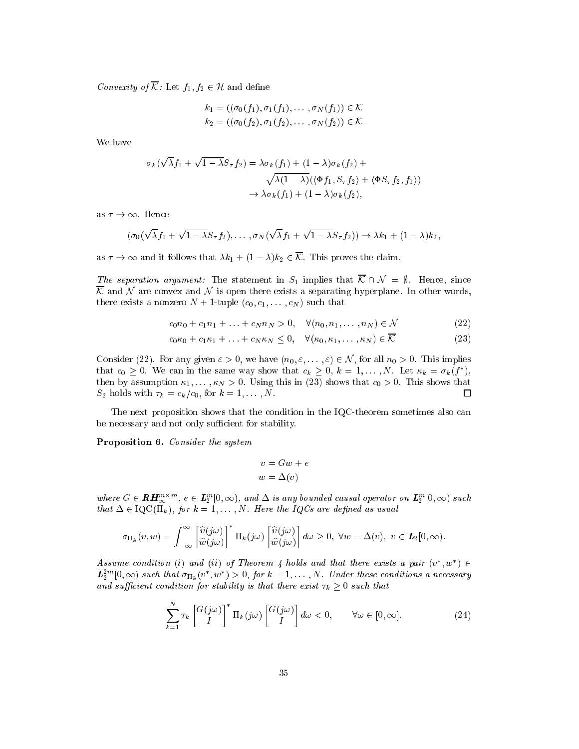*Convexity of $\overline{\mathcal{K}}$:* Let $f_1, f_2 \in \mathcal{H}$ and define

$$k_1 = ((\sigma_0(f_1), \sigma_1(f_1), \ldots, \sigma_N(f_1)) \in \mathcal{K}$$
$$k_2 = ((\sigma_0(f_2), \sigma_1(f_2), \ldots, \sigma_N(f_2)) \in \mathcal{K}$$

We have

$$\begin{aligned}\sigma_k(\sqrt{\lambda} f_1 + \sqrt{1-\lambda} S_\tau f_2) &= \lambda \sigma_k(f_1) + (1-\lambda)\sigma_k(f_2) + \\ &\quad \sqrt{\lambda(1-\lambda)}(\langle \Phi f_1, S_\tau f_2 \rangle + \langle \Phi S_\tau f_2, f_1 \rangle) \\ &\to \lambda \sigma_k(f_1) + (1-\lambda)\sigma_k(f_2),\end{aligned}$$

as $\tau \to \infty$. Hence

$$(\sigma_0(\sqrt{\lambda} f_1 + \sqrt{1-\lambda} S_\tau f_2), \ldots, \sigma_N(\sqrt{\lambda} f_1 + \sqrt{1-\lambda} S_\tau f_2)) \to \lambda k_1 + (1-\lambda) k_2,$$

as $\tau \to \infty$ and it follows that $\lambda k_1 + (1-\lambda)k_2 \in \overline{\mathcal{K}}$. This proves the claim.

*The separation argument:* The statement in $S_1$ implies that $\overline{\mathcal{K}} \cap \mathcal{N} = \emptyset$. Hence, since $\overline{\mathcal{K}}$ and $\mathcal{N}$ are convex and $\mathcal{N}$ is open there exists a separating hyperplane. In other words, there exists a nonzero $N+1$-tuple $(c_0, c_1, \ldots, c_N)$ such that

$$c_0 n_0 + c_1 n_1 + \ldots + c_N n_N > 0, \quad \forall (n_0, n_1, \ldots, n_N) \in \mathcal{N} \tag{22}$$

$$c_0 \kappa_0 + c_1 \kappa_1 + \ldots + c_N \kappa_N \leq 0, \quad \forall (\kappa_0, \kappa_1, \ldots, \kappa_N) \in \overline{\mathcal{K}} \tag{23}$$

Consider (22). For any given $\varepsilon > 0$, we have $(n_0, \varepsilon, \ldots, \varepsilon) \in \mathcal{N}$, for all $n_0 > 0$. This implies that $c_0 \geq 0$. We can in the same way show that $c_k \geq 0$, $k = 1, \ldots, N$. Let $\kappa_k = \sigma_k(f^*)$, then by assumption $\kappa_1, \ldots, \kappa_N > 0$. Using this in (23) shows that $c_0 > 0$. This shows that $S_2$ holds with $\tau_k = c_k / c_0$, for $k = 1, \ldots, N$. $\square$

The next proposition shows that the condition in the IQC-theorem sometimes also can be necessary and not only sufficient for stability.

**Proposition 6.** *Consider the system*

$$v = Gw + e$$
$$w = \Delta(v)$$

*where $G \in \boldsymbol{RH}_\infty^{m \times m}$, $e \in \boldsymbol{L}_2^m[0, \infty)$, and $\Delta$ is any bounded causal operator on $\boldsymbol{L}_2^m[0, \infty)$ such that $\Delta \in \mathrm{IQC}(\Pi_k)$, for $k = 1, \ldots, N$. Here the IQCs are defined as usual*

$$\sigma_{\Pi_k}(v, w) = \int_{-\infty}^{\infty} \begin{bmatrix} \widehat{v}(j\omega) \\ \widehat{w}(j\omega) \end{bmatrix}^* \Pi_k(j\omega) \begin{bmatrix} \widehat{v}(j\omega) \\ \widehat{w}(j\omega) \end{bmatrix} d\omega \geq 0, \ \forall w = \Delta(v), \ v \in \boldsymbol{L}_2[0, \infty).$$

*Assume condition (i) and (ii) of Theorem 4 holds and that there exists a pair $(v^*, w^*) \in \boldsymbol{L}_2^{2m}[0, \infty)$ such that $\sigma_{\Pi_k}(v^*, w^*) > 0$, for $k = 1, \ldots, N$. Under these conditions a necessary and sufficient condition for stability is that there exist $\tau_k \geq 0$ such that*

$$\sum_{k=1}^N \tau_k \begin{bmatrix} G(j\omega) \\ I \end{bmatrix}^* \Pi_k(j\omega) \begin{bmatrix} G(j\omega) \\ I \end{bmatrix} d\omega < 0, \qquad \forall \omega \in [0, \infty]. \tag{24}$$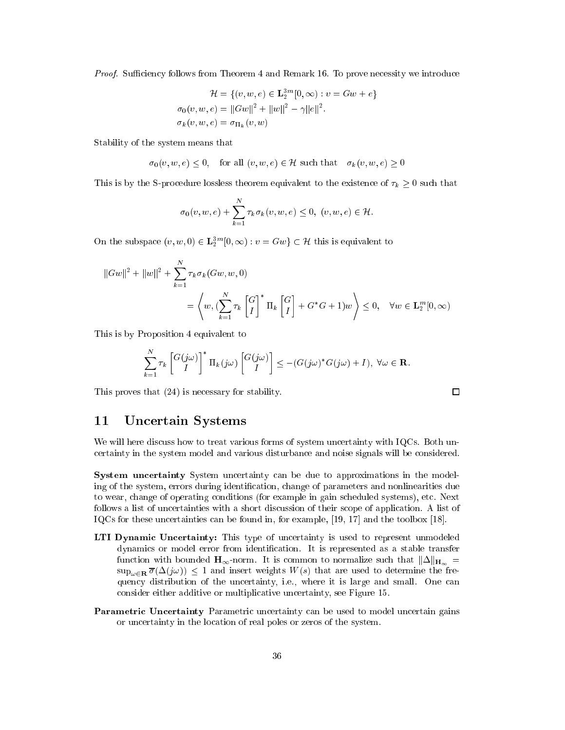*Proof.* Sufficiency follows from Theorem 4 and Remark 16. To prove necessity we introduce

$$
\begin{aligned}
\mathcal{H} &= \{(v, w, e) \in \mathbf{L}_2^{3m}[0, \infty) : v = Gw + e\} \\
\sigma_0(v, w, e) &= \|Gw\|^2 + \|w\|^2 - \gamma \|e\|^2. \\
\sigma_k(v, w, e) &= \sigma_{\Pi_k}(v, w)
\end{aligned}
$$

Stability of the system means that

$$
\sigma_0(v, w, e) \leq 0, \quad \text{for all } (v, w, e) \in \mathcal{H} \text{ such that } \quad \sigma_k(v, w, e) \geq 0
$$

This is by the S-procedure lossless theorem equivalent to the existence of $\tau_k \geq 0$ such that

$$
\sigma_0(v, w, e) + \sum_{k=1}^{N} \tau_k \sigma_k(v, w, e) \leq 0, \ (v, w, e) \in \mathcal{H}.
$$

On the subspace $(v, w, 0) \in \mathbf{L}_2^{3m}[0, \infty) : v = Gw\} \subset \mathcal{H}$ this is equivalent to

$$
\begin{aligned}
&\|Gw\|^2 + \|w\|^2 + \sum_{k=1}^{N} \tau_k \sigma_k(Gw, w, 0) \\
&\qquad = \left\langle w, (\sum_{k=1}^{N} \tau_k \begin{bmatrix} G \\ I \end{bmatrix}^* \Pi_k \begin{bmatrix} G \\ I \end{bmatrix} + G^*G + 1)w \right\rangle \leq 0, \quad \forall w \in \mathbf{L}_2^m[0, \infty)
\end{aligned}
$$

This is by Proposition 4 equivalent to

$$
\sum_{k=1}^{N} \tau_k \begin{bmatrix} G(j\omega) \\ I \end{bmatrix}^* \Pi_k(j\omega) \begin{bmatrix} G(j\omega) \\ I \end{bmatrix} \leq -(G(j\omega)^* G(j\omega) + I), \ \forall \omega \in \mathbf{R}.
$$

This proves that (24) is necessary for stability. □

## 11 Uncertain Systems

We will here discuss how to treat various forms of system uncertainty with IQCs. Both uncertainty in the system model and various disturbance and noise signals will be considered.

**System uncertainty** System uncertainty can be due to approximations in the modeling of the system, errors during identification, change of parameters and nonlinearities due to wear, change of operating conditions (for example in gain scheduled systems), etc. Next follows a list of uncertainties with a short discussion of their scope of application. A list of IQCs for these uncertainties can be found in, for example, [19, 17] and the toolbox [18].

**LTI Dynamic Uncertainty:** This type of uncertainty is used to represent unmodeled dynamics or model error from identification. It is represented as a stable transfer function with bounded $\mathbf{H}_\infty$-norm. It is common to normalize such that $\|\Delta\|_{\mathbf{H}_\infty} = \sup_{\omega \in \mathbf{R}} \overline{\sigma}(\Delta(j\omega)) \leq 1$ and insert weights $W(s)$ that are used to determine the frequency distribution of the uncertainty, i.e., where it is large and small. One can consider either additive or multiplicative uncertainty, see Figure 15.

**Parametric Uncertainty** Parametric uncertainty can be used to model uncertain gains or uncertainty in the location of real poles or zeros of the system.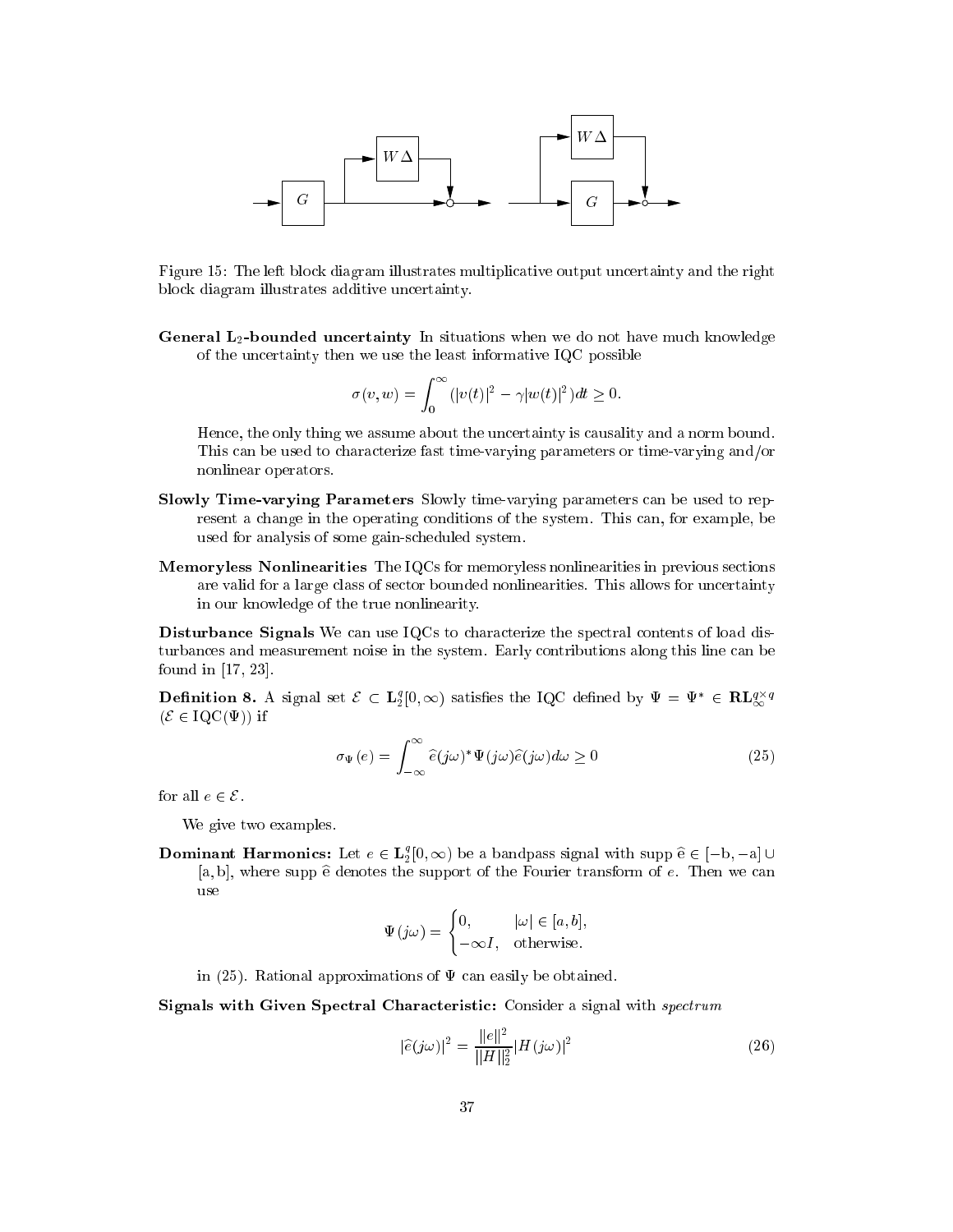Figure 15: The left block diagram illustrates multiplicative output uncertainty and the right block diagram illustrates additive uncertainty.

**General $\mathbf{L}_2$-bounded uncertainty** In situations when we do not have much knowledge of the uncertainty then we use the least informative IQC possible

$$\sigma(v, w) = \int_0^\infty (|v(t)|^2 - \gamma |w(t)|^2) dt \geq 0.$$

Hence, the only thing we assume about the uncertainty is causality and a norm bound. This can be used to characterize fast time-varying parameters or time-varying and/or nonlinear operators.

**Slowly Time-varying Parameters** Slowly time-varying parameters can be used to represent a change in the operating conditions of the system. This can, for example, be used for analysis of some gain-scheduled system.

**Memoryless Nonlinearities** The IQCs for memoryless nonlinearities in previous sections are valid for a large class of sector bounded nonlinearities. This allows for uncertainty in our knowledge of the true nonlinearity.

**Disturbance Signals** We can use IQCs to characterize the spectral contents of load disturbances and measurement noise in the system. Early contributions along this line can be found in [17, 23].

**Definition 8.** A signal set $\mathcal{E} \subset \mathbf{L}_2^q[0, \infty)$ satisfies the IQC defined by $\Psi = \Psi^* \in \mathbf{RL}_\infty^{q \times q}$ ($\mathcal{E} \in \mathrm{IQC}(\Psi)$) if

$$\sigma_\Psi(e) = \int_{-\infty}^{\infty} \hat{e}(j\omega)^* \Psi(j\omega) \hat{e}(j\omega) d\omega \geq 0 \tag{25}$$

for all $e \in \mathcal{E}$.

We give two examples.

**Dominant Harmonics:** Let $e \in \mathbf{L}_2^q[0, \infty)$ be a bandpass signal with $\mathrm{supp}\, \hat{e} \in [-b, -a] \cup [a, b]$, where $\mathrm{supp}\, \hat{e}$ denotes the support of the Fourier transform of $e$. Then we can use

$$\Psi(j\omega) = \begin{cases} 0, & |\omega| \in [a, b], \\ -\infty I, & \text{otherwise.} \end{cases}$$

in (25). Rational approximations of $\Psi$ can easily be obtained.

**Signals with Given Spectral Characteristic:** Consider a signal with *spectrum*

$$|\hat{e}(j\omega)|^2 = \frac{\|e\|^2}{\|H\|_2^2} |H(j\omega)|^2 \tag{26}$$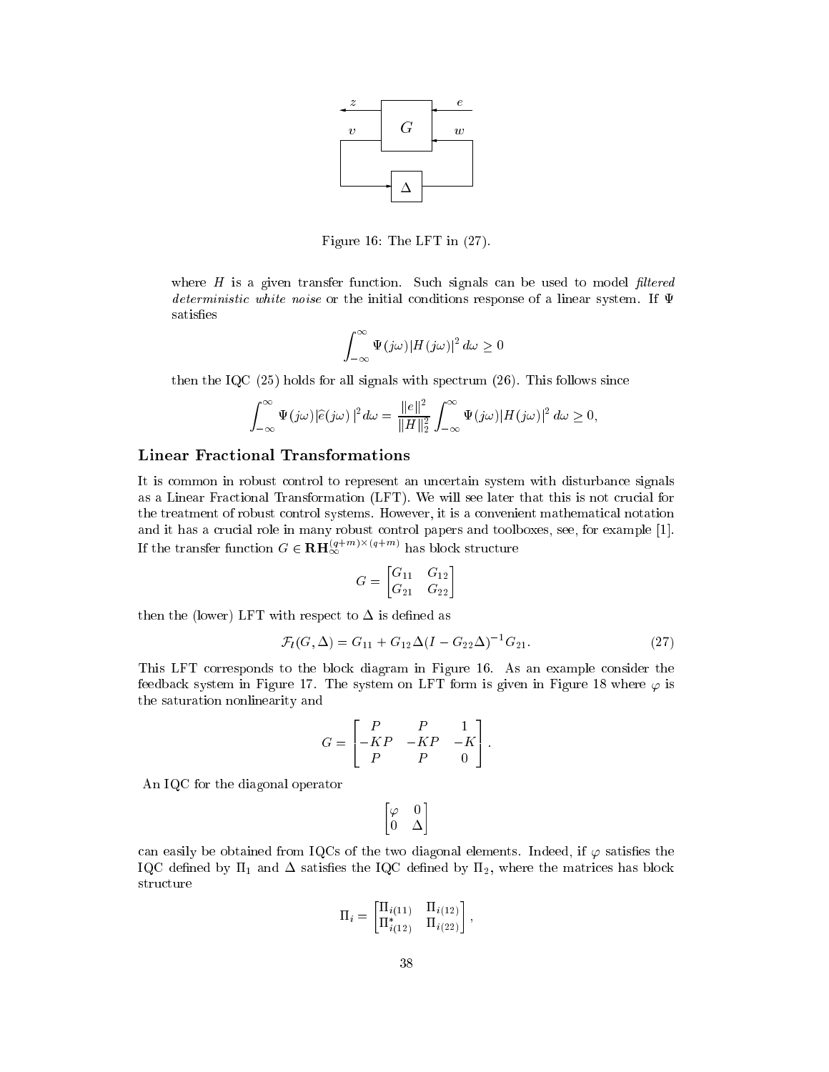Figure 16: The LFT in (27).

where $H$ is a given transfer function. Such signals can be used to model *filtered deterministic white noise* or the initial conditions response of a linear system. If $\Psi$ satisfies

$$\int_{-\infty}^{\infty} \Psi(j\omega)|H(j\omega)|^2\, d\omega \geq 0$$

then the IQC (25) holds for all signals with spectrum (26). This follows since

$$\int_{-\infty}^{\infty} \Psi(j\omega)|\widehat{e}(j\omega)|^2\, d\omega = \frac{\|e\|^2}{\|H\|_2^2} \int_{-\infty}^{\infty} \Psi(j\omega)|H(j\omega)|^2\, d\omega \geq 0,$$

## Linear Fractional Transformations

It is common in robust control to represent an uncertain system with disturbance signals as a Linear Fractional Transformation (LFT). We will see later that this is not crucial for the treatment of robust control systems. However, it is a convenient mathematical notation and it has a crucial role in many robust control papers and toolboxes, see, for example [1]. If the transfer function $G \in \mathbf{RH}_\infty^{(q+m)\times(q+m)}$ has block structure

$$G = \begin{bmatrix} G_{11} & G_{12} \\ G_{21} & G_{22} \end{bmatrix}$$

then the (lower) LFT with respect to $\Delta$ is defined as

$$\mathcal{F}_l(G, \Delta) = G_{11} + G_{12}\Delta(I - G_{22}\Delta)^{-1}G_{21}. \tag{27}$$

This LFT corresponds to the block diagram in Figure 16. As an example consider the feedback system in Figure 17. The system on LFT form is given in Figure 18 where $\varphi$ is the saturation nonlinearity and

$$G = \begin{bmatrix} P & P & 1 \\ -KP & -KP & -K \\ P & P & 0 \end{bmatrix}.$$

An IQC for the diagonal operator

$$\begin{bmatrix} \varphi & 0 \\ 0 & \Delta \end{bmatrix}$$

can easily be obtained from IQCs of the two diagonal elements. Indeed, if $\varphi$ satisfies the IQC defined by $\Pi_1$ and $\Delta$ satisfies the IQC defined by $\Pi_2$, where the matrices has block structure

$$\Pi_i = \begin{bmatrix} \Pi_{i(11)} & \Pi_{i(12)} \\ \Pi_{i(12)}^* & \Pi_{i(22)} \end{bmatrix},$$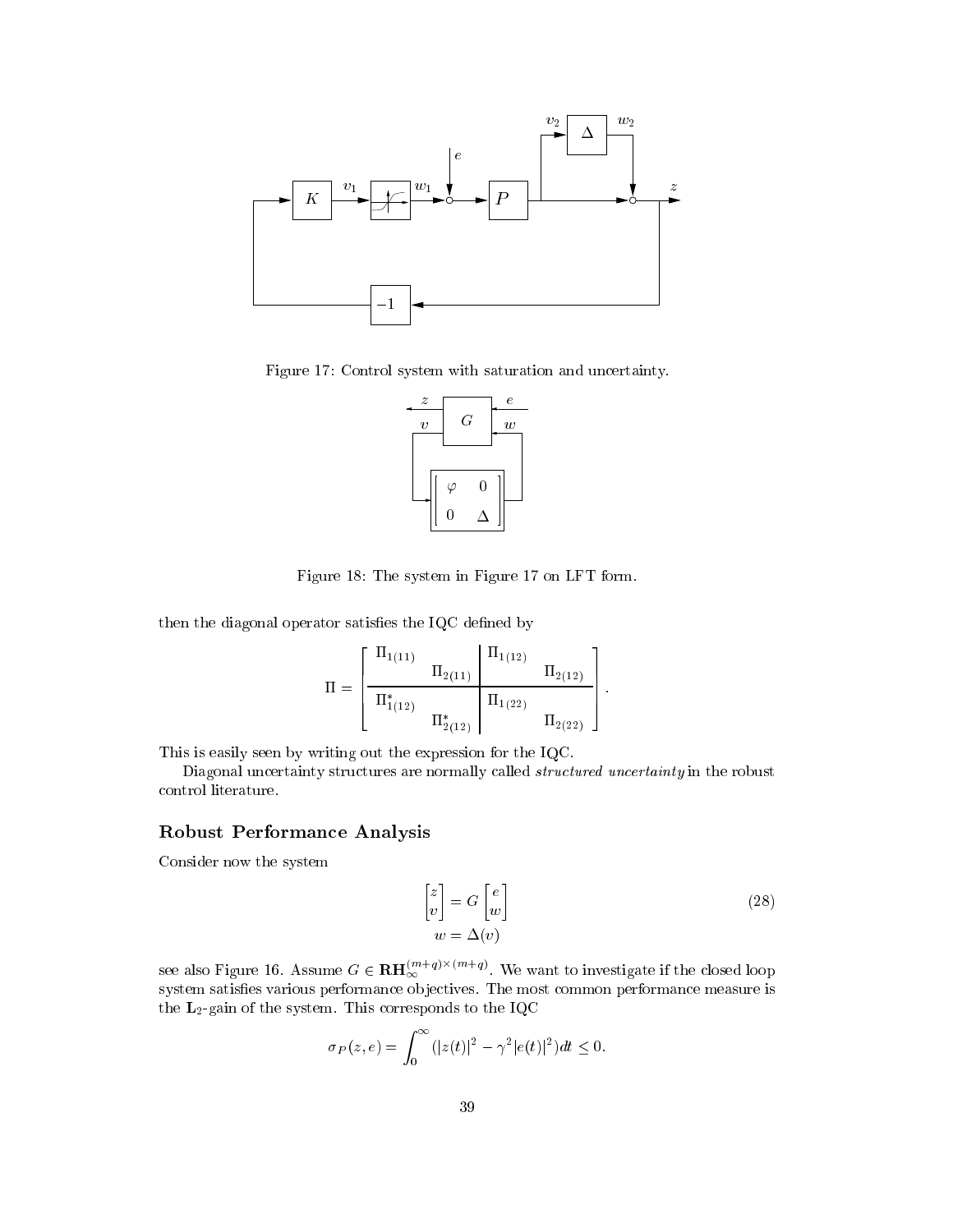Figure 17: Control system with saturation and uncertainty.

Figure 18: The system in Figure 17 on LFT form.

then the diagonal operator satisfies the IQC defined by

$$
\Pi = \left[\begin{array}{cc|cc} \Pi_{1(11)} & & \Pi_{1(12)} & \\ & \Pi_{2(11)} & & \Pi_{2(12)} \\ \hline \Pi_{1(12)}^* & & \Pi_{1(22)} & \\ & \Pi_{2(12)}^* & & \Pi_{2(22)} \end{array}\right].
$$

This is easily seen by writing out the expression for the IQC.

Diagonal uncertainty structures are normally called *structured uncertainty* in the robust control literature.

## Robust Performance Analysis

Consider now the system

$$
\begin{aligned}
\begin{bmatrix} z \\ v \end{bmatrix} &= G \begin{bmatrix} e \\ w \end{bmatrix} \\
w &= \Delta(v)
\end{aligned}
\tag{28}
$$

see also Figure 16. Assume $G \in \mathbf{RH}_\infty^{(m+q)\times(m+q)}$. We want to investigate if the closed loop system satisfies various performance objectives. The most common performance measure is the $\mathbf{L}_2$-gain of the system. This corresponds to the IQC

$$
\sigma_P(z,e) = \int_0^\infty (|z(t)|^2 - \gamma^2 |e(t)|^2) dt \leq 0.
$$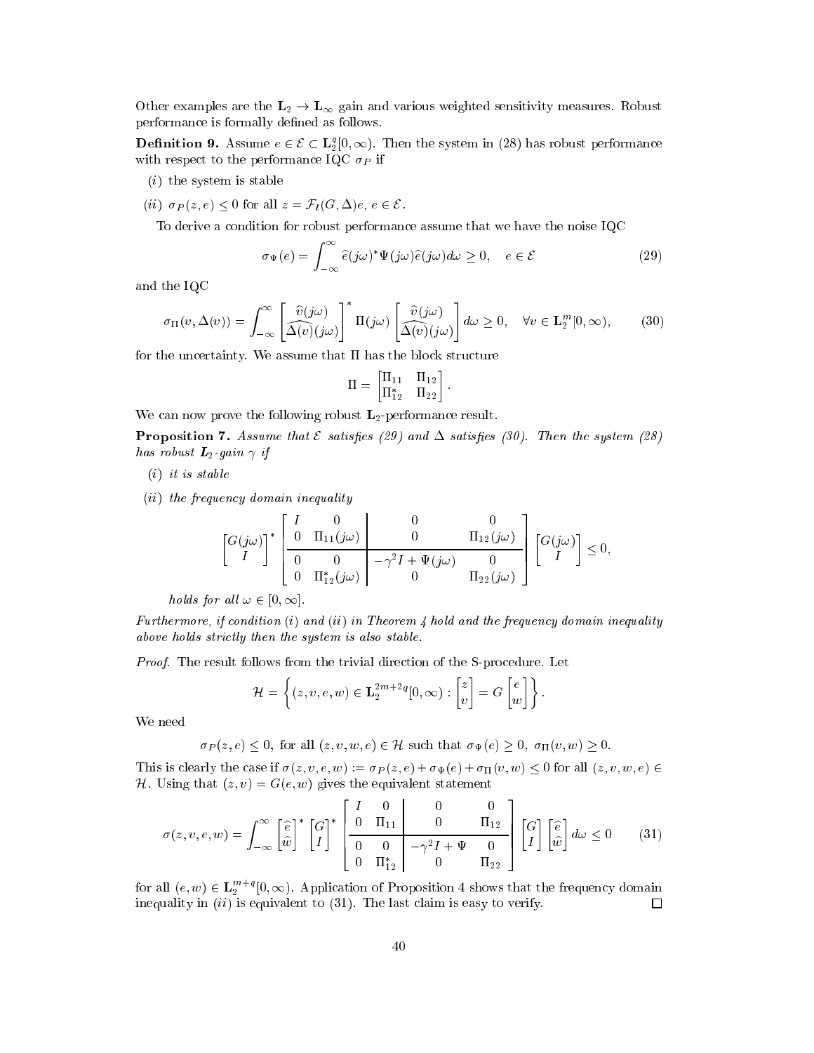Other examples are the $\mathbf{L}_2 \rightarrow \mathbf{L}_\infty$ gain and various weighted sensitivity measures. Robust performance is formally defined as follows.

**Definition 9.** Assume $e \in \mathcal{E} \subset \mathbf{L}_2^q[0,\infty)$. Then the system in (28) has robust performance with respect to the performance IQC $\sigma_P$ if

(*i*) the system is stable

(*ii*) $\sigma_P(z,e) \leq 0$ for all $z = \mathcal{F}_l(G,\Delta)e$, $e \in \mathcal{E}$.

To derive a condition for robust performance assume that we have the noise IQC

$$\sigma_\Psi(e) = \int_{-\infty}^{\infty} \widehat{e}(j\omega)^* \Psi(j\omega) \widehat{e}(j\omega) d\omega \geq 0, \quad e \in \mathcal{E} \tag{29}$$

and the IQC

$$\sigma_\Pi(v,\Delta(v)) = \int_{-\infty}^{\infty} \begin{bmatrix} \widehat{v}(j\omega) \\ \widehat{\Delta(v)}(j\omega) \end{bmatrix}^* \Pi(j\omega) \begin{bmatrix} \widehat{v}(j\omega) \\ \widehat{\Delta(v)}(j\omega) \end{bmatrix} d\omega \geq 0, \quad \forall v \in \mathbf{L}_2^m[0,\infty), \tag{30}$$

for the uncertainty. We assume that $\Pi$ has the block structure

$$\Pi = \begin{bmatrix} \Pi_{11} & \Pi_{12} \\ \Pi_{12}^* & \Pi_{22} \end{bmatrix}.$$

We can now prove the following robust $\mathbf{L}_2$-performance result.

**Proposition 7.** *Assume that $\mathcal{E}$ satisfies (29) and $\Delta$ satisfies (30). Then the system (28) has robust $\mathbf{L}_2$-gain $\gamma$ if*

(*i*) *it is stable*

(*ii*) *the frequency domain inequality*

$$\begin{bmatrix} G(j\omega) \\ I \end{bmatrix}^* \left[\begin{array}{cc|cc} I & 0 & 0 & 0 \\ 0 & \Pi_{11}(j\omega) & 0 & \Pi_{12}(j\omega) \\ \hline 0 & 0 & -\gamma^2 I + \Psi(j\omega) & 0 \\ 0 & \Pi_{12}^*(j\omega) & 0 & \Pi_{22}(j\omega) \end{array}\right] \begin{bmatrix} G(j\omega) \\ I \end{bmatrix} \leq 0,$$

*holds for all $\omega \in [0,\infty]$.*

*Furthermore, if condition (i) and (ii) in Theorem 4 hold and the frequency domain inequality above holds strictly then the system is also stable.*

*Proof.* The result follows from the trivial direction of the S-procedure. Let

$$\mathcal{H} = \left\{ (z,v,e,w) \in \mathbf{L}_2^{2m+2q}[0,\infty) : \begin{bmatrix} z \\ v \end{bmatrix} = G \begin{bmatrix} e \\ w \end{bmatrix} \right\}.$$

We need

$$\sigma_P(z,e) \leq 0, \text{ for all } (z,v,w,e) \in \mathcal{H} \text{ such that } \sigma_\Psi(e) \geq 0,\ \sigma_\Pi(v,w) \geq 0.$$

This is clearly the case if $\sigma(z,v,e,w) := \sigma_P(z,e) + \sigma_\Psi(e) + \sigma_\Pi(v,w) \leq 0$ for all $(z,v,w,e) \in \mathcal{H}$. Using that $(z,v) = G(e,w)$ gives the equivalent statement

$$\sigma(z,v,e,w) = \int_{-\infty}^{\infty} \begin{bmatrix} \widehat{e} \\ \widehat{w} \end{bmatrix}^* \begin{bmatrix} G \\ I \end{bmatrix}^* \left[\begin{array}{cc|cc} I & 0 & 0 & 0 \\ 0 & \Pi_{11} & 0 & \Pi_{12} \\ \hline 0 & 0 & -\gamma^2 I + \Psi & 0 \\ 0 & \Pi_{12}^* & 0 & \Pi_{22} \end{array}\right] \begin{bmatrix} G \\ I \end{bmatrix} \begin{bmatrix} \widehat{e} \\ \widehat{w} \end{bmatrix} d\omega \leq 0 \tag{31}$$

for all $(e,w) \in \mathbf{L}_2^{m+q}[0,\infty)$. Application of Proposition 4 shows that the frequency domain inequality in (*ii*) is equivalent to (31). The last claim is easy to verify. $\square$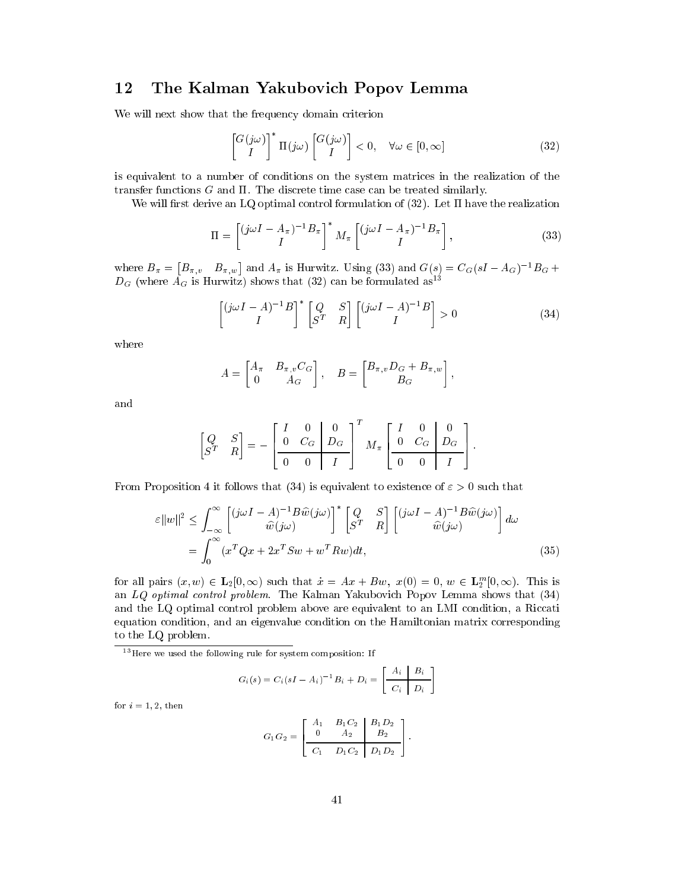## 12 The Kalman Yakubovich Popov Lemma

We will next show that the frequency domain criterion

$$\begin{bmatrix} G(j\omega) \\ I \end{bmatrix}^* \Pi(j\omega) \begin{bmatrix} G(j\omega) \\ I \end{bmatrix} < 0, \quad \forall \omega \in [0, \infty] \tag{32}$$

is equivalent to a number of conditions on the system matrices in the realization of the transfer functions $G$ and $\Pi$. The discrete time case can be treated similarly.

We will first derive an LQ optimal control formulation of (32). Let $\Pi$ have the realization

$$\Pi = \begin{bmatrix} (j\omega I - A_\pi)^{-1} B_\pi \\ I \end{bmatrix}^* M_\pi \begin{bmatrix} (j\omega I - A_\pi)^{-1} B_\pi \\ I \end{bmatrix}, \tag{33}$$

where $B_\pi = \begin{bmatrix} B_{\pi,v} & B_{\pi,w} \end{bmatrix}$ and $A_\pi$ is Hurwitz. Using (33) and $G(s) = C_G(sI - A_G)^{-1}B_G + D_G$ (where $A_G$ is Hurwitz) shows that (32) can be formulated as[13]

$$\begin{bmatrix} (j\omega I - A)^{-1} B \\ I \end{bmatrix}^* \begin{bmatrix} Q & S \\ S^T & R \end{bmatrix} \begin{bmatrix} (j\omega I - A)^{-1} B \\ I \end{bmatrix} > 0 \tag{34}$$

where

$$A = \begin{bmatrix} A_\pi & B_{\pi,v} C_G \\ 0 & A_G \end{bmatrix}, \quad B = \begin{bmatrix} B_{\pi,v} D_G + B_{\pi,w} \\ B_G \end{bmatrix},$$

and

$$\begin{bmatrix} Q & S \\ S^T & R \end{bmatrix} = - \left[\begin{array}{cc|c} I & 0 & 0 \\ 0 & C_G & D_G \\ \hline 0 & 0 & I \end{array}\right]^T M_\pi \left[\begin{array}{cc|c} I & 0 & 0 \\ 0 & C_G & D_G \\ \hline 0 & 0 & I \end{array}\right].$$

From Proposition 4 it follows that (34) is equivalent to existence of $\varepsilon > 0$ such that

$$\begin{aligned} \varepsilon \|w\|^2 &\leq \int_{-\infty}^{\infty} \begin{bmatrix} (j\omega I - A)^{-1} B \widehat{w}(j\omega) \\ \widehat{w}(j\omega) \end{bmatrix}^* \begin{bmatrix} Q & S \\ S^T & R \end{bmatrix} \begin{bmatrix} (j\omega I - A)^{-1} B \widehat{w}(j\omega) \\ \widehat{w}(j\omega) \end{bmatrix} d\omega \\ &= \int_0^\infty (x^T Q x + 2x^T S w + w^T R w) dt, \end{aligned} \tag{35}$$

for all pairs $(x, w) \in \mathbf{L}_2[0, \infty)$ such that $\dot{x} = Ax + Bw,\ x(0) = 0,\ w \in \mathbf{L}_2^m[0, \infty)$. This is an *LQ optimal control problem*. The Kalman Yakubovich Popov Lemma shows that (34) and the LQ optimal control problem above are equivalent to an LMI condition, a Riccati equation condition, and an eigenvalue condition on the Hamiltonian matrix corresponding to the LQ problem.

---

[13] Here we used the following rule for system composition: If

$$G_i(s) = C_i(sI - A_i)^{-1} B_i + D_i = \left[\begin{array}{c|c} A_i & B_i \\ \hline C_i & D_i \end{array}\right]$$

for $i = 1, 2$, then

$$G_1 G_2 = \left[\begin{array}{cc|c} A_1 & B_1 C_2 & B_1 D_2 \\ 0 & A_2 & B_2 \\ \hline C_1 & D_1 C_2 & D_1 D_2 \end{array}\right].$$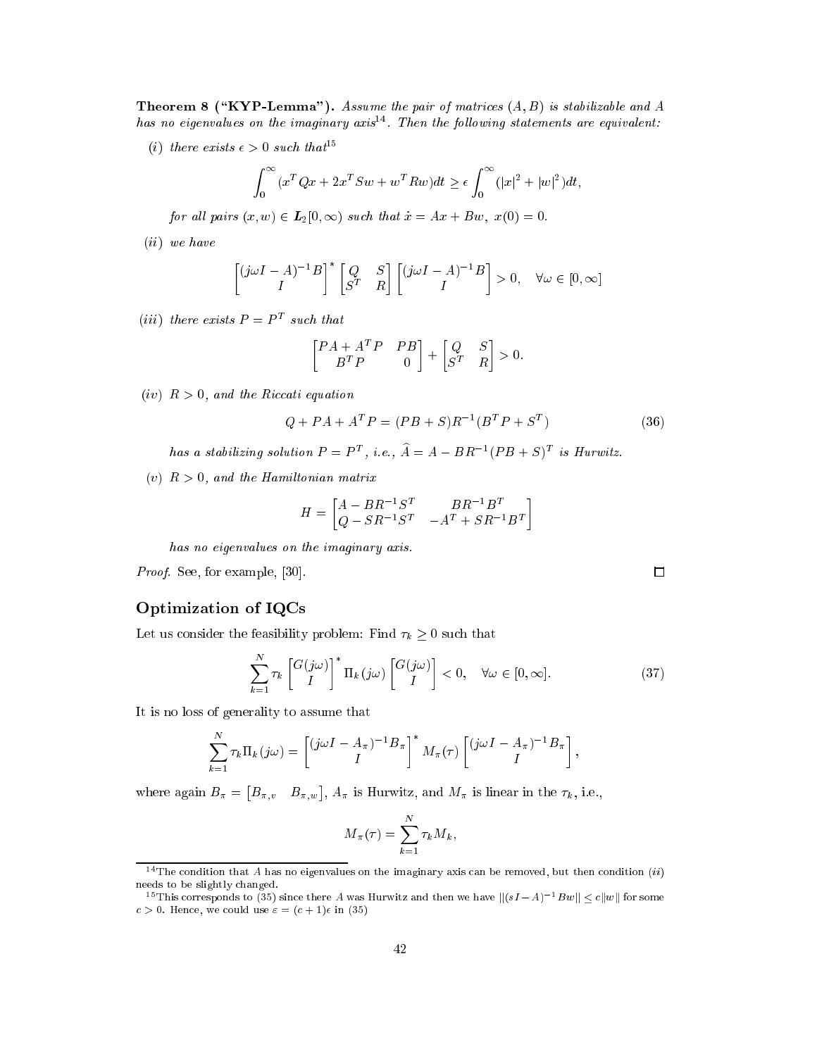**Theorem 8 ("KYP-Lemma").** *Assume the pair of matrices $(A, B)$ is stabilizable and $A$ has no eigenvalues on the imaginary axis*[14]. *Then the following statements are equivalent:*

$(i)$ *there exists $\epsilon > 0$ such that*[15]

$$\int_0^\infty (x^T Qx + 2x^T Sw + w^T Rw)dt \geq \epsilon \int_0^\infty (|x|^2 + |w|^2)dt,$$

*for all pairs $(x, w) \in \boldsymbol{L}_2[0, \infty)$ such that $\dot{x} = Ax + Bw,\ x(0) = 0$.*

$(ii)$ *we have*

$$\begin{bmatrix} (j\omega I - A)^{-1}B \\ I \end{bmatrix}^* \begin{bmatrix} Q & S \\ S^T & R \end{bmatrix} \begin{bmatrix} (j\omega I - A)^{-1}B \\ I \end{bmatrix} > 0, \quad \forall \omega \in [0, \infty]$$

$(iii)$ *there exists $P = P^T$ such that*

$$\begin{bmatrix} PA + A^T P & PB \\ B^T P & 0 \end{bmatrix} + \begin{bmatrix} Q & S \\ S^T & R \end{bmatrix} > 0.$$

$(iv)$ *$R > 0$, and the Riccati equation*

$$Q + PA + A^T P = (PB + S)R^{-1}(B^T P + S^T) \tag{36}$$

*has a stabilizing solution $P = P^T$, i.e., $\widehat{A} = A - BR^{-1}(PB + S)^T$ is Hurwitz.*

$(v)$ *$R > 0$, and the Hamiltonian matrix*

$$H = \begin{bmatrix} A - BR^{-1}S^T & BR^{-1}B^T \\ Q - SR^{-1}S^T & -A^T + SR^{-1}B^T \end{bmatrix}$$

*has no eigenvalues on the imaginary axis.*

*Proof.* See, for example, [30]. □

## Optimization of IQCs

Let us consider the feasibility problem: Find $\tau_k \geq 0$ such that

$$\sum_{k=1}^N \tau_k \begin{bmatrix} G(j\omega) \\ I \end{bmatrix}^* \Pi_k(j\omega) \begin{bmatrix} G(j\omega) \\ I \end{bmatrix} < 0, \quad \forall \omega \in [0, \infty]. \tag{37}$$

It is no loss of generality to assume that

$$\sum_{k=1}^N \tau_k \Pi_k(j\omega) = \begin{bmatrix} (j\omega I - A_\pi)^{-1}B_\pi \\ I \end{bmatrix}^* M_\pi(\tau) \begin{bmatrix} (j\omega I - A_\pi)^{-1}B_\pi \\ I \end{bmatrix},$$

where again $B_\pi = \begin{bmatrix} B_{\pi,v} & B_{\pi,w} \end{bmatrix}$, $A_\pi$ is Hurwitz, and $M_\pi$ is linear in the $\tau_k$, i.e.,

$$M_\pi(\tau) = \sum_{k=1}^N \tau_k M_k,$$

---

[14] The condition that $A$ has no eigenvalues on the imaginary axis can be removed, but then condition $(ii)$ needs to be slightly changed.

[15] This corresponds to (35) since there $A$ was Hurwitz and then we have $\|(sI - A)^{-1}Bw\| \leq c\|w\|$ for some $c > 0$. Hence, we could use $\varepsilon = (c + 1)\epsilon$ in (35)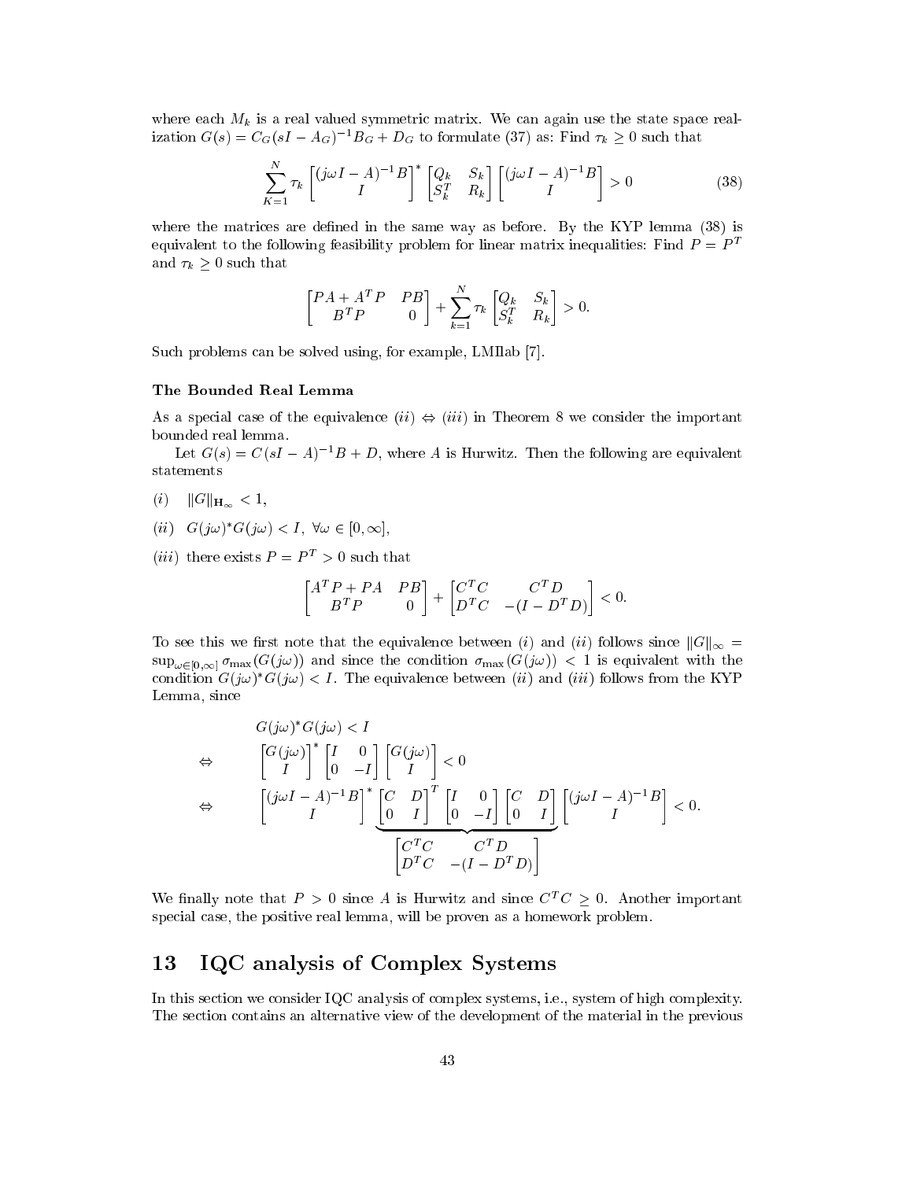where each $M_k$ is a real valued symmetric matrix. We can again use the state space realization $G(s) = C_G(sI - A_G)^{-1}B_G + D_G$ to formulate (37) as: Find $\tau_k \geq 0$ such that

$$\sum_{K=1}^{N} \tau_k \begin{bmatrix} (j\omega I - A)^{-1}B \\ I \end{bmatrix}^* \begin{bmatrix} Q_k & S_k \\ S_k^T & R_k \end{bmatrix} \begin{bmatrix} (j\omega I - A)^{-1}B \\ I \end{bmatrix} > 0 \tag{38}$$

where the matrices are defined in the same way as before. By the KYP lemma (38) is equivalent to the following feasibility problem for linear matrix inequalities: Find $P = P^T$ and $\tau_k \geq 0$ such that

$$\begin{bmatrix} PA + A^TP & PB \\ B^TP & 0 \end{bmatrix} + \sum_{k=1}^{N} \tau_k \begin{bmatrix} Q_k & S_k \\ S_k^T & R_k \end{bmatrix} > 0.$$

Such problems can be solved using, for example, LMIlab [7].

#### The Bounded Real Lemma

As a special case of the equivalence $(ii) \Leftrightarrow (iii)$ in Theorem 8 we consider the important bounded real lemma.

Let $G(s) = C(sI - A)^{-1}B + D$, where $A$ is Hurwitz. Then the following are equivalent statements

$(i)$ $\quad \|G\|_{\mathbf{H}_\infty} < 1$,

$(ii)$ $\quad G(j\omega)^*G(j\omega) < I, \ \forall \omega \in [0, \infty]$,

$(iii)$ there exists $P = P^T > 0$ such that

$$\begin{bmatrix} A^TP + PA & PB \\ B^TP & 0 \end{bmatrix} + \begin{bmatrix} C^TC & C^TD \\ D^TC & -(I - D^TD) \end{bmatrix} < 0.$$

To see this we first note that the equivalence between $(i)$ and $(ii)$ follows since $\|G\|_\infty = \sup_{\omega \in [0,\infty]} \sigma_{\max}(G(j\omega))$ and since the condition $\sigma_{\max}(G(j\omega)) < 1$ is equivalent with the condition $G(j\omega)^*G(j\omega) < I$. The equivalence between $(ii)$ and $(iii)$ follows from the KYP Lemma, since

$$\begin{aligned}
& G(j\omega)^*G(j\omega) < I \\
\Leftrightarrow \quad & \begin{bmatrix} G(j\omega) \\ I \end{bmatrix}^* \begin{bmatrix} I & 0 \\ 0 & -I \end{bmatrix} \begin{bmatrix} G(j\omega) \\ I \end{bmatrix} < 0 \\
\Leftrightarrow \quad & \begin{bmatrix} (j\omega I - A)^{-1}B \\ I \end{bmatrix}^* \underbrace{\begin{bmatrix} C & D \\ 0 & I \end{bmatrix}^T \begin{bmatrix} I & 0 \\ 0 & -I \end{bmatrix} \begin{bmatrix} C & D \\ 0 & I \end{bmatrix}}_{\begin{bmatrix} C^TC & C^TD \\ D^TC & -(I - D^TD) \end{bmatrix}} \begin{bmatrix} (j\omega I - A)^{-1}B \\ I \end{bmatrix} < 0.
\end{aligned}$$

We finally note that $P > 0$ since $A$ is Hurwitz and since $C^TC \geq 0$. Another important special case, the positive real lemma, will be proven as a homework problem.

## 13 IQC analysis of Complex Systems

In this section we consider IQC analysis of complex systems, i.e., system of high complexity. The section contains an alternative view of the development of the material in the previous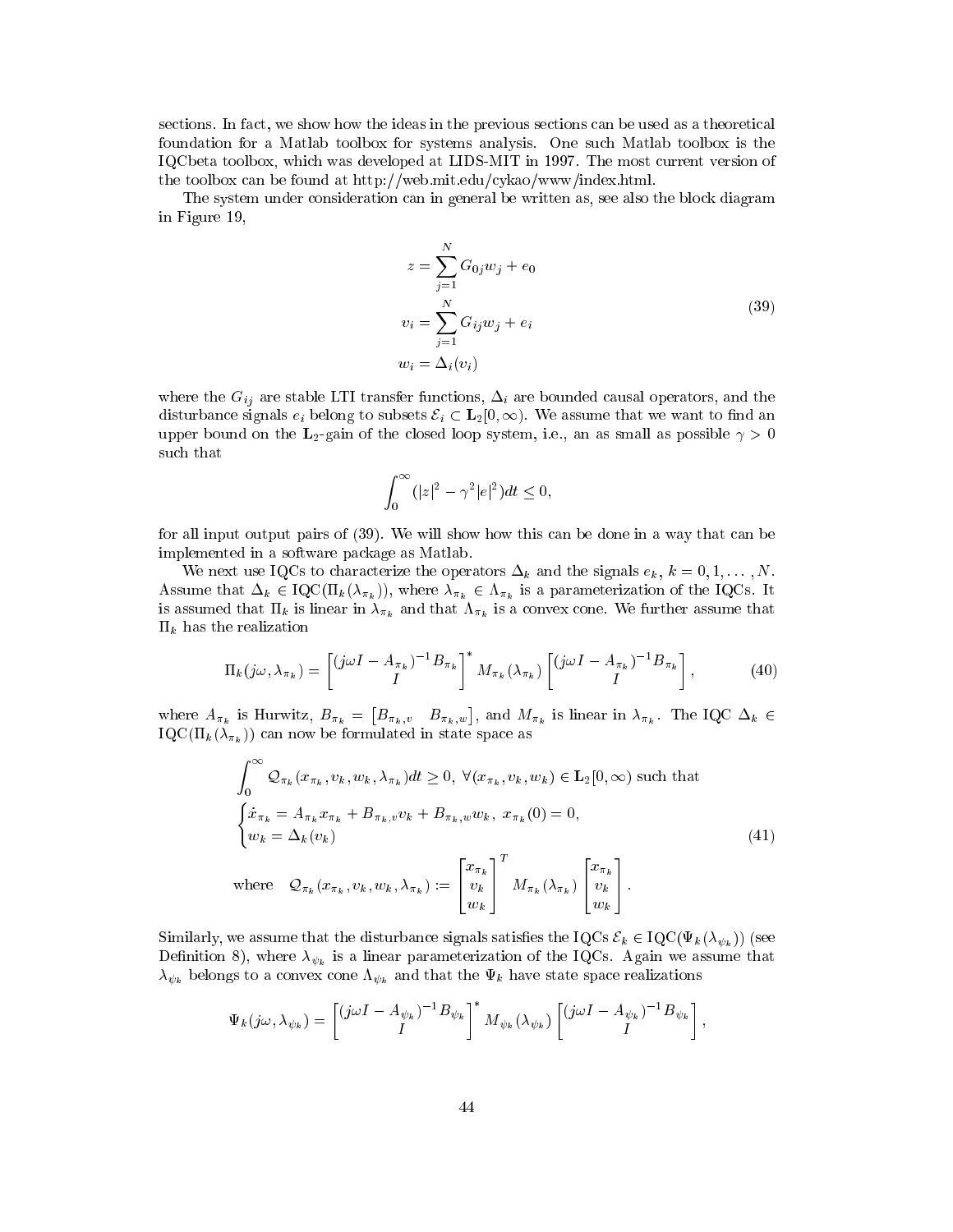sections. In fact, we show how the ideas in the previous sections can be used as a theoretical foundation for a Matlab toolbox for systems analysis. One such Matlab toolbox is the IQCbeta toolbox, which was developed at LIDS-MIT in 1997. The most current version of the toolbox can be found at http://web.mit.edu/cykao/www/index.html.

The system under consideration can in general be written as, see also the block diagram in Figure 19,

$$
\begin{aligned}
z &= \sum_{j=1}^{N} G_{0j} w_j + e_0 \\
v_i &= \sum_{j=1}^{N} G_{ij} w_j + e_i \\
w_i &= \Delta_i(v_i)
\end{aligned}
\tag{39}
$$

where the $G_{ij}$ are stable LTI transfer functions, $\Delta_i$ are bounded causal operators, and the disturbance signals $e_i$ belong to subsets $\mathcal{E}_i \subset \mathbf{L}_2[0,\infty)$. We assume that we want to find an upper bound on the $\mathbf{L}_2$-gain of the closed loop system, i.e., an as small as possible $\gamma > 0$ such that

$$
\int_0^\infty (|z|^2 - \gamma^2 |e|^2) dt \leq 0,
$$

for all input output pairs of (39). We will show how this can be done in a way that can be implemented in a software package as Matlab.

We next use IQCs to characterize the operators $\Delta_k$ and the signals $e_k$, $k = 0, 1, \ldots, N$. Assume that $\Delta_k \in \mathrm{IQC}(\Pi_k(\lambda_{\pi_k}))$, where $\lambda_{\pi_k} \in \Lambda_{\pi_k}$ is a parameterization of the IQCs. It is assumed that $\Pi_k$ is linear in $\lambda_{\pi_k}$ and that $\Lambda_{\pi_k}$ is a convex cone. We further assume that $\Pi_k$ has the realization

$$
\Pi_k(j\omega, \lambda_{\pi_k}) = \begin{bmatrix} (j\omega I - A_{\pi_k})^{-1} B_{\pi_k} \\ I \end{bmatrix}^* M_{\pi_k}(\lambda_{\pi_k}) \begin{bmatrix} (j\omega I - A_{\pi_k})^{-1} B_{\pi_k} \\ I \end{bmatrix},
\tag{40}
$$

where $A_{\pi_k}$ is Hurwitz, $B_{\pi_k} = \begin{bmatrix} B_{\pi_k,v} & B_{\pi_k,w} \end{bmatrix}$, and $M_{\pi_k}$ is linear in $\lambda_{\pi_k}$. The IQC $\Delta_k \in \mathrm{IQC}(\Pi_k(\lambda_{\pi_k}))$ can now be formulated in state space as

$$
\begin{aligned}
&\int_0^\infty \mathcal{Q}_{\pi_k}(x_{\pi_k}, v_k, w_k, \lambda_{\pi_k}) dt \geq 0, \ \forall (x_{\pi_k}, v_k, w_k) \in \mathbf{L}_2[0,\infty) \text{ such that} \\
&\begin{cases} \dot{x}_{\pi_k} = A_{\pi_k} x_{\pi_k} + B_{\pi_k,v} v_k + B_{\pi_k,w} w_k, \ x_{\pi_k}(0) = 0, \\ w_k = \Delta_k(v_k) \end{cases} \\
&\text{where} \quad \mathcal{Q}_{\pi_k}(x_{\pi_k}, v_k, w_k, \lambda_{\pi_k}) := \begin{bmatrix} x_{\pi_k} \\ v_k \\ w_k \end{bmatrix}^T M_{\pi_k}(\lambda_{\pi_k}) \begin{bmatrix} x_{\pi_k} \\ v_k \\ w_k \end{bmatrix}.
\end{aligned}
\tag{41}
$$

Similarly, we assume that the disturbance signals satisfies the IQCs $\mathcal{E}_k \in \mathrm{IQC}(\Psi_k(\lambda_{\psi_k}))$ (see Definition 8), where $\lambda_{\psi_k}$ is a linear parameterization of the IQCs. Again we assume that $\lambda_{\psi_k}$ belongs to a convex cone $\Lambda_{\psi_k}$ and that the $\Psi_k$ have state space realizations

$$
\Psi_k(j\omega, \lambda_{\psi_k}) = \begin{bmatrix} (j\omega I - A_{\psi_k})^{-1} B_{\psi_k} \\ I \end{bmatrix}^* M_{\psi_k}(\lambda_{\psi_k}) \begin{bmatrix} (j\omega I - A_{\psi_k})^{-1} B_{\psi_k} \\ I \end{bmatrix},
$$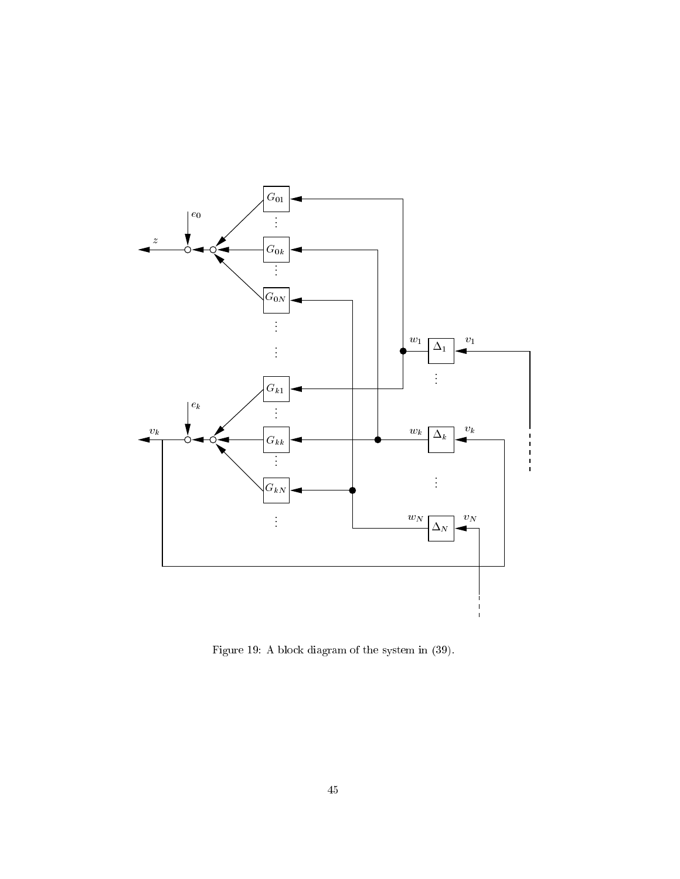Figure 19: A block diagram of the system in (39).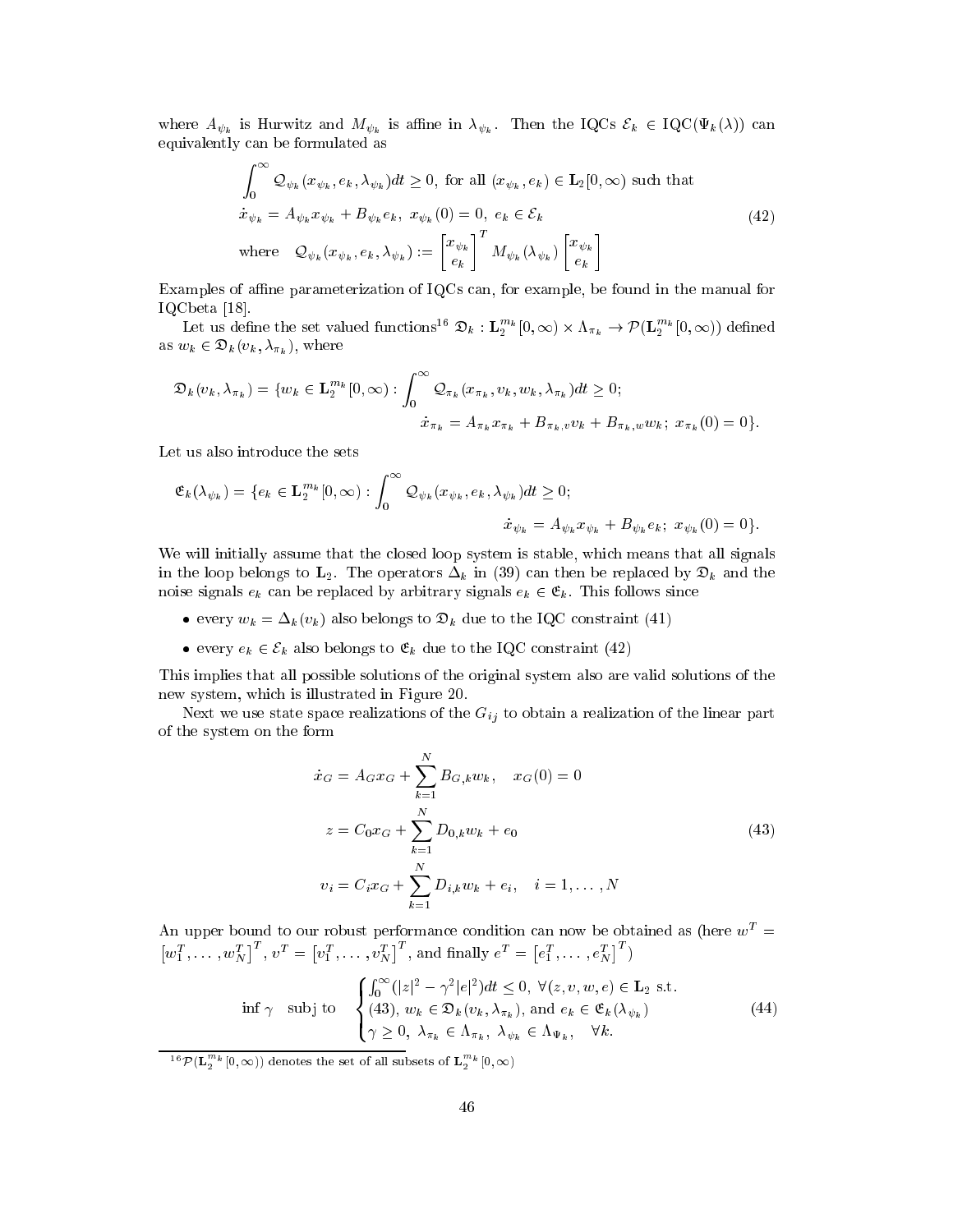where $A_{\psi_k}$ is Hurwitz and $M_{\psi_k}$ is affine in $\lambda_{\psi_k}$. Then the IQCs $\mathcal{E}_k \in \text{IQC}(\Psi_k(\lambda))$ can equivalently be formulated as

$$
\begin{aligned}
&\int_0^\infty \mathcal{Q}_{\psi_k}(x_{\psi_k}, e_k, \lambda_{\psi_k})dt \geq 0, \text{ for all } (x_{\psi_k}, e_k) \in \mathbf{L}_2[0,\infty) \text{ such that} \\
&\dot{x}_{\psi_k} = A_{\psi_k} x_{\psi_k} + B_{\psi_k} e_k, \; x_{\psi_k}(0) = 0, \; e_k \in \mathcal{E}_k \\
&\text{where} \quad \mathcal{Q}_{\psi_k}(x_{\psi_k}, e_k, \lambda_{\psi_k}) := \begin{bmatrix} x_{\psi_k} \\ e_k \end{bmatrix}^T M_{\psi_k}(\lambda_{\psi_k}) \begin{bmatrix} x_{\psi_k} \\ e_k \end{bmatrix}
\end{aligned}
\tag{42}
$$

Examples of affine parameterization of IQCs can, for example, be found in the manual for IQCbeta [18].

Let us define the set valued functions[16] $\mathfrak{D}_k : \mathbf{L}_2^{m_k}[0,\infty) \times \Lambda_{\pi_k} \to \mathcal{P}(\mathbf{L}_2^{m_k}[0,\infty))$ defined as $w_k \in \mathfrak{D}_k(v_k, \lambda_{\pi_k})$, where

$$
\begin{aligned}
\mathfrak{D}_k(v_k, \lambda_{\pi_k}) = \{w_k \in \mathbf{L}_2^{m_k}[0,\infty) : \int_0^\infty \mathcal{Q}_{\pi_k}(x_{\pi_k}, v_k, w_k, \lambda_{\pi_k})dt \geq 0; \\
\dot{x}_{\pi_k} = A_{\pi_k} x_{\pi_k} + B_{\pi_k,v} v_k + B_{\pi_k,w} w_k; \; x_{\pi_k}(0) = 0\}.
\end{aligned}
$$

Let us also introduce the sets

$$
\begin{aligned}
\mathfrak{E}_k(\lambda_{\psi_k}) = \{e_k \in \mathbf{L}_2^{m_k}[0,\infty) : \int_0^\infty \mathcal{Q}_{\psi_k}(x_{\psi_k}, e_k, \lambda_{\psi_k})dt \geq 0; \\
\dot{x}_{\psi_k} = A_{\psi_k} x_{\psi_k} + B_{\psi_k} e_k; \; x_{\psi_k}(0) = 0\}.
\end{aligned}
$$

We will initially assume that the closed loop system is stable, which means that all signals in the loop belongs to $\mathbf{L}_2$. The operators $\Delta_k$ in (39) can then be replaced by $\mathfrak{D}_k$ and the noise signals $e_k$ can be replaced by arbitrary signals $e_k \in \mathfrak{E}_k$. This follows since

- every $w_k = \Delta_k(v_k)$ also belongs to $\mathfrak{D}_k$ due to the IQC constraint (41)
- every $e_k \in \mathcal{E}_k$ also belongs to $\mathfrak{E}_k$ due to the IQC constraint (42)

This implies that all possible solutions of the original system also are valid solutions of the new system, which is illustrated in Figure 20.

Next we use state space realizations of the $G_{ij}$ to obtain a realization of the linear part of the system on the form

$$
\begin{aligned}
\dot{x}_G &= A_G x_G + \sum_{k=1}^N B_{G,k} w_k, \quad x_G(0) = 0 \\
z &= C_0 x_G + \sum_{k=1}^N D_{0,k} w_k + e_0 \\
v_i &= C_i x_G + \sum_{k=1}^N D_{i,k} w_k + e_i, \quad i = 1, \ldots, N
\end{aligned}
\tag{43}
$$

An upper bound to our robust performance condition can now be obtained as (here $w^T = \begin{bmatrix} w_1^T, \ldots, w_N^T \end{bmatrix}^T$, $v^T = \begin{bmatrix} v_1^T, \ldots, v_N^T \end{bmatrix}^T$, and finally $e^T = \begin{bmatrix} e_1^T, \ldots, e_N^T \end{bmatrix}^T$)

$$
\inf \gamma \quad \text{subj to} \quad \begin{cases} \int_0^\infty (|z|^2 - \gamma^2 |e|^2)dt \leq 0, \; \forall (z, v, w, e) \in \mathbf{L}_2 \text{ s.t.} \\ (43), \; w_k \in \mathfrak{D}_k(v_k, \lambda_{\pi_k}), \text{ and } e_k \in \mathfrak{E}_k(\lambda_{\psi_k}) \\ \gamma \geq 0, \; \lambda_{\pi_k} \in \Lambda_{\pi_k}, \; \lambda_{\psi_k} \in \Lambda_{\Psi_k}, \quad \forall k. \end{cases}
\tag{44}
$$

[16] $\mathcal{P}(\mathbf{L}_2^{m_k}[0,\infty))$ denotes the set of all subsets of $\mathbf{L}_2^{m_k}[0,\infty)$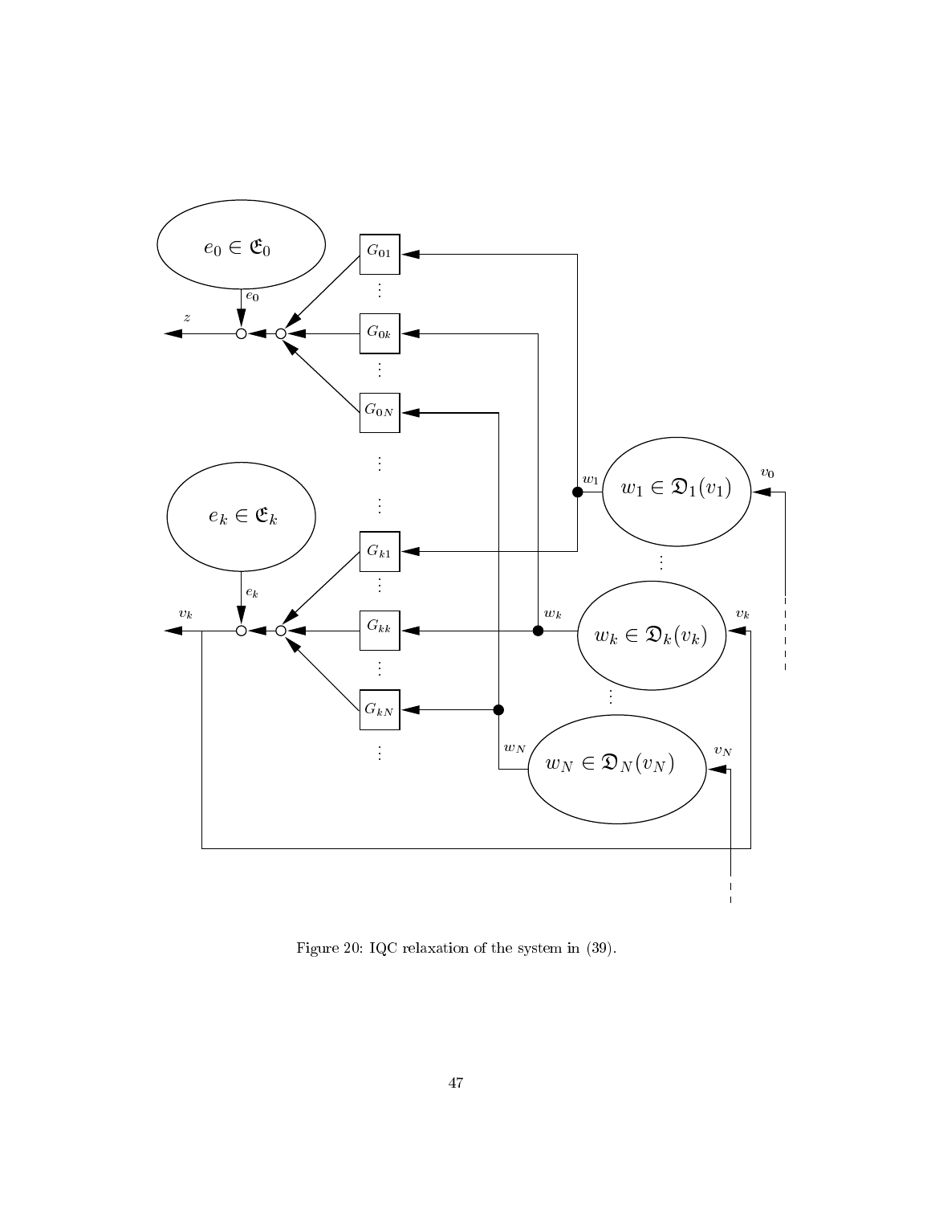Figure 20: IQC relaxation of the system in (39).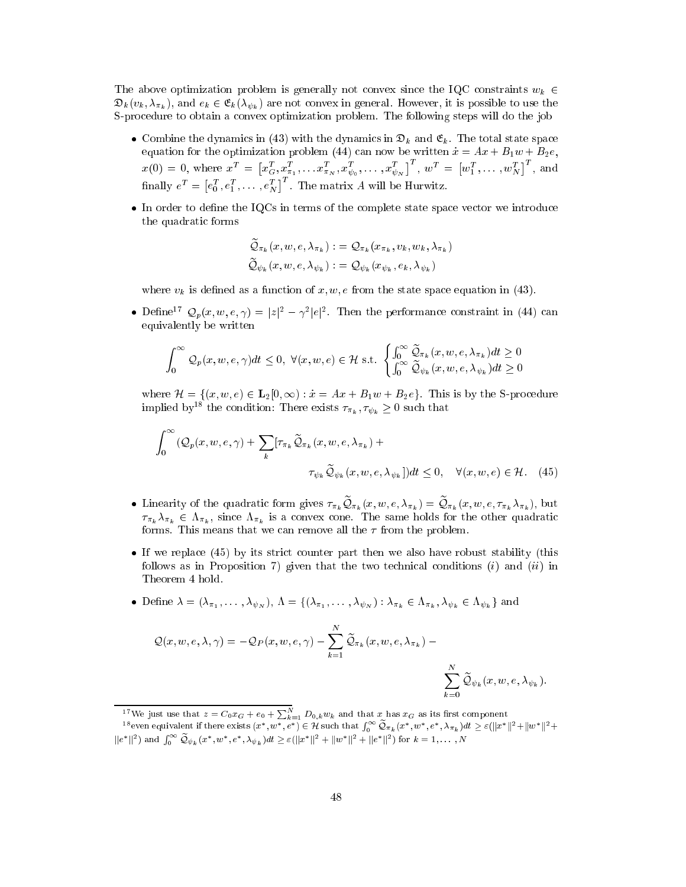The above optimization problem is generally not convex since the IQC constraints $w_k \in \mathfrak{D}_k(v_k, \lambda_{\pi_k})$, and $e_k \in \mathfrak{E}_k(\lambda_{\psi_k})$ are not convex in general. However, it is possible to use the S-procedure to obtain a convex optimization problem. The following steps will do the job

- Combine the dynamics in (43) with the dynamics in $\mathfrak{D}_k$ and $\mathfrak{E}_k$. The total state space equation for the optimization problem (44) can now be written $\dot{x} = Ax + B_1 w + B_2 e$, $x(0) = 0$, where $x^T = \left[x_G^T, x_{\pi_1}^T, \ldots x_{\pi_N}^T, x_{\psi_0}^T, \ldots, x_{\psi_N}^T\right]^T$, $w^T = \left[w_1^T, \ldots, w_N^T\right]^T$, and finally $e^T = \left[e_0^T, e_1^T, \ldots, e_N^T\right]^T$. The matrix $A$ will be Hurwitz.

- In order to define the IQCs in terms of the complete state space vector we introduce the quadratic forms

$$\widetilde{\mathcal{Q}}_{\pi_k}(x, w, e, \lambda_{\pi_k}) := \mathcal{Q}_{\pi_k}(x_{\pi_k}, v_k, w_k, \lambda_{\pi_k})$$
$$\widetilde{\mathcal{Q}}_{\psi_k}(x, w, e, \lambda_{\psi_k}) := \mathcal{Q}_{\psi_k}(x_{\psi_k}, e_k, \lambda_{\psi_k})$$

  where $v_k$ is defined as a function of $x, w, e$ from the state space equation in (43).

- Define[17] $\mathcal{Q}_p(x, w, e, \gamma) = |z|^2 - \gamma^2|e|^2$. Then the performance constraint in (44) can equivalently be written

$$\int_0^\infty \mathcal{Q}_p(x, w, e, \gamma)dt \leq 0, \ \forall (x, w, e) \in \mathcal{H} \text{ s.t. } \begin{cases} \int_0^\infty \widetilde{\mathcal{Q}}_{\pi_k}(x, w, e, \lambda_{\pi_k})dt \geq 0 \\ \int_0^\infty \widetilde{\mathcal{Q}}_{\psi_k}(x, w, e, \lambda_{\psi_k})dt \geq 0 \end{cases}$$

  where $\mathcal{H} = \{(x, w, e) \in \mathbf{L}_2[0, \infty) : \dot{x} = Ax + B_1 w + B_2 e\}$. This is by the S-procedure implied by[18] the condition: There exists $\tau_{\pi_k}, \tau_{\psi_k} \geq 0$ such that

$$\int_0^\infty (\mathcal{Q}_p(x, w, e, \gamma) + \sum_k [\tau_{\pi_k} \widetilde{\mathcal{Q}}_{\pi_k}(x, w, e, \lambda_{\pi_k}) + \tau_{\psi_k} \widetilde{\mathcal{Q}}_{\psi_k}(x, w, e, \lambda_{\psi_k})])dt \leq 0, \quad \forall (x, w, e) \in \mathcal{H}. \quad (45)$$

- Linearity of the quadratic form gives $\tau_{\pi_k} \widetilde{\mathcal{Q}}_{\pi_k}(x, w, e, \lambda_{\pi_k}) = \widetilde{\mathcal{Q}}_{\pi_k}(x, w, e, \tau_{\pi_k}\lambda_{\pi_k})$, but $\tau_{\pi_k}\lambda_{\pi_k} \in \Lambda_{\pi_k}$, since $\Lambda_{\pi_k}$ is a convex cone. The same holds for the other quadratic forms. This means that we can remove all the $\tau$ from the problem.

- If we replace (45) by its strict counter part then we also have robust stability (this follows as in Proposition 7) given that the two technical conditions $(i)$ and $(ii)$ in Theorem 4 hold.

- Define $\lambda = (\lambda_{\pi_1}, \ldots, \lambda_{\psi_N})$, $\Lambda = \{(\lambda_{\pi_1}, \ldots, \lambda_{\psi_N}) : \lambda_{\pi_k} \in \Lambda_{\pi_k}, \lambda_{\psi_k} \in \Lambda_{\psi_k}\}$ and

$$\mathcal{Q}(x, w, e, \lambda, \gamma) = -\mathcal{Q}_P(x, w, e, \gamma) - \sum_{k=1}^N \widetilde{\mathcal{Q}}_{\pi_k}(x, w, e, \lambda_{\pi_k}) - \sum_{k=0}^N \widetilde{\mathcal{Q}}_{\psi_k}(x, w, e, \lambda_{\psi_k}).$$

---

[17] We just use that $z = C_0 x_G + e_0 + \sum_{k=1}^N D_{0,k} w_k$ and that $x$ has $x_G$ as its first component

[18] even equivalent if there exists $(x^*, w^*, e^*) \in \mathcal{H}$ such that $\int_0^\infty \widetilde{\mathcal{Q}}_{\pi_k}(x^*, w^*, e^*, \lambda_{\pi_k})dt \geq \varepsilon(\|x^*\|^2 + \|w^*\|^2 + \|e^*\|^2)$ and $\int_0^\infty \widetilde{\mathcal{Q}}_{\psi_k}(x^*, w^*, e^*, \lambda_{\psi_k})dt \geq \varepsilon(\|x^*\|^2 + \|w^*\|^2 + \|e^*\|^2)$ for $k = 1, \ldots, N$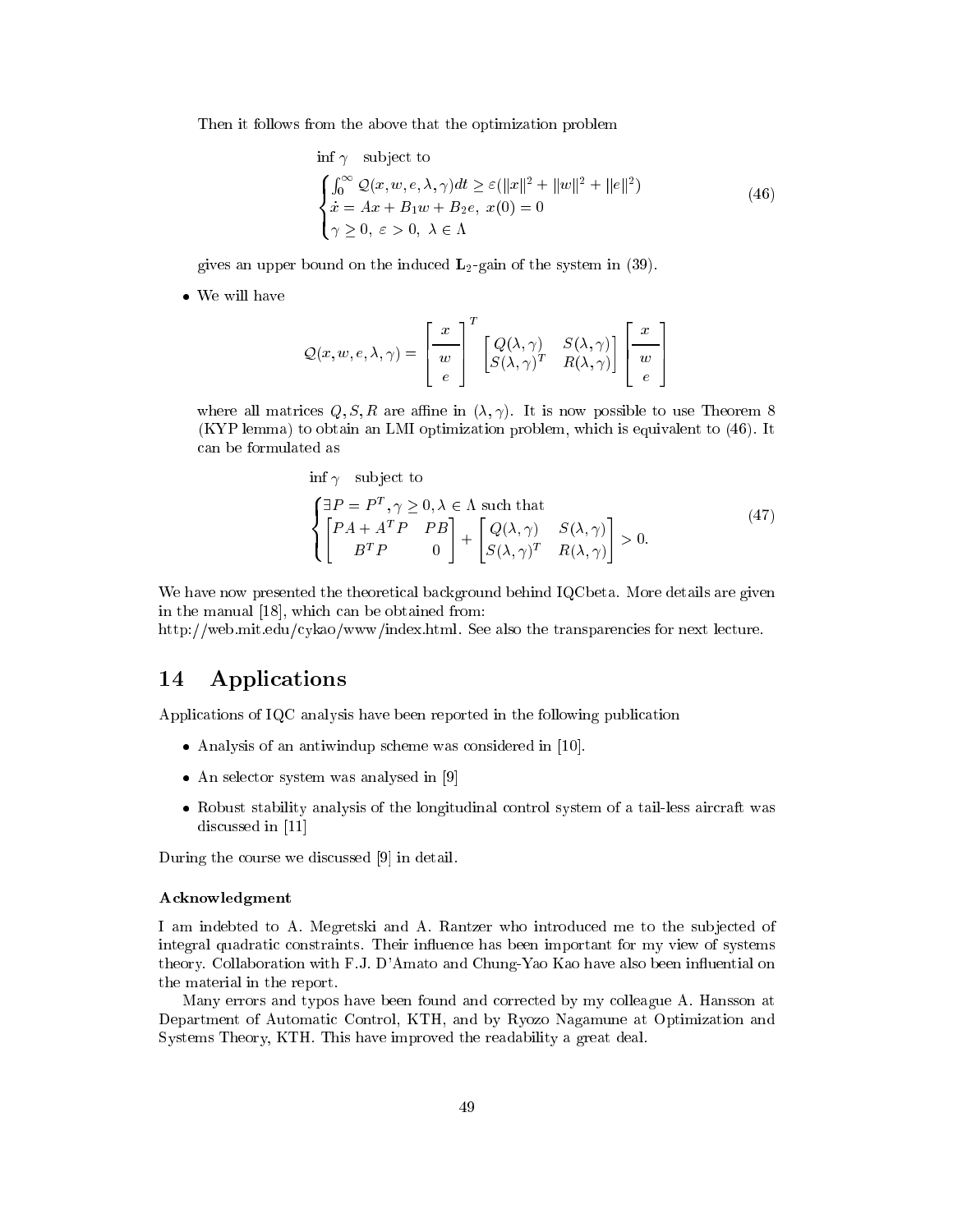Then it follows from the above that the optimization problem

$$
\begin{aligned}
&\inf \gamma \quad \text{subject to} \\
&\begin{cases}
\int_0^\infty \mathcal{Q}(x, w, e, \lambda, \gamma) dt \geq \varepsilon(\|x\|^2 + \|w\|^2 + \|e\|^2) \\
\dot{x} = Ax + B_1 w + B_2 e, \; x(0) = 0 \\
\gamma \geq 0, \; \varepsilon > 0, \; \lambda \in \Lambda
\end{cases}
\end{aligned}
\tag{46}
$$

gives an upper bound on the induced $\mathbf{L}_2$-gain of the system in (39).

- We will have

$$
\mathcal{Q}(x, w, e, \lambda, \gamma) = \begin{bmatrix} x \\ \hline w \\ e \end{bmatrix}^T \begin{bmatrix} Q(\lambda, \gamma) & S(\lambda, \gamma) \\ S(\lambda, \gamma)^T & R(\lambda, \gamma) \end{bmatrix} \begin{bmatrix} x \\ \hline w \\ e \end{bmatrix}
$$

where all matrices $Q, S, R$ are affine in $(\lambda, \gamma)$. It is now possible to use Theorem 8 (KYP lemma) to obtain an LMI optimization problem, which is equivalent to (46). It can be formulated as

$$
\begin{aligned}
&\inf \gamma \quad \text{subject to} \\
&\begin{cases}
\exists P = P^T, \gamma \geq 0, \lambda \in \Lambda \text{ such that} \\
\begin{bmatrix} PA + A^T P & PB \\ B^T P & 0 \end{bmatrix} + \begin{bmatrix} Q(\lambda, \gamma) & S(\lambda, \gamma) \\ S(\lambda, \gamma)^T & R(\lambda, \gamma) \end{bmatrix} > 0.
\end{cases}
\end{aligned}
\tag{47}
$$

We have now presented the theoretical background behind IQCbeta. More details are given in the manual [18], which can be obtained from:
http://web.mit.edu/cykao/www/index.html. See also the transparencies for next lecture.

## 14 Applications

Applications of IQC analysis have been reported in the following publication

- Analysis of an antiwindup scheme was considered in [10].
- An selector system was analysed in [9]
- Robust stability analysis of the longitudinal control system of a tail-less aircraft was discussed in [11]

During the course we discussed [9] in detail.

#### Acknowledgment

I am indebted to A. Megretski and A. Rantzer who introduced me to the subjected of integral quadratic constraints. Their influence has been important for my view of systems theory. Collaboration with F.J. D'Amato and Chung-Yao Kao have also been influential on the material in the report.

Many errors and typos have been found and corrected by my colleague A. Hansson at Department of Automatic Control, KTH, and by Ryozo Nagamune at Optimization and Systems Theory, KTH. This have improved the readability a great deal.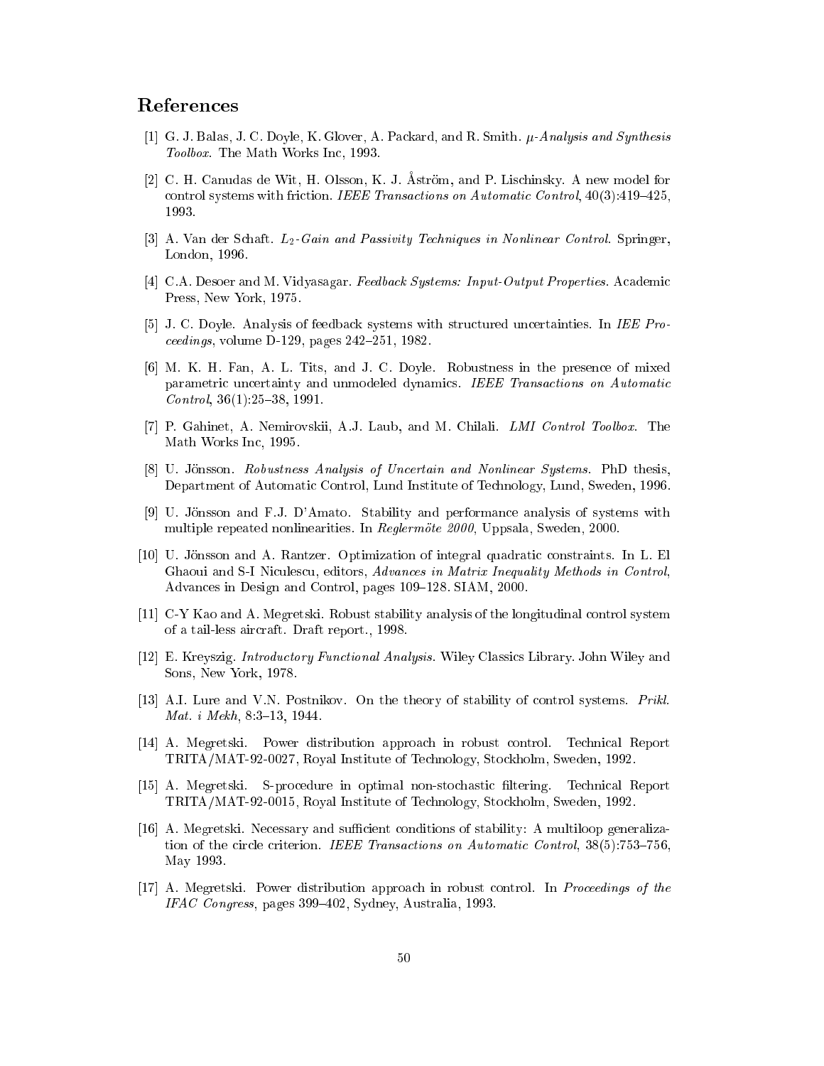# References

[1] G. J. Balas, J. C. Doyle, K. Glover, A. Packard, and R. Smith. *$\mu$-Analysis and Synthesis Toolbox*. The Math Works Inc, 1993.

[2] C. H. Canudas de Wit, H. Olsson, K. J. Åström, and P. Lischinsky. A new model for control systems with friction. *IEEE Transactions on Automatic Control*, 40(3):419–425, 1993.

[3] A. Van der Schaft. *$L_2$-Gain and Passivity Techniques in Nonlinear Control*. Springer, London, 1996.

[4] C.A. Desoer and M. Vidyasagar. *Feedback Systems: Input-Output Properties*. Academic Press, New York, 1975.

[5] J. C. Doyle. Analysis of feedback systems with structured uncertainties. In *IEE Proceedings*, volume D-129, pages 242–251, 1982.

[6] M. K. H. Fan, A. L. Tits, and J. C. Doyle. Robustness in the presence of mixed parametric uncertainty and unmodeled dynamics. *IEEE Transactions on Automatic Control*, 36(1):25–38, 1991.

[7] P. Gahinet, A. Nemirovskii, A.J. Laub, and M. Chilali. *LMI Control Toolbox*. The Math Works Inc, 1995.

[8] U. Jönsson. *Robustness Analysis of Uncertain and Nonlinear Systems*. PhD thesis, Department of Automatic Control, Lund Institute of Technology, Lund, Sweden, 1996.

[9] U. Jönsson and F.J. D'Amato. Stability and performance analysis of systems with multiple repeated nonlinearities. In *Reglermöte 2000*, Uppsala, Sweden, 2000.

[10] U. Jönsson and A. Rantzer. Optimization of integral quadratic constraints. In L. El Ghaoui and S-I Niculescu, editors, *Advances in Matrix Inequality Methods in Control*, Advances in Design and Control, pages 109–128. SIAM, 2000.

[11] C-Y Kao and A. Megretski. Robust stability analysis of the longitudinal control system of a tail-less aircraft. Draft report., 1998.

[12] E. Kreyszig. *Introductory Functional Analysis*. Wiley Classics Library. John Wiley and Sons, New York, 1978.

[13] A.I. Lure and V.N. Postnikov. On the theory of stability of control systems. *Prikl. Mat. i Mekh*, 8:3–13, 1944.

[14] A. Megretski. Power distribution approach in robust control. Technical Report TRITA/MAT-92-0027, Royal Institute of Technology, Stockholm, Sweden, 1992.

[15] A. Megretski. S-procedure in optimal non-stochastic filtering. Technical Report TRITA/MAT-92-0015, Royal Institute of Technology, Stockholm, Sweden, 1992.

[16] A. Megretski. Necessary and sufficient conditions of stability: A multiloop generalization of the circle criterion. *IEEE Transactions on Automatic Control*, 38(5):753–756, May 1993.

[17] A. Megretski. Power distribution approach in robust control. In *Proceedings of the IFAC Congress*, pages 399–402, Sydney, Australia, 1993.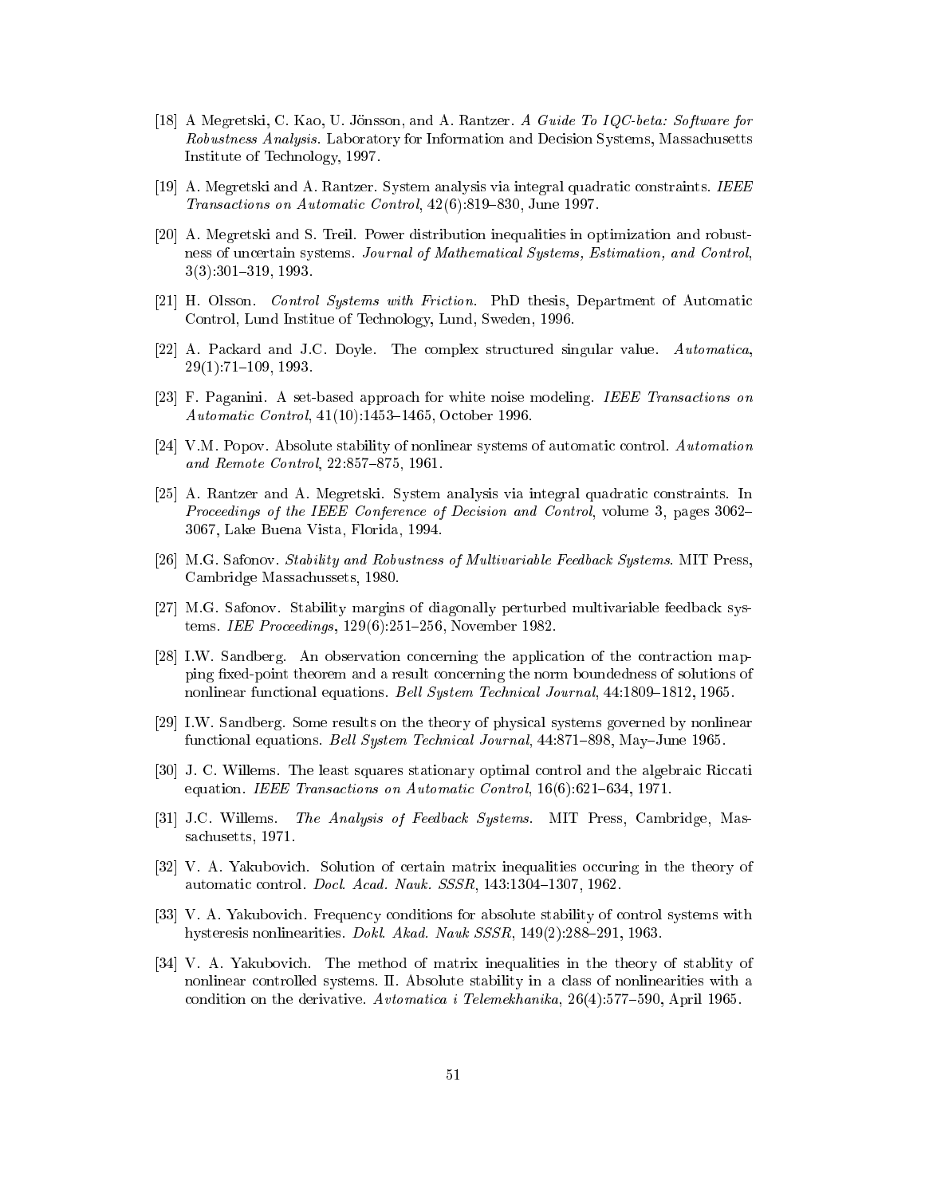[18] A Megretski, C. Kao, U. Jönsson, and A. Rantzer. *A Guide To IQC-beta: Software for Robustness Analysis.* Laboratory for Information and Decision Systems, Massachusetts Institute of Technology, 1997.

[19] A. Megretski and A. Rantzer. System analysis via integral quadratic constraints. *IEEE Transactions on Automatic Control*, 42(6):819–830, June 1997.

[20] A. Megretski and S. Treil. Power distribution inequalities in optimization and robustness of uncertain systems. *Journal of Mathematical Systems, Estimation, and Control*, 3(3):301–319, 1993.

[21] H. Olsson. *Control Systems with Friction.* PhD thesis, Department of Automatic Control, Lund Institue of Technology, Lund, Sweden, 1996.

[22] A. Packard and J.C. Doyle. The complex structured singular value. *Automatica*, 29(1):71–109, 1993.

[23] F. Paganini. A set-based approach for white noise modeling. *IEEE Transactions on Automatic Control*, 41(10):1453–1465, October 1996.

[24] V.M. Popov. Absolute stability of nonlinear systems of automatic control. *Automation and Remote Control*, 22:857–875, 1961.

[25] A. Rantzer and A. Megretski. System analysis via integral quadratic constraints. In *Proceedings of the IEEE Conference of Decision and Control*, volume 3, pages 3062–3067, Lake Buena Vista, Florida, 1994.

[26] M.G. Safonov. *Stability and Robustness of Multivariable Feedback Systems*. MIT Press, Cambridge Massachussets, 1980.

[27] M.G. Safonov. Stability margins of diagonally perturbed multivariable feedback systems. *IEE Proceedings*, 129(6):251–256, November 1982.

[28] I.W. Sandberg. An observation concerning the application of the contraction mapping fixed-point theorem and a result concerning the norm boundedness of solutions of nonlinear functional equations. *Bell System Technical Journal*, 44:1809–1812, 1965.

[29] I.W. Sandberg. Some results on the theory of physical systems governed by nonlinear functional equations. *Bell System Technical Journal*, 44:871–898, May–June 1965.

[30] J. C. Willems. The least squares stationary optimal control and the algebraic Riccati equation. *IEEE Transactions on Automatic Control*, 16(6):621–634, 1971.

[31] J.C. Willems. *The Analysis of Feedback Systems.* MIT Press, Cambridge, Massachusetts, 1971.

[32] V. A. Yakubovich. Solution of certain matrix inequalities occuring in the theory of automatic control. *Docl. Acad. Nauk. SSSR*, 143:1304–1307, 1962.

[33] V. A. Yakubovich. Frequency conditions for absolute stability of control systems with hysteresis nonlinearities. *Dokl. Akad. Nauk SSSR*, 149(2):288–291, 1963.

[34] V. A. Yakubovich. The method of matrix inequalities in the theory of stablity of nonlinear controlled systems. II. Absolute stability in a class of nonlinearities with a condition on the derivative. *Avtomatica i Telemekhanika*, 26(4):577–590, April 1965.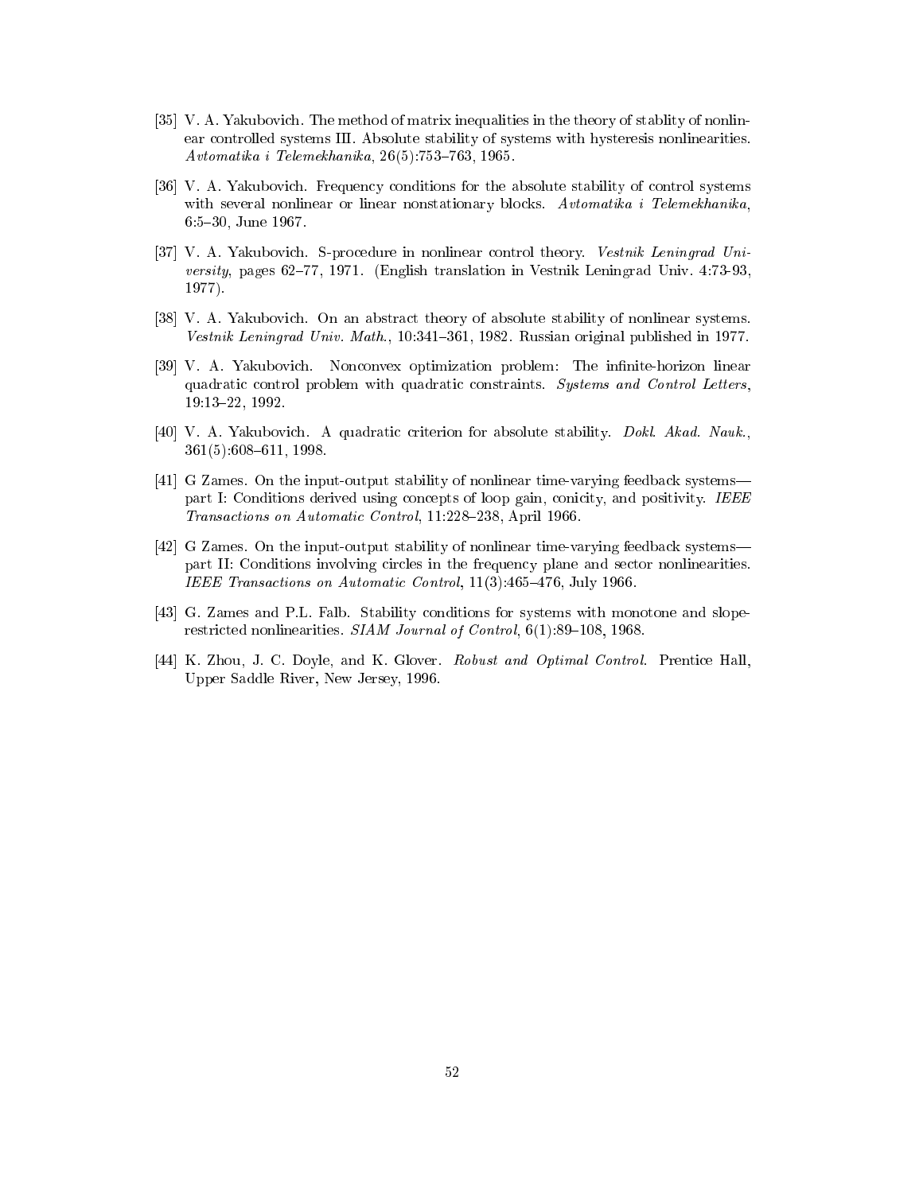[35] V. A. Yakubovich. The method of matrix inequalities in the theory of stablity of nonlinear controlled systems III. Absolute stability of systems with hysteresis nonlinearities. *Avtomatika i Telemekhanika*, 26(5):753–763, 1965.

[36] V. A. Yakubovich. Frequency conditions for the absolute stability of control systems with several nonlinear or linear nonstationary blocks. *Avtomatika i Telemekhanika*, 6:5–30, June 1967.

[37] V. A. Yakubovich. S-procedure in nonlinear control theory. *Vestnik Leningrad University*, pages 62–77, 1971. (English translation in Vestnik Leningrad Univ. 4:73-93, 1977).

[38] V. A. Yakubovich. On an abstract theory of absolute stability of nonlinear systems. *Vestnik Leningrad Univ. Math.*, 10:341–361, 1982. Russian original published in 1977.

[39] V. A. Yakubovich. Nonconvex optimization problem: The infinite-horizon linear quadratic control problem with quadratic constraints. *Systems and Control Letters*, 19:13–22, 1992.

[40] V. A. Yakubovich. A quadratic criterion for absolute stability. *Dokl. Akad. Nauk.*, 361(5):608–611, 1998.

[41] G Zames. On the input-output stability of nonlinear time-varying feedback systems—part I: Conditions derived using concepts of loop gain, conicity, and positivity. *IEEE Transactions on Automatic Control*, 11:228–238, April 1966.

[42] G Zames. On the input-output stability of nonlinear time-varying feedback systems—part II: Conditions involving circles in the frequency plane and sector nonlinearities. *IEEE Transactions on Automatic Control*, 11(3):465–476, July 1966.

[43] G. Zames and P.L. Falb. Stability conditions for systems with monotone and slope-restricted nonlinearities. *SIAM Journal of Control*, 6(1):89–108, 1968.

[44] K. Zhou, J. C. Doyle, and K. Glover. *Robust and Optimal Control*. Prentice Hall, Upper Saddle River, New Jersey, 1996.